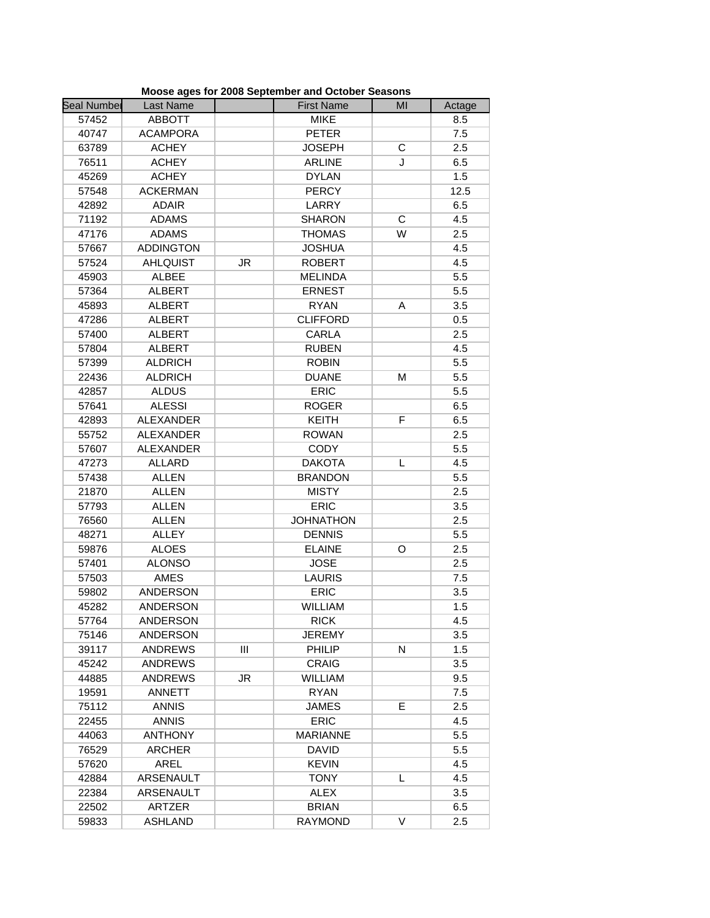**Moose ages for 2008 September and October Seasons**

| Seal Number | Last Name | | First Name | MI | Actage |
|---|---|---|---|---|---|
| 57452 | ABBOTT | | MIKE | | 8.5 |
| 40747 | ACAMPORA | | PETER | | 7.5 |
| 63789 | ACHEY | | JOSEPH | C | 2.5 |
| 76511 | ACHEY | | ARLINE | J | 6.5 |
| 45269 | ACHEY | | DYLAN | | 1.5 |
| 57548 | ACKERMAN | | PERCY | | 12.5 |
| 42892 | ADAIR | | LARRY | | 6.5 |
| 71192 | ADAMS | | SHARON | C | 4.5 |
| 47176 | ADAMS | | THOMAS | W | 2.5 |
| 57667 | ADDINGTON | | JOSHUA | | 4.5 |
| 57524 | AHLQUIST | JR | ROBERT | | 4.5 |
| 45903 | ALBEE | | MELINDA | | 5.5 |
| 57364 | ALBERT | | ERNEST | | 5.5 |
| 45893 | ALBERT | | RYAN | A | 3.5 |
| 47286 | ALBERT | | CLIFFORD | | 0.5 |
| 57400 | ALBERT | | CARLA | | 2.5 |
| 57804 | ALBERT | | RUBEN | | 4.5 |
| 57399 | ALDRICH | | ROBIN | | 5.5 |
| 22436 | ALDRICH | | DUANE | M | 5.5 |
| 42857 | ALDUS | | ERIC | | 5.5 |
| 57641 | ALESSI | | ROGER | | 6.5 |
| 42893 | ALEXANDER | | KEITH | F | 6.5 |
| 55752 | ALEXANDER | | ROWAN | | 2.5 |
| 57607 | ALEXANDER | | CODY | | 5.5 |
| 47273 | ALLARD | | DAKOTA | L | 4.5 |
| 57438 | ALLEN | | BRANDON | | 5.5 |
| 21870 | ALLEN | | MISTY | | 2.5 |
| 57793 | ALLEN | | ERIC | | 3.5 |
| 76560 | ALLEN | | JOHNATHON | | 2.5 |
| 48271 | ALLEY | | DENNIS | | 5.5 |
| 59876 | ALOES | | ELAINE | O | 2.5 |
| 57401 | ALONSO | | JOSE | | 2.5 |
| 57503 | AMES | | LAURIS | | 7.5 |
| 59802 | ANDERSON | | ERIC | | 3.5 |
| 45282 | ANDERSON | | WILLIAM | | 1.5 |
| 57764 | ANDERSON | | RICK | | 4.5 |
| 75146 | ANDERSON | | JEREMY | | 3.5 |
| 39117 | ANDREWS | III | PHILIP | N | 1.5 |
| 45242 | ANDREWS | | CRAIG | | 3.5 |
| 44885 | ANDREWS | JR | WILLIAM | | 9.5 |
| 19591 | ANNETT | | RYAN | | 7.5 |
| 75112 | ANNIS | | JAMES | E | 2.5 |
| 22455 | ANNIS | | ERIC | | 4.5 |
| 44063 | ANTHONY | | MARIANNE | | 5.5 |
| 76529 | ARCHER | | DAVID | | 5.5 |
| 57620 | AREL | | KEVIN | | 4.5 |
| 42884 | ARSENAULT | | TONY | L | 4.5 |
| 22384 | ARSENAULT | | ALEX | | 3.5 |
| 22502 | ARTZER | | BRIAN | | 6.5 |
| 59833 | ASHLAND | | RAYMOND | V | 2.5 |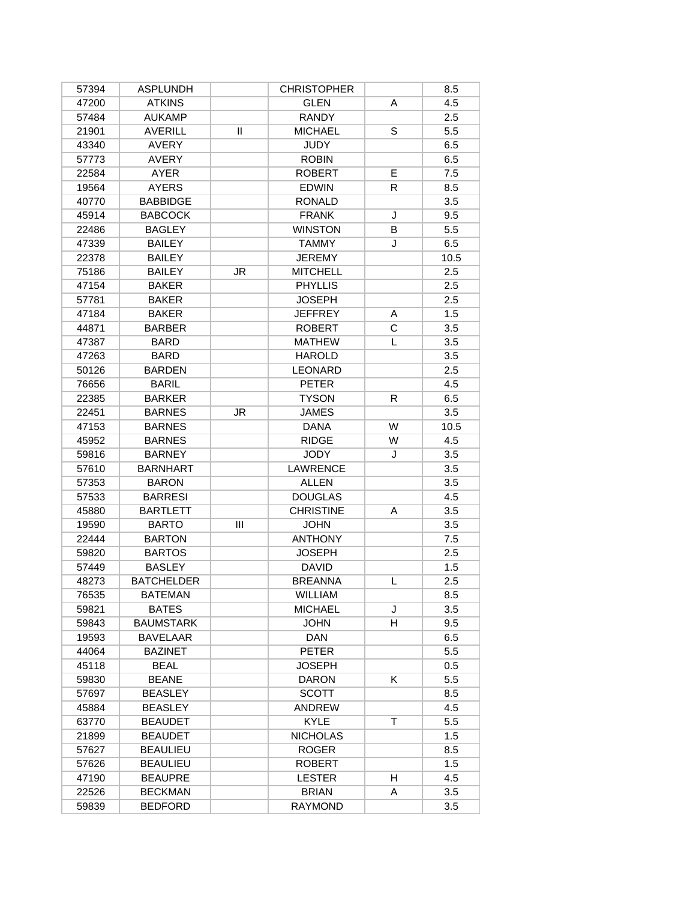| | | | | | |
|---|---|---|---|---|---|
| 57394 | ASPLUNDH | | CHRISTOPHER | | 8.5 |
| 47200 | ATKINS | | GLEN | A | 4.5 |
| 57484 | AUKAMP | | RANDY | | 2.5 |
| 21901 | AVERILL | II | MICHAEL | S | 5.5 |
| 43340 | AVERY | | JUDY | | 6.5 |
| 57773 | AVERY | | ROBIN | | 6.5 |
| 22584 | AYER | | ROBERT | E | 7.5 |
| 19564 | AYERS | | EDWIN | R | 8.5 |
| 40770 | BABBIDGE | | RONALD | | 3.5 |
| 45914 | BABCOCK | | FRANK | J | 9.5 |
| 22486 | BAGLEY | | WINSTON | B | 5.5 |
| 47339 | BAILEY | | TAMMY | J | 6.5 |
| 22378 | BAILEY | | JEREMY | | 10.5 |
| 75186 | BAILEY | JR | MITCHELL | | 2.5 |
| 47154 | BAKER | | PHYLLIS | | 2.5 |
| 57781 | BAKER | | JOSEPH | | 2.5 |
| 47184 | BAKER | | JEFFREY | A | 1.5 |
| 44871 | BARBER | | ROBERT | C | 3.5 |
| 47387 | BARD | | MATHEW | L | 3.5 |
| 47263 | BARD | | HAROLD | | 3.5 |
| 50126 | BARDEN | | LEONARD | | 2.5 |
| 76656 | BARIL | | PETER | | 4.5 |
| 22385 | BARKER | | TYSON | R | 6.5 |
| 22451 | BARNES | JR | JAMES | | 3.5 |
| 47153 | BARNES | | DANA | W | 10.5 |
| 45952 | BARNES | | RIDGE | W | 4.5 |
| 59816 | BARNEY | | JODY | J | 3.5 |
| 57610 | BARNHART | | LAWRENCE | | 3.5 |
| 57353 | BARON | | ALLEN | | 3.5 |
| 57533 | BARRESI | | DOUGLAS | | 4.5 |
| 45880 | BARTLETT | | CHRISTINE | A | 3.5 |
| 19590 | BARTO | III | JOHN | | 3.5 |
| 22444 | BARTON | | ANTHONY | | 7.5 |
| 59820 | BARTOS | | JOSEPH | | 2.5 |
| 57449 | BASLEY | | DAVID | | 1.5 |
| 48273 | BATCHELDER | | BREANNA | L | 2.5 |
| 76535 | BATEMAN | | WILLIAM | | 8.5 |
| 59821 | BATES | | MICHAEL | J | 3.5 |
| 59843 | BAUMSTARK | | JOHN | H | 9.5 |
| 19593 | BAVELAAR | | DAN | | 6.5 |
| 44064 | BAZINET | | PETER | | 5.5 |
| 45118 | BEAL | | JOSEPH | | 0.5 |
| 59830 | BEANE | | DARON | K | 5.5 |
| 57697 | BEASLEY | | SCOTT | | 8.5 |
| 45884 | BEASLEY | | ANDREW | | 4.5 |
| 63770 | BEAUDET | | KYLE | T | 5.5 |
| 21899 | BEAUDET | | NICHOLAS | | 1.5 |
| 57627 | BEAULIEU | | ROGER | | 8.5 |
| 57626 | BEAULIEU | | ROBERT | | 1.5 |
| 47190 | BEAUPRE | | LESTER | H | 4.5 |
| 22526 | BECKMAN | | BRIAN | A | 3.5 |
| 59839 | BEDFORD | | RAYMOND | | 3.5 |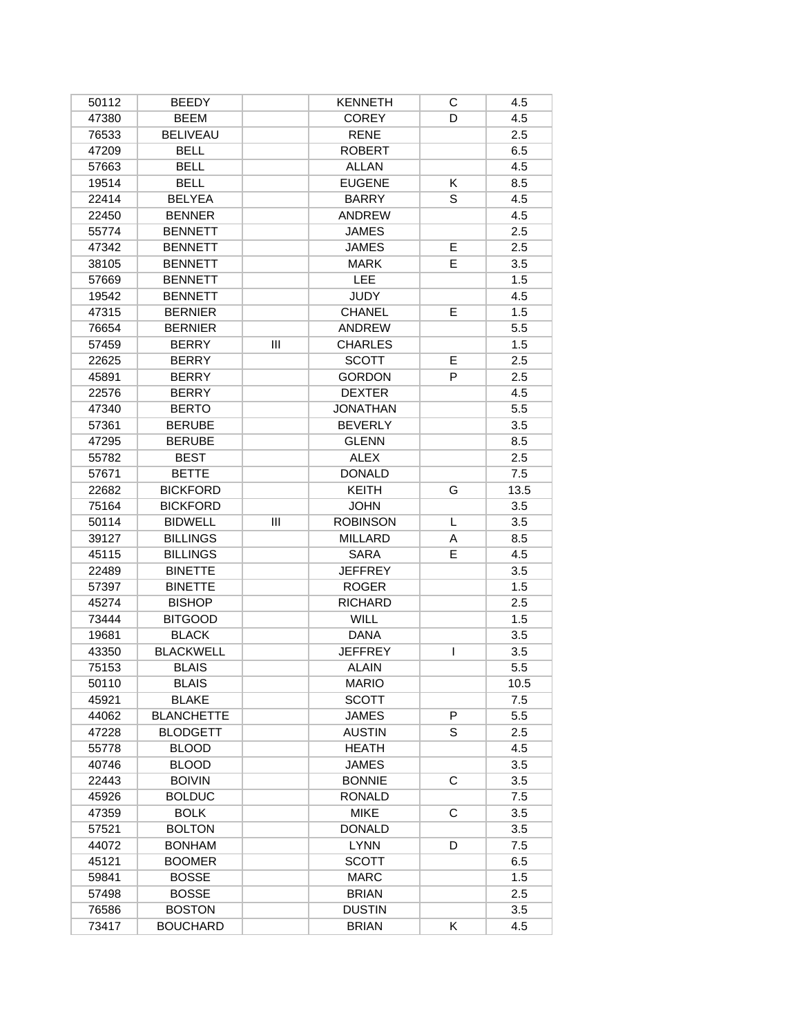| | | | | | |
|---|---|---|---|---|---|
| 50112 | BEEDY | | KENNETH | C | 4.5 |
| 47380 | BEEM | | COREY | D | 4.5 |
| 76533 | BELIVEAU | | RENE | | 2.5 |
| 47209 | BELL | | ROBERT | | 6.5 |
| 57663 | BELL | | ALLAN | | 4.5 |
| 19514 | BELL | | EUGENE | K | 8.5 |
| 22414 | BELYEA | | BARRY | S | 4.5 |
| 22450 | BENNER | | ANDREW | | 4.5 |
| 55774 | BENNETT | | JAMES | | 2.5 |
| 47342 | BENNETT | | JAMES | E | 2.5 |
| 38105 | BENNETT | | MARK | E | 3.5 |
| 57669 | BENNETT | | LEE | | 1.5 |
| 19542 | BENNETT | | JUDY | | 4.5 |
| 47315 | BERNIER | | CHANEL | E | 1.5 |
| 76654 | BERNIER | | ANDREW | | 5.5 |
| 57459 | BERRY | III | CHARLES | | 1.5 |
| 22625 | BERRY | | SCOTT | E | 2.5 |
| 45891 | BERRY | | GORDON | P | 2.5 |
| 22576 | BERRY | | DEXTER | | 4.5 |
| 47340 | BERTO | | JONATHAN | | 5.5 |
| 57361 | BERUBE | | BEVERLY | | 3.5 |
| 47295 | BERUBE | | GLENN | | 8.5 |
| 55782 | BEST | | ALEX | | 2.5 |
| 57671 | BETTE | | DONALD | | 7.5 |
| 22682 | BICKFORD | | KEITH | G | 13.5 |
| 75164 | BICKFORD | | JOHN | | 3.5 |
| 50114 | BIDWELL | III | ROBINSON | L | 3.5 |
| 39127 | BILLINGS | | MILLARD | A | 8.5 |
| 45115 | BILLINGS | | SARA | E | 4.5 |
| 22489 | BINETTE | | JEFFREY | | 3.5 |
| 57397 | BINETTE | | ROGER | | 1.5 |
| 45274 | BISHOP | | RICHARD | | 2.5 |
| 73444 | BITGOOD | | WILL | | 1.5 |
| 19681 | BLACK | | DANA | | 3.5 |
| 43350 | BLACKWELL | | JEFFREY | I | 3.5 |
| 75153 | BLAIS | | ALAIN | | 5.5 |
| 50110 | BLAIS | | MARIO | | 10.5 |
| 45921 | BLAKE | | SCOTT | | 7.5 |
| 44062 | BLANCHETTE | | JAMES | P | 5.5 |
| 47228 | BLODGETT | | AUSTIN | S | 2.5 |
| 55778 | BLOOD | | HEATH | | 4.5 |
| 40746 | BLOOD | | JAMES | | 3.5 |
| 22443 | BOIVIN | | BONNIE | C | 3.5 |
| 45926 | BOLDUC | | RONALD | | 7.5 |
| 47359 | BOLK | | MIKE | C | 3.5 |
| 57521 | BOLTON | | DONALD | | 3.5 |
| 44072 | BONHAM | | LYNN | D | 7.5 |
| 45121 | BOOMER | | SCOTT | | 6.5 |
| 59841 | BOSSE | | MARC | | 1.5 |
| 57498 | BOSSE | | BRIAN | | 2.5 |
| 76586 | BOSTON | | DUSTIN | | 3.5 |
| 73417 | BOUCHARD | | BRIAN | K | 4.5 |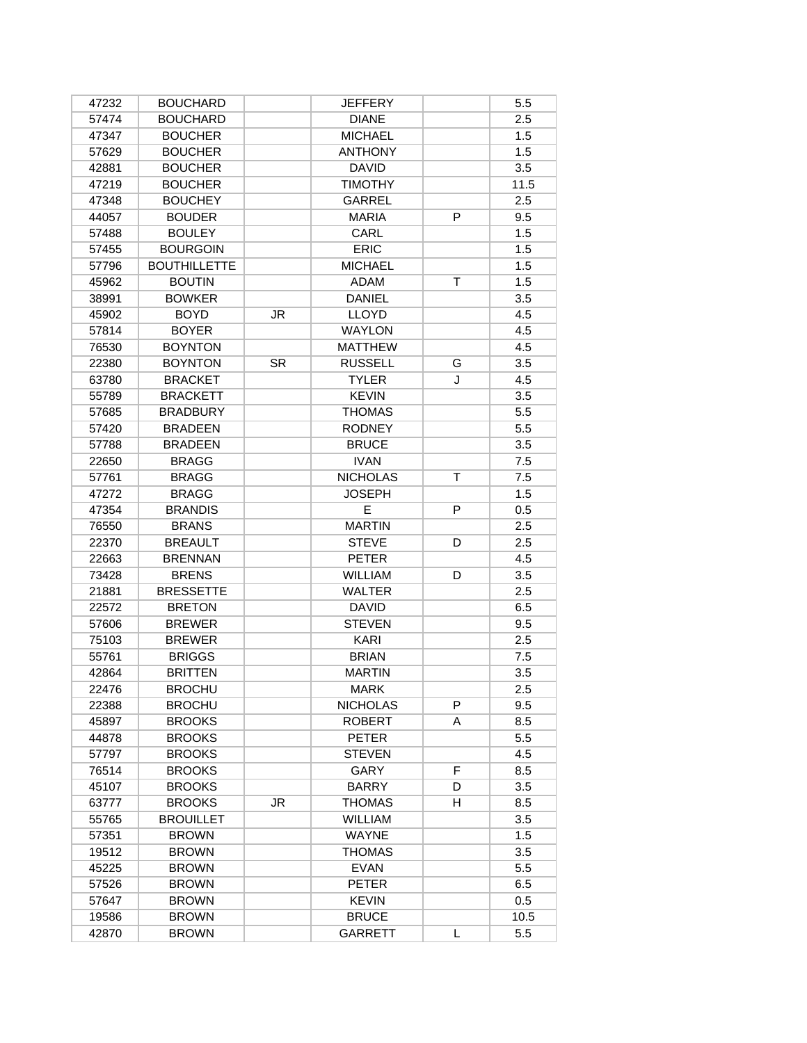| | | | | | |
|---|---|---|---|---|---|
| 47232 | BOUCHARD | | JEFFERY | | 5.5 |
| 57474 | BOUCHARD | | DIANE | | 2.5 |
| 47347 | BOUCHER | | MICHAEL | | 1.5 |
| 57629 | BOUCHER | | ANTHONY | | 1.5 |
| 42881 | BOUCHER | | DAVID | | 3.5 |
| 47219 | BOUCHER | | TIMOTHY | | 11.5 |
| 47348 | BOUCHEY | | GARREL | | 2.5 |
| 44057 | BOUDER | | MARIA | P | 9.5 |
| 57488 | BOULEY | | CARL | | 1.5 |
| 57455 | BOURGOIN | | ERIC | | 1.5 |
| 57796 | BOUTHILLETTE | | MICHAEL | | 1.5 |
| 45962 | BOUTIN | | ADAM | T | 1.5 |
| 38991 | BOWKER | | DANIEL | | 3.5 |
| 45902 | BOYD | JR | LLOYD | | 4.5 |
| 57814 | BOYER | | WAYLON | | 4.5 |
| 76530 | BOYNTON | | MATTHEW | | 4.5 |
| 22380 | BOYNTON | SR | RUSSELL | G | 3.5 |
| 63780 | BRACKET | | TYLER | J | 4.5 |
| 55789 | BRACKETT | | KEVIN | | 3.5 |
| 57685 | BRADBURY | | THOMAS | | 5.5 |
| 57420 | BRADEEN | | RODNEY | | 5.5 |
| 57788 | BRADEEN | | BRUCE | | 3.5 |
| 22650 | BRAGG | | IVAN | | 7.5 |
| 57761 | BRAGG | | NICHOLAS | T | 7.5 |
| 47272 | BRAGG | | JOSEPH | | 1.5 |
| 47354 | BRANDIS | | E | P | 0.5 |
| 76550 | BRANS | | MARTIN | | 2.5 |
| 22370 | BREAULT | | STEVE | D | 2.5 |
| 22663 | BRENNAN | | PETER | | 4.5 |
| 73428 | BRENS | | WILLIAM | D | 3.5 |
| 21881 | BRESSETTE | | WALTER | | 2.5 |
| 22572 | BRETON | | DAVID | | 6.5 |
| 57606 | BREWER | | STEVEN | | 9.5 |
| 75103 | BREWER | | KARI | | 2.5 |
| 55761 | BRIGGS | | BRIAN | | 7.5 |
| 42864 | BRITTEN | | MARTIN | | 3.5 |
| 22476 | BROCHU | | MARK | | 2.5 |
| 22388 | BROCHU | | NICHOLAS | P | 9.5 |
| 45897 | BROOKS | | ROBERT | A | 8.5 |
| 44878 | BROOKS | | PETER | | 5.5 |
| 57797 | BROOKS | | STEVEN | | 4.5 |
| 76514 | BROOKS | | GARY | F | 8.5 |
| 45107 | BROOKS | | BARRY | D | 3.5 |
| 63777 | BROOKS | JR | THOMAS | H | 8.5 |
| 55765 | BROUILLET | | WILLIAM | | 3.5 |
| 57351 | BROWN | | WAYNE | | 1.5 |
| 19512 | BROWN | | THOMAS | | 3.5 |
| 45225 | BROWN | | EVAN | | 5.5 |
| 57526 | BROWN | | PETER | | 6.5 |
| 57647 | BROWN | | KEVIN | | 0.5 |
| 19586 | BROWN | | BRUCE | | 10.5 |
| 42870 | BROWN | | GARRETT | L | 5.5 |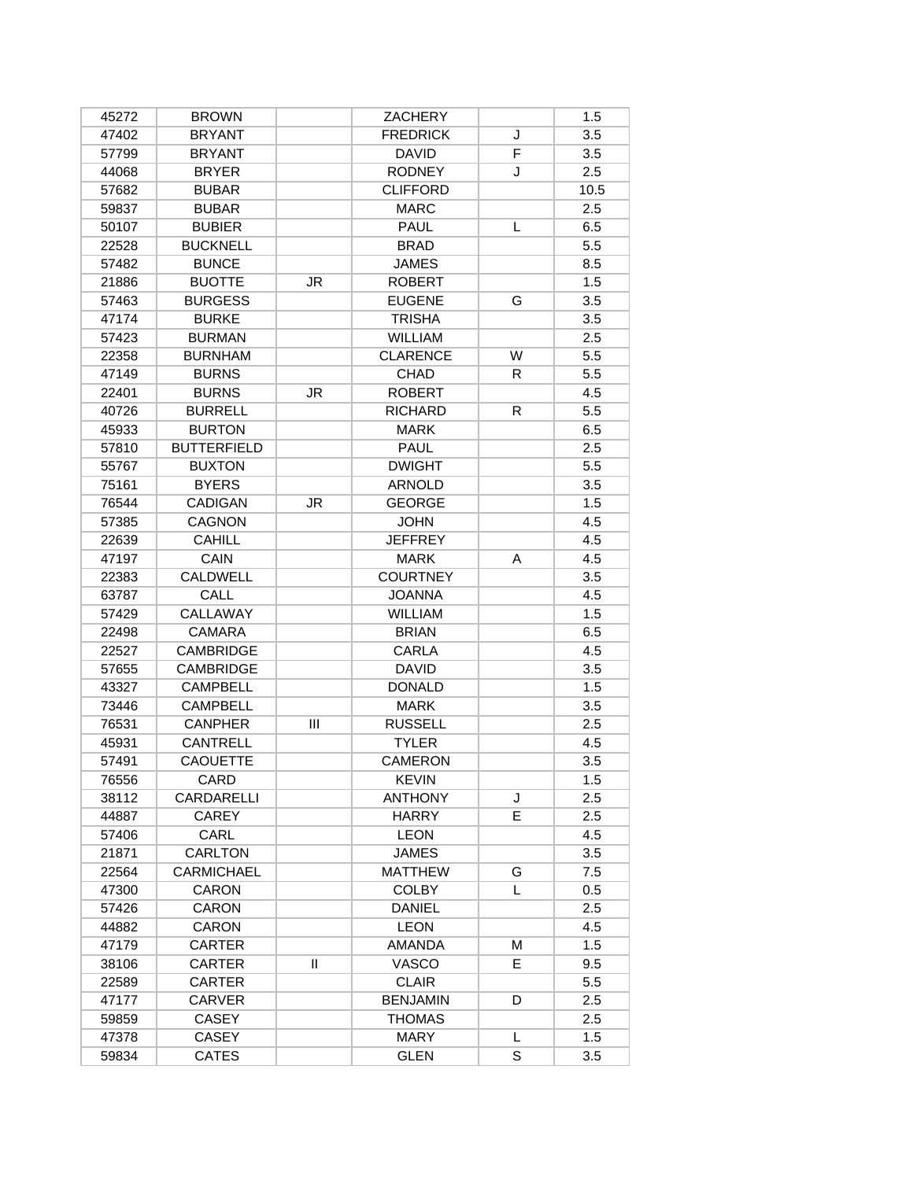| | | | | | |
|---|---|---|---|---|---|
| 45272 | BROWN | | ZACHERY | | 1.5 |
| 47402 | BRYANT | | FREDRICK | J | 3.5 |
| 57799 | BRYANT | | DAVID | F | 3.5 |
| 44068 | BRYER | | RODNEY | J | 2.5 |
| 57682 | BUBAR | | CLIFFORD | | 10.5 |
| 59837 | BUBAR | | MARC | | 2.5 |
| 50107 | BUBIER | | PAUL | L | 6.5 |
| 22528 | BUCKNELL | | BRAD | | 5.5 |
| 57482 | BUNCE | | JAMES | | 8.5 |
| 21886 | BUOTTE | JR | ROBERT | | 1.5 |
| 57463 | BURGESS | | EUGENE | G | 3.5 |
| 47174 | BURKE | | TRISHA | | 3.5 |
| 57423 | BURMAN | | WILLIAM | | 2.5 |
| 22358 | BURNHAM | | CLARENCE | W | 5.5 |
| 47149 | BURNS | | CHAD | R | 5.5 |
| 22401 | BURNS | JR | ROBERT | | 4.5 |
| 40726 | BURRELL | | RICHARD | R | 5.5 |
| 45933 | BURTON | | MARK | | 6.5 |
| 57810 | BUTTERFIELD | | PAUL | | 2.5 |
| 55767 | BUXTON | | DWIGHT | | 5.5 |
| 75161 | BYERS | | ARNOLD | | 3.5 |
| 76544 | CADIGAN | JR | GEORGE | | 1.5 |
| 57385 | CAGNON | | JOHN | | 4.5 |
| 22639 | CAHILL | | JEFFREY | | 4.5 |
| 47197 | CAIN | | MARK | A | 4.5 |
| 22383 | CALDWELL | | COURTNEY | | 3.5 |
| 63787 | CALL | | JOANNA | | 4.5 |
| 57429 | CALLAWAY | | WILLIAM | | 1.5 |
| 22498 | CAMARA | | BRIAN | | 6.5 |
| 22527 | CAMBRIDGE | | CARLA | | 4.5 |
| 57655 | CAMBRIDGE | | DAVID | | 3.5 |
| 43327 | CAMPBELL | | DONALD | | 1.5 |
| 73446 | CAMPBELL | | MARK | | 3.5 |
| 76531 | CANPHER | III | RUSSELL | | 2.5 |
| 45931 | CANTRELL | | TYLER | | 4.5 |
| 57491 | CAOUETTE | | CAMERON | | 3.5 |
| 76556 | CARD | | KEVIN | | 1.5 |
| 38112 | CARDARELLI | | ANTHONY | J | 2.5 |
| 44887 | CAREY | | HARRY | E | 2.5 |
| 57406 | CARL | | LEON | | 4.5 |
| 21871 | CARLTON | | JAMES | | 3.5 |
| 22564 | CARMICHAEL | | MATTHEW | G | 7.5 |
| 47300 | CARON | | COLBY | L | 0.5 |
| 57426 | CARON | | DANIEL | | 2.5 |
| 44882 | CARON | | LEON | | 4.5 |
| 47179 | CARTER | | AMANDA | M | 1.5 |
| 38106 | CARTER | II | VASCO | E | 9.5 |
| 22589 | CARTER | | CLAIR | | 5.5 |
| 47177 | CARVER | | BENJAMIN | D | 2.5 |
| 59859 | CASEY | | THOMAS | | 2.5 |
| 47378 | CASEY | | MARY | L | 1.5 |
| 59834 | CATES | | GLEN | S | 3.5 |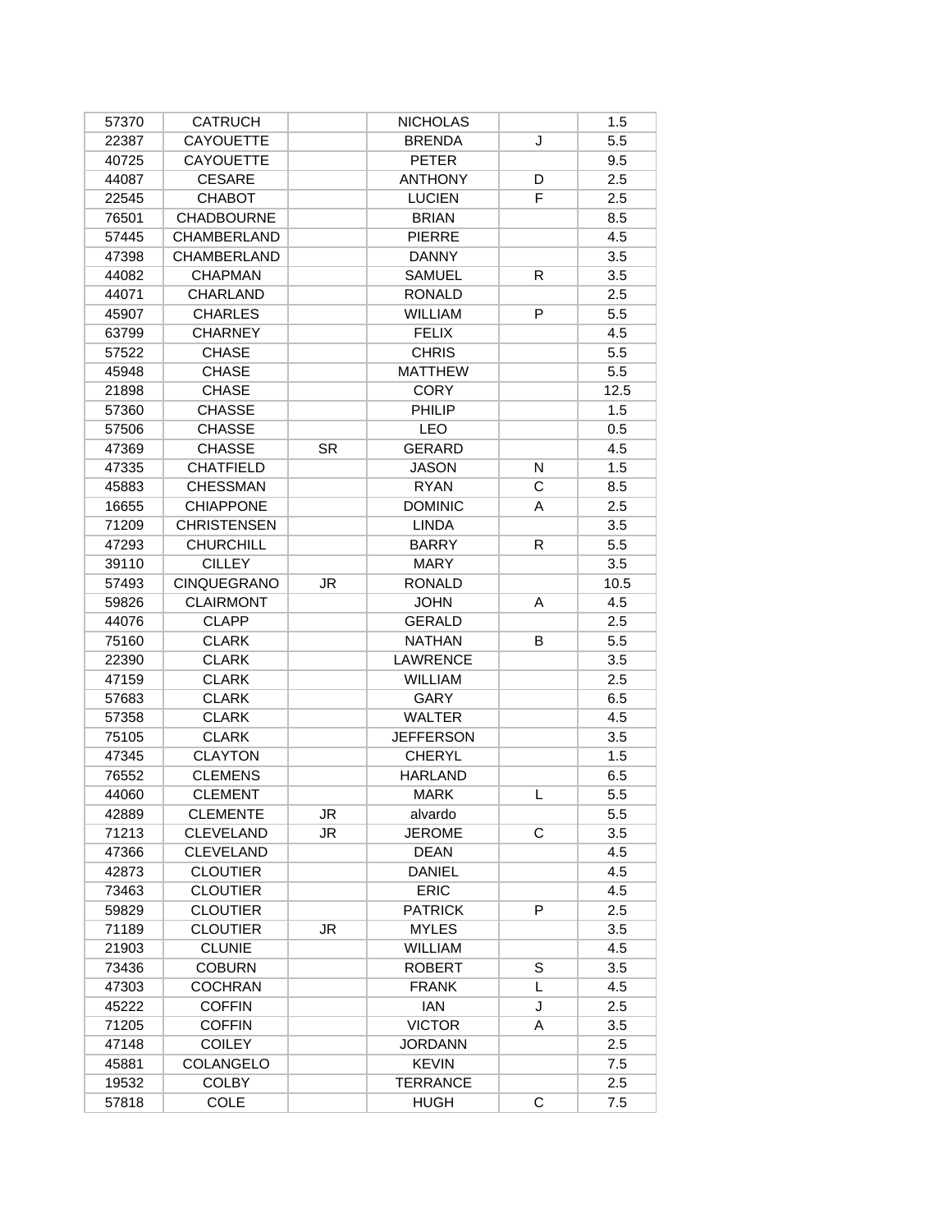| | | | | | |
|---|---|---|---|---|---|
| 57370 | CATRUCH | | NICHOLAS | | 1.5 |
| 22387 | CAYOUETTE | | BRENDA | J | 5.5 |
| 40725 | CAYOUETTE | | PETER | | 9.5 |
| 44087 | CESARE | | ANTHONY | D | 2.5 |
| 22545 | CHABOT | | LUCIEN | F | 2.5 |
| 76501 | CHADBOURNE | | BRIAN | | 8.5 |
| 57445 | CHAMBERLAND | | PIERRE | | 4.5 |
| 47398 | CHAMBERLAND | | DANNY | | 3.5 |
| 44082 | CHAPMAN | | SAMUEL | R | 3.5 |
| 44071 | CHARLAND | | RONALD | | 2.5 |
| 45907 | CHARLES | | WILLIAM | P | 5.5 |
| 63799 | CHARNEY | | FELIX | | 4.5 |
| 57522 | CHASE | | CHRIS | | 5.5 |
| 45948 | CHASE | | MATTHEW | | 5.5 |
| 21898 | CHASE | | CORY | | 12.5 |
| 57360 | CHASSE | | PHILIP | | 1.5 |
| 57506 | CHASSE | | LEO | | 0.5 |
| 47369 | CHASSE | SR | GERARD | | 4.5 |
| 47335 | CHATFIELD | | JASON | N | 1.5 |
| 45883 | CHESSMAN | | RYAN | C | 8.5 |
| 16655 | CHIAPPONE | | DOMINIC | A | 2.5 |
| 71209 | CHRISTENSEN | | LINDA | | 3.5 |
| 47293 | CHURCHILL | | BARRY | R | 5.5 |
| 39110 | CILLEY | | MARY | | 3.5 |
| 57493 | CINQUEGRANO | JR | RONALD | | 10.5 |
| 59826 | CLAIRMONT | | JOHN | A | 4.5 |
| 44076 | CLAPP | | GERALD | | 2.5 |
| 75160 | CLARK | | NATHAN | B | 5.5 |
| 22390 | CLARK | | LAWRENCE | | 3.5 |
| 47159 | CLARK | | WILLIAM | | 2.5 |
| 57683 | CLARK | | GARY | | 6.5 |
| 57358 | CLARK | | WALTER | | 4.5 |
| 75105 | CLARK | | JEFFERSON | | 3.5 |
| 47345 | CLAYTON | | CHERYL | | 1.5 |
| 76552 | CLEMENS | | HARLAND | | 6.5 |
| 44060 | CLEMENT | | MARK | L | 5.5 |
| 42889 | CLEMENTE | JR | alvardo | | 5.5 |
| 71213 | CLEVELAND | JR | JEROME | C | 3.5 |
| 47366 | CLEVELAND | | DEAN | | 4.5 |
| 42873 | CLOUTIER | | DANIEL | | 4.5 |
| 73463 | CLOUTIER | | ERIC | | 4.5 |
| 59829 | CLOUTIER | | PATRICK | P | 2.5 |
| 71189 | CLOUTIER | JR | MYLES | | 3.5 |
| 21903 | CLUNIE | | WILLIAM | | 4.5 |
| 73436 | COBURN | | ROBERT | S | 3.5 |
| 47303 | COCHRAN | | FRANK | L | 4.5 |
| 45222 | COFFIN | | IAN | J | 2.5 |
| 71205 | COFFIN | | VICTOR | A | 3.5 |
| 47148 | COILEY | | JORDANN | | 2.5 |
| 45881 | COLANGELO | | KEVIN | | 7.5 |
| 19532 | COLBY | | TERRANCE | | 2.5 |
| 57818 | COLE | | HUGH | C | 7.5 |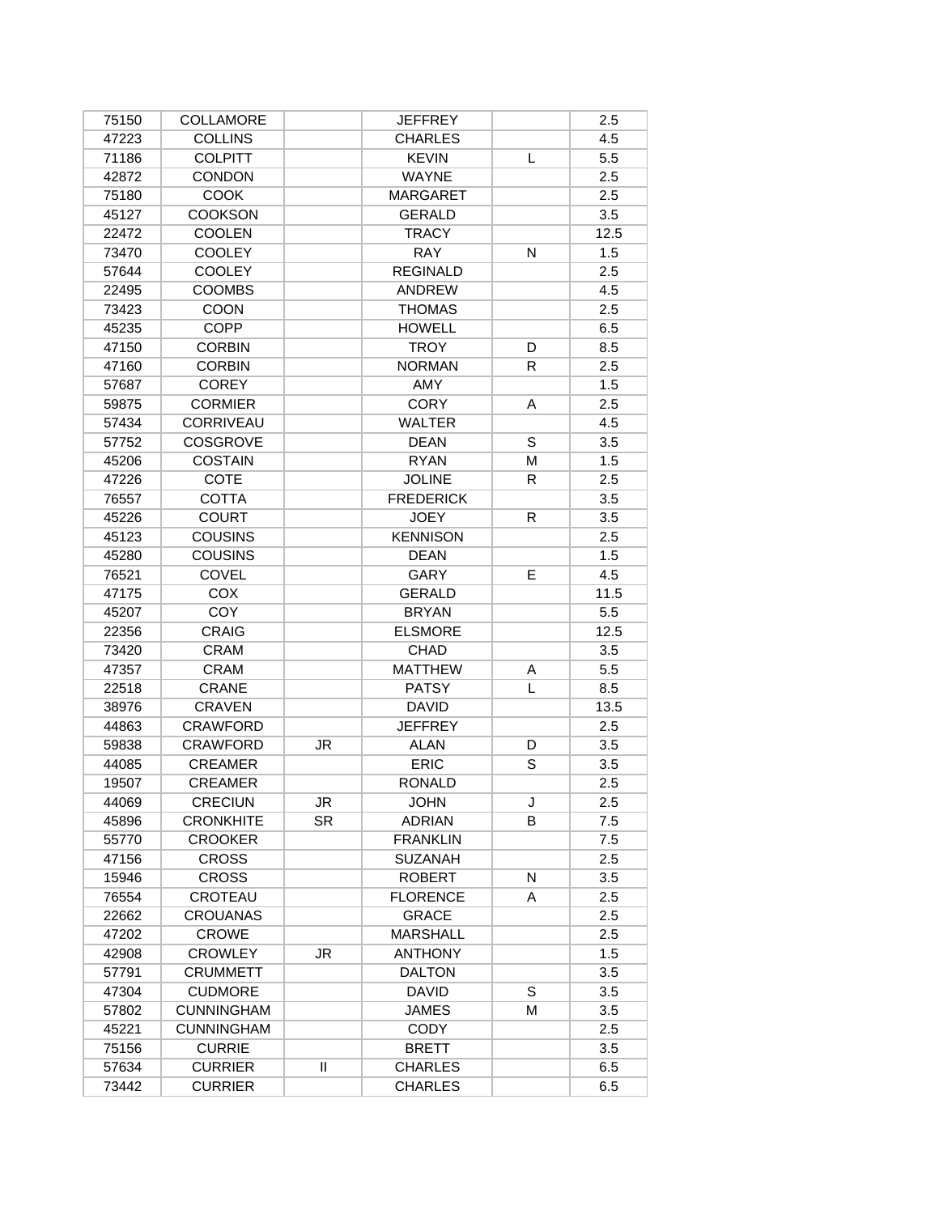| 75150 | COLLAMORE | | JEFFREY | | 2.5 |
|---|---|---|---|---|---|
| 47223 | COLLINS | | CHARLES | | 4.5 |
| 71186 | COLPITT | | KEVIN | L | 5.5 |
| 42872 | CONDON | | WAYNE | | 2.5 |
| 75180 | COOK | | MARGARET | | 2.5 |
| 45127 | COOKSON | | GERALD | | 3.5 |
| 22472 | COOLEN | | TRACY | | 12.5 |
| 73470 | COOLEY | | RAY | N | 1.5 |
| 57644 | COOLEY | | REGINALD | | 2.5 |
| 22495 | COOMBS | | ANDREW | | 4.5 |
| 73423 | COON | | THOMAS | | 2.5 |
| 45235 | COPP | | HOWELL | | 6.5 |
| 47150 | CORBIN | | TROY | D | 8.5 |
| 47160 | CORBIN | | NORMAN | R | 2.5 |
| 57687 | COREY | | AMY | | 1.5 |
| 59875 | CORMIER | | CORY | A | 2.5 |
| 57434 | CORRIVEAU | | WALTER | | 4.5 |
| 57752 | COSGROVE | | DEAN | S | 3.5 |
| 45206 | COSTAIN | | RYAN | M | 1.5 |
| 47226 | COTE | | JOLINE | R | 2.5 |
| 76557 | COTTA | | FREDERICK | | 3.5 |
| 45226 | COURT | | JOEY | R | 3.5 |
| 45123 | COUSINS | | KENNISON | | 2.5 |
| 45280 | COUSINS | | DEAN | | 1.5 |
| 76521 | COVEL | | GARY | E | 4.5 |
| 47175 | COX | | GERALD | | 11.5 |
| 45207 | COY | | BRYAN | | 5.5 |
| 22356 | CRAIG | | ELSMORE | | 12.5 |
| 73420 | CRAM | | CHAD | | 3.5 |
| 47357 | CRAM | | MATTHEW | A | 5.5 |
| 22518 | CRANE | | PATSY | L | 8.5 |
| 38976 | CRAVEN | | DAVID | | 13.5 |
| 44863 | CRAWFORD | | JEFFREY | | 2.5 |
| 59838 | CRAWFORD | JR | ALAN | D | 3.5 |
| 44085 | CREAMER | | ERIC | S | 3.5 |
| 19507 | CREAMER | | RONALD | | 2.5 |
| 44069 | CRECIUN | JR | JOHN | J | 2.5 |
| 45896 | CRONKHITE | SR | ADRIAN | B | 7.5 |
| 55770 | CROOKER | | FRANKLIN | | 7.5 |
| 47156 | CROSS | | SUZANAH | | 2.5 |
| 15946 | CROSS | | ROBERT | N | 3.5 |
| 76554 | CROTEAU | | FLORENCE | A | 2.5 |
| 22662 | CROUANAS | | GRACE | | 2.5 |
| 47202 | CROWE | | MARSHALL | | 2.5 |
| 42908 | CROWLEY | JR | ANTHONY | | 1.5 |
| 57791 | CRUMMETT | | DALTON | | 3.5 |
| 47304 | CUDMORE | | DAVID | S | 3.5 |
| 57802 | CUNNINGHAM | | JAMES | M | 3.5 |
| 45221 | CUNNINGHAM | | CODY | | 2.5 |
| 75156 | CURRIE | | BRETT | | 3.5 |
| 57634 | CURRIER | II | CHARLES | | 6.5 |
| 73442 | CURRIER | | CHARLES | | 6.5 |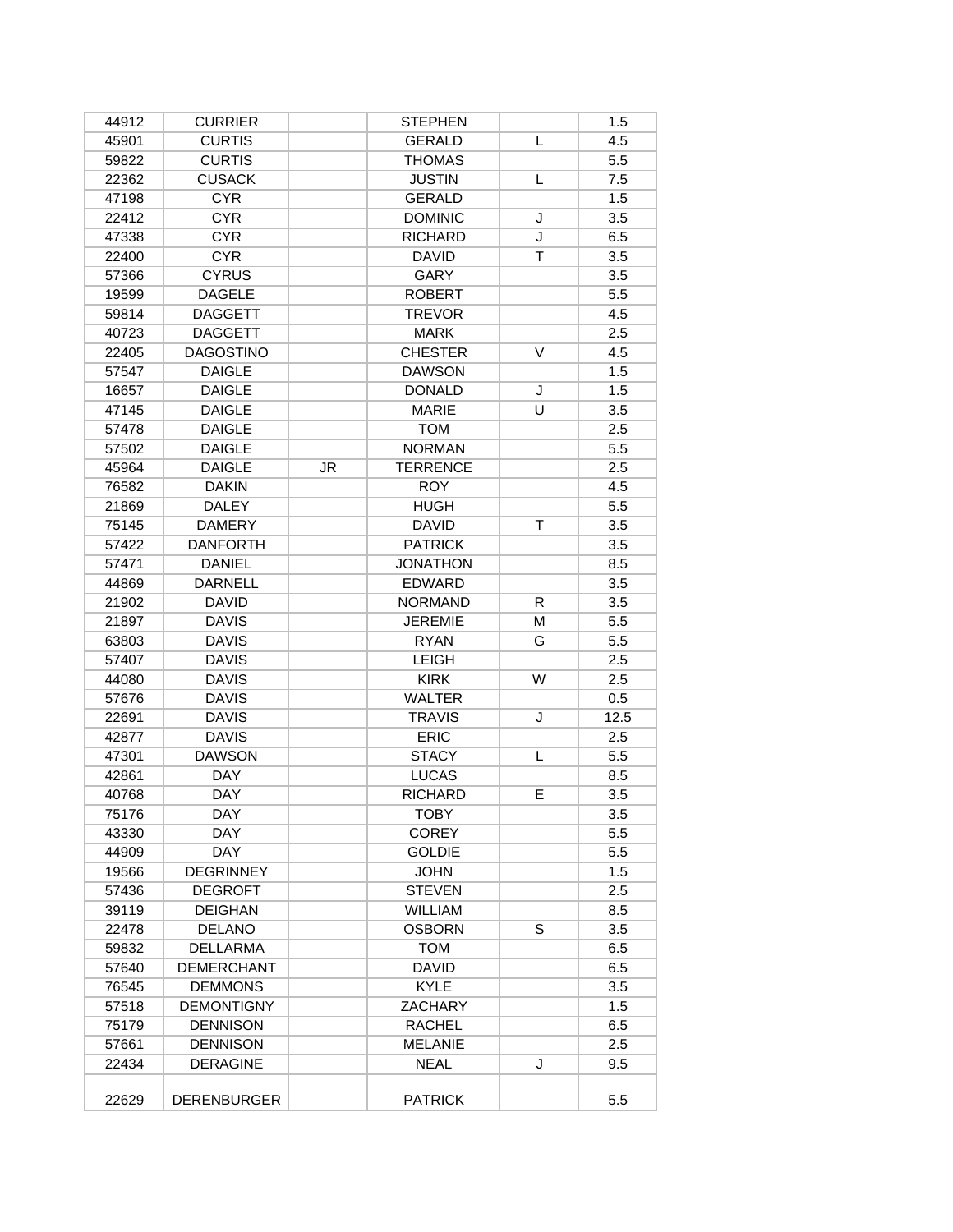| | | | | | |
|---|---|---|---|---|---|
| 44912 | CURRIER | | STEPHEN | | 1.5 |
| 45901 | CURTIS | | GERALD | L | 4.5 |
| 59822 | CURTIS | | THOMAS | | 5.5 |
| 22362 | CUSACK | | JUSTIN | L | 7.5 |
| 47198 | CYR | | GERALD | | 1.5 |
| 22412 | CYR | | DOMINIC | J | 3.5 |
| 47338 | CYR | | RICHARD | J | 6.5 |
| 22400 | CYR | | DAVID | T | 3.5 |
| 57366 | CYRUS | | GARY | | 3.5 |
| 19599 | DAGELE | | ROBERT | | 5.5 |
| 59814 | DAGGETT | | TREVOR | | 4.5 |
| 40723 | DAGGETT | | MARK | | 2.5 |
| 22405 | DAGOSTINO | | CHESTER | V | 4.5 |
| 57547 | DAIGLE | | DAWSON | | 1.5 |
| 16657 | DAIGLE | | DONALD | J | 1.5 |
| 47145 | DAIGLE | | MARIE | U | 3.5 |
| 57478 | DAIGLE | | TOM | | 2.5 |
| 57502 | DAIGLE | | NORMAN | | 5.5 |
| 45964 | DAIGLE | JR | TERRENCE | | 2.5 |
| 76582 | DAKIN | | ROY | | 4.5 |
| 21869 | DALEY | | HUGH | | 5.5 |
| 75145 | DAMERY | | DAVID | T | 3.5 |
| 57422 | DANFORTH | | PATRICK | | 3.5 |
| 57471 | DANIEL | | JONATHON | | 8.5 |
| 44869 | DARNELL | | EDWARD | | 3.5 |
| 21902 | DAVID | | NORMAND | R | 3.5 |
| 21897 | DAVIS | | JEREMIE | M | 5.5 |
| 63803 | DAVIS | | RYAN | G | 5.5 |
| 57407 | DAVIS | | LEIGH | | 2.5 |
| 44080 | DAVIS | | KIRK | W | 2.5 |
| 57676 | DAVIS | | WALTER | | 0.5 |
| 22691 | DAVIS | | TRAVIS | J | 12.5 |
| 42877 | DAVIS | | ERIC | | 2.5 |
| 47301 | DAWSON | | STACY | L | 5.5 |
| 42861 | DAY | | LUCAS | | 8.5 |
| 40768 | DAY | | RICHARD | E | 3.5 |
| 75176 | DAY | | TOBY | | 3.5 |
| 43330 | DAY | | COREY | | 5.5 |
| 44909 | DAY | | GOLDIE | | 5.5 |
| 19566 | DEGRINNEY | | JOHN | | 1.5 |
| 57436 | DEGROFT | | STEVEN | | 2.5 |
| 39119 | DEIGHAN | | WILLIAM | | 8.5 |
| 22478 | DELANO | | OSBORN | S | 3.5 |
| 59832 | DELLARMA | | TOM | | 6.5 |
| 57640 | DEMERCHANT | | DAVID | | 6.5 |
| 76545 | DEMMONS | | KYLE | | 3.5 |
| 57518 | DEMONTIGNY | | ZACHARY | | 1.5 |
| 75179 | DENNISON | | RACHEL | | 6.5 |
| 57661 | DENNISON | | MELANIE | | 2.5 |
| 22434 | DERAGINE | | NEAL | J | 9.5 |
| 22629 | DERENBURGER | | PATRICK | | 5.5 |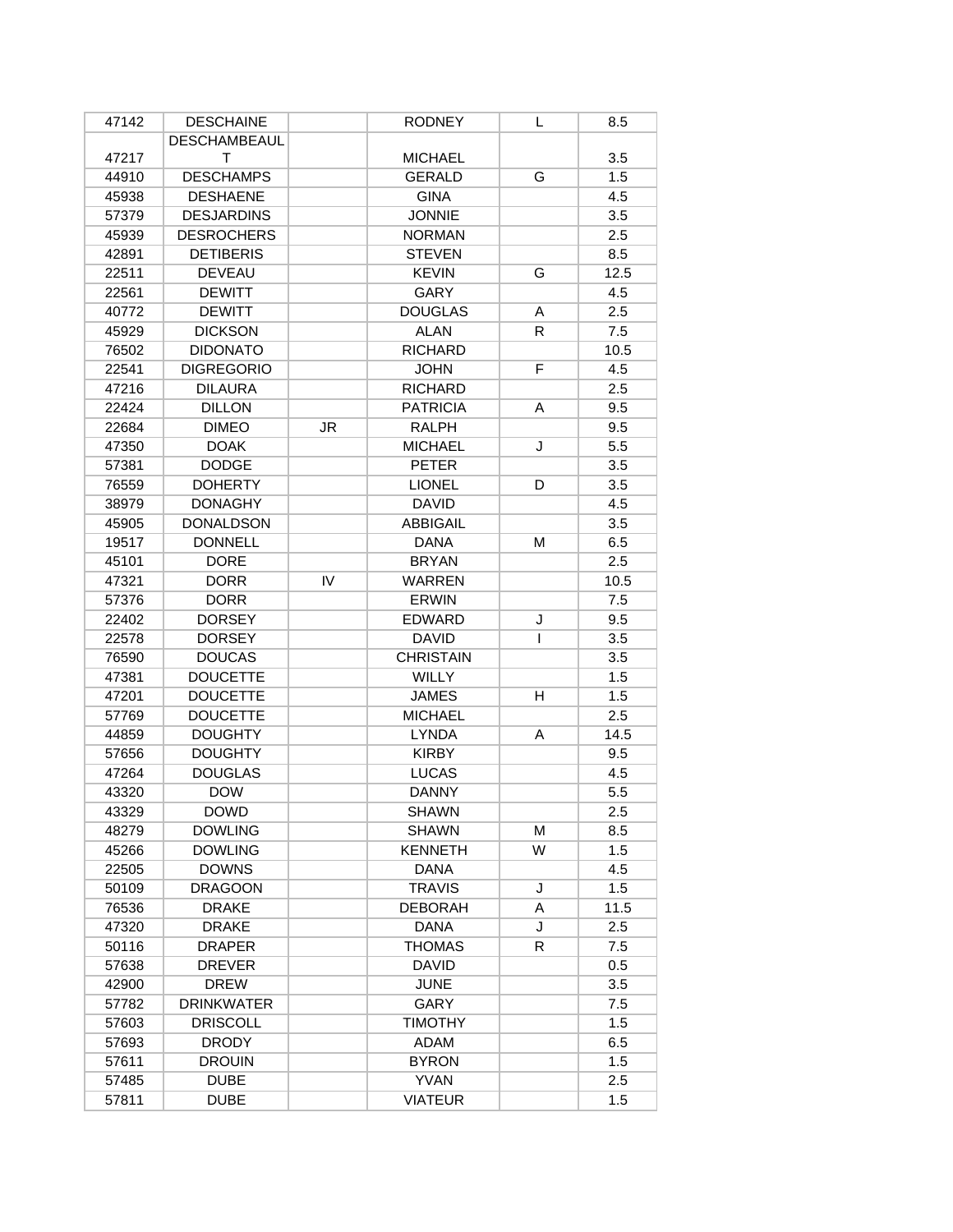| 47142 | DESCHAINE | | RODNEY | L | 8.5 |
|---|---|---|---|---|---|
| 47217 | DESCHAMBEAULT | | MICHAEL | | 3.5 |
| 44910 | DESCHAMPS | | GERALD | G | 1.5 |
| 45938 | DESHAENE | | GINA | | 4.5 |
| 57379 | DESJARDINS | | JONNIE | | 3.5 |
| 45939 | DESROCHERS | | NORMAN | | 2.5 |
| 42891 | DETIBERIS | | STEVEN | | 8.5 |
| 22511 | DEVEAU | | KEVIN | G | 12.5 |
| 22561 | DEWITT | | GARY | | 4.5 |
| 40772 | DEWITT | | DOUGLAS | A | 2.5 |
| 45929 | DICKSON | | ALAN | R | 7.5 |
| 76502 | DIDONATO | | RICHARD | | 10.5 |
| 22541 | DIGREGORIO | | JOHN | F | 4.5 |
| 47216 | DILAURA | | RICHARD | | 2.5 |
| 22424 | DILLON | | PATRICIA | A | 9.5 |
| 22684 | DIMEO | JR | RALPH | | 9.5 |
| 47350 | DOAK | | MICHAEL | J | 5.5 |
| 57381 | DODGE | | PETER | | 3.5 |
| 76559 | DOHERTY | | LIONEL | D | 3.5 |
| 38979 | DONAGHY | | DAVID | | 4.5 |
| 45905 | DONALDSON | | ABBIGAIL | | 3.5 |
| 19517 | DONNELL | | DANA | M | 6.5 |
| 45101 | DORE | | BRYAN | | 2.5 |
| 47321 | DORR | IV | WARREN | | 10.5 |
| 57376 | DORR | | ERWIN | | 7.5 |
| 22402 | DORSEY | | EDWARD | J | 9.5 |
| 22578 | DORSEY | | DAVID | I | 3.5 |
| 76590 | DOUCAS | | CHRISTAIN | | 3.5 |
| 47381 | DOUCETTE | | WILLY | | 1.5 |
| 47201 | DOUCETTE | | JAMES | H | 1.5 |
| 57769 | DOUCETTE | | MICHAEL | | 2.5 |
| 44859 | DOUGHTY | | LYNDA | A | 14.5 |
| 57656 | DOUGHTY | | KIRBY | | 9.5 |
| 47264 | DOUGLAS | | LUCAS | | 4.5 |
| 43320 | DOW | | DANNY | | 5.5 |
| 43329 | DOWD | | SHAWN | | 2.5 |
| 48279 | DOWLING | | SHAWN | M | 8.5 |
| 45266 | DOWLING | | KENNETH | W | 1.5 |
| 22505 | DOWNS | | DANA | | 4.5 |
| 50109 | DRAGOON | | TRAVIS | J | 1.5 |
| 76536 | DRAKE | | DEBORAH | A | 11.5 |
| 47320 | DRAKE | | DANA | J | 2.5 |
| 50116 | DRAPER | | THOMAS | R | 7.5 |
| 57638 | DREVER | | DAVID | | 0.5 |
| 42900 | DREW | | JUNE | | 3.5 |
| 57782 | DRINKWATER | | GARY | | 7.5 |
| 57603 | DRISCOLL | | TIMOTHY | | 1.5 |
| 57693 | DRODY | | ADAM | | 6.5 |
| 57611 | DROUIN | | BYRON | | 1.5 |
| 57485 | DUBE | | YVAN | | 2.5 |
| 57811 | DUBE | | VIATEUR | | 1.5 |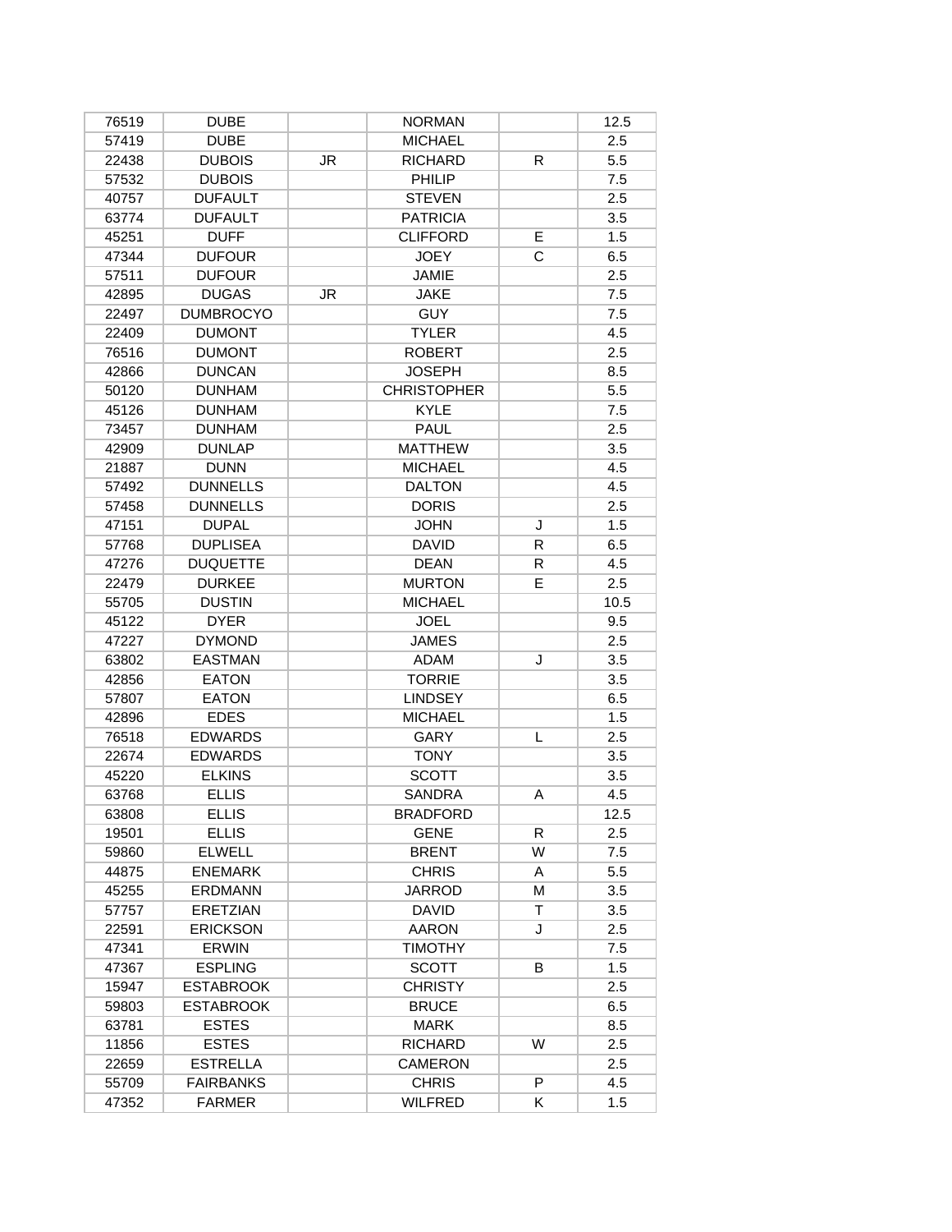| | | | | | |
|---|---|---|---|---|---|
| 76519 | DUBE | | NORMAN | | 12.5 |
| 57419 | DUBE | | MICHAEL | | 2.5 |
| 22438 | DUBOIS | JR | RICHARD | R | 5.5 |
| 57532 | DUBOIS | | PHILIP | | 7.5 |
| 40757 | DUFAULT | | STEVEN | | 2.5 |
| 63774 | DUFAULT | | PATRICIA | | 3.5 |
| 45251 | DUFF | | CLIFFORD | E | 1.5 |
| 47344 | DUFOUR | | JOEY | C | 6.5 |
| 57511 | DUFOUR | | JAMIE | | 2.5 |
| 42895 | DUGAS | JR | JAKE | | 7.5 |
| 22497 | DUMBROCYO | | GUY | | 7.5 |
| 22409 | DUMONT | | TYLER | | 4.5 |
| 76516 | DUMONT | | ROBERT | | 2.5 |
| 42866 | DUNCAN | | JOSEPH | | 8.5 |
| 50120 | DUNHAM | | CHRISTOPHER | | 5.5 |
| 45126 | DUNHAM | | KYLE | | 7.5 |
| 73457 | DUNHAM | | PAUL | | 2.5 |
| 42909 | DUNLAP | | MATTHEW | | 3.5 |
| 21887 | DUNN | | MICHAEL | | 4.5 |
| 57492 | DUNNELLS | | DALTON | | 4.5 |
| 57458 | DUNNELLS | | DORIS | | 2.5 |
| 47151 | DUPAL | | JOHN | J | 1.5 |
| 57768 | DUPLISEA | | DAVID | R | 6.5 |
| 47276 | DUQUETTE | | DEAN | R | 4.5 |
| 22479 | DURKEE | | MURTON | E | 2.5 |
| 55705 | DUSTIN | | MICHAEL | | 10.5 |
| 45122 | DYER | | JOEL | | 9.5 |
| 47227 | DYMOND | | JAMES | | 2.5 |
| 63802 | EASTMAN | | ADAM | J | 3.5 |
| 42856 | EATON | | TORRIE | | 3.5 |
| 57807 | EATON | | LINDSEY | | 6.5 |
| 42896 | EDES | | MICHAEL | | 1.5 |
| 76518 | EDWARDS | | GARY | L | 2.5 |
| 22674 | EDWARDS | | TONY | | 3.5 |
| 45220 | ELKINS | | SCOTT | | 3.5 |
| 63768 | ELLIS | | SANDRA | A | 4.5 |
| 63808 | ELLIS | | BRADFORD | | 12.5 |
| 19501 | ELLIS | | GENE | R | 2.5 |
| 59860 | ELWELL | | BRENT | W | 7.5 |
| 44875 | ENEMARK | | CHRIS | A | 5.5 |
| 45255 | ERDMANN | | JARROD | M | 3.5 |
| 57757 | ERETZIAN | | DAVID | T | 3.5 |
| 22591 | ERICKSON | | AARON | J | 2.5 |
| 47341 | ERWIN | | TIMOTHY | | 7.5 |
| 47367 | ESPLING | | SCOTT | B | 1.5 |
| 15947 | ESTABROOK | | CHRISTY | | 2.5 |
| 59803 | ESTABROOK | | BRUCE | | 6.5 |
| 63781 | ESTES | | MARK | | 8.5 |
| 11856 | ESTES | | RICHARD | W | 2.5 |
| 22659 | ESTRELLA | | CAMERON | | 2.5 |
| 55709 | FAIRBANKS | | CHRIS | P | 4.5 |
| 47352 | FARMER | | WILFRED | K | 1.5 |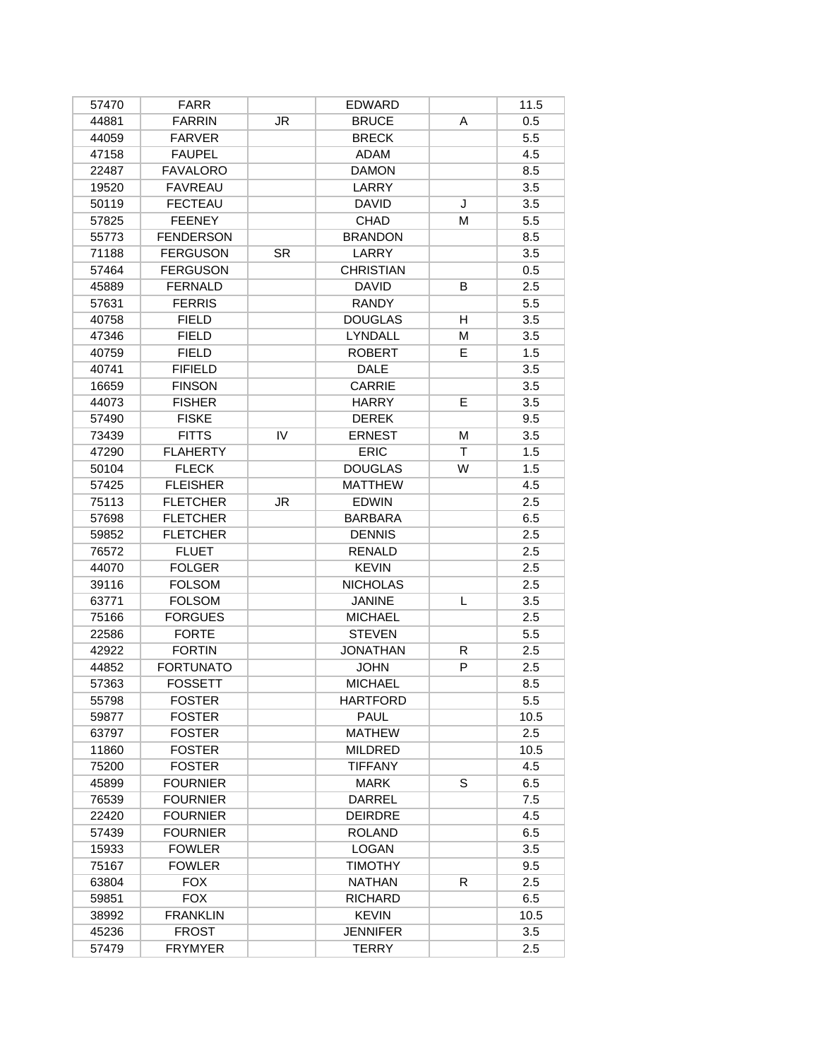| | | | | | |
|---|---|---|---|---|---|
| 57470 | FARR | | EDWARD | | 11.5 |
| 44881 | FARRIN | JR | BRUCE | A | 0.5 |
| 44059 | FARVER | | BRECK | | 5.5 |
| 47158 | FAUPEL | | ADAM | | 4.5 |
| 22487 | FAVALORO | | DAMON | | 8.5 |
| 19520 | FAVREAU | | LARRY | | 3.5 |
| 50119 | FECTEAU | | DAVID | J | 3.5 |
| 57825 | FEENEY | | CHAD | M | 5.5 |
| 55773 | FENDERSON | | BRANDON | | 8.5 |
| 71188 | FERGUSON | SR | LARRY | | 3.5 |
| 57464 | FERGUSON | | CHRISTIAN | | 0.5 |
| 45889 | FERNALD | | DAVID | B | 2.5 |
| 57631 | FERRIS | | RANDY | | 5.5 |
| 40758 | FIELD | | DOUGLAS | H | 3.5 |
| 47346 | FIELD | | LYNDALL | M | 3.5 |
| 40759 | FIELD | | ROBERT | E | 1.5 |
| 40741 | FIFIELD | | DALE | | 3.5 |
| 16659 | FINSON | | CARRIE | | 3.5 |
| 44073 | FISHER | | HARRY | E | 3.5 |
| 57490 | FISKE | | DEREK | | 9.5 |
| 73439 | FITTS | IV | ERNEST | M | 3.5 |
| 47290 | FLAHERTY | | ERIC | T | 1.5 |
| 50104 | FLECK | | DOUGLAS | W | 1.5 |
| 57425 | FLEISHER | | MATTHEW | | 4.5 |
| 75113 | FLETCHER | JR | EDWIN | | 2.5 |
| 57698 | FLETCHER | | BARBARA | | 6.5 |
| 59852 | FLETCHER | | DENNIS | | 2.5 |
| 76572 | FLUET | | RENALD | | 2.5 |
| 44070 | FOLGER | | KEVIN | | 2.5 |
| 39116 | FOLSOM | | NICHOLAS | | 2.5 |
| 63771 | FOLSOM | | JANINE | L | 3.5 |
| 75166 | FORGUES | | MICHAEL | | 2.5 |
| 22586 | FORTE | | STEVEN | | 5.5 |
| 42922 | FORTIN | | JONATHAN | R | 2.5 |
| 44852 | FORTUNATO | | JOHN | P | 2.5 |
| 57363 | FOSSETT | | MICHAEL | | 8.5 |
| 55798 | FOSTER | | HARTFORD | | 5.5 |
| 59877 | FOSTER | | PAUL | | 10.5 |
| 63797 | FOSTER | | MATHEW | | 2.5 |
| 11860 | FOSTER | | MILDRED | | 10.5 |
| 75200 | FOSTER | | TIFFANY | | 4.5 |
| 45899 | FOURNIER | | MARK | S | 6.5 |
| 76539 | FOURNIER | | DARREL | | 7.5 |
| 22420 | FOURNIER | | DEIRDRE | | 4.5 |
| 57439 | FOURNIER | | ROLAND | | 6.5 |
| 15933 | FOWLER | | LOGAN | | 3.5 |
| 75167 | FOWLER | | TIMOTHY | | 9.5 |
| 63804 | FOX | | NATHAN | R | 2.5 |
| 59851 | FOX | | RICHARD | | 6.5 |
| 38992 | FRANKLIN | | KEVIN | | 10.5 |
| 45236 | FROST | | JENNIFER | | 3.5 |
| 57479 | FRYMYER | | TERRY | | 2.5 |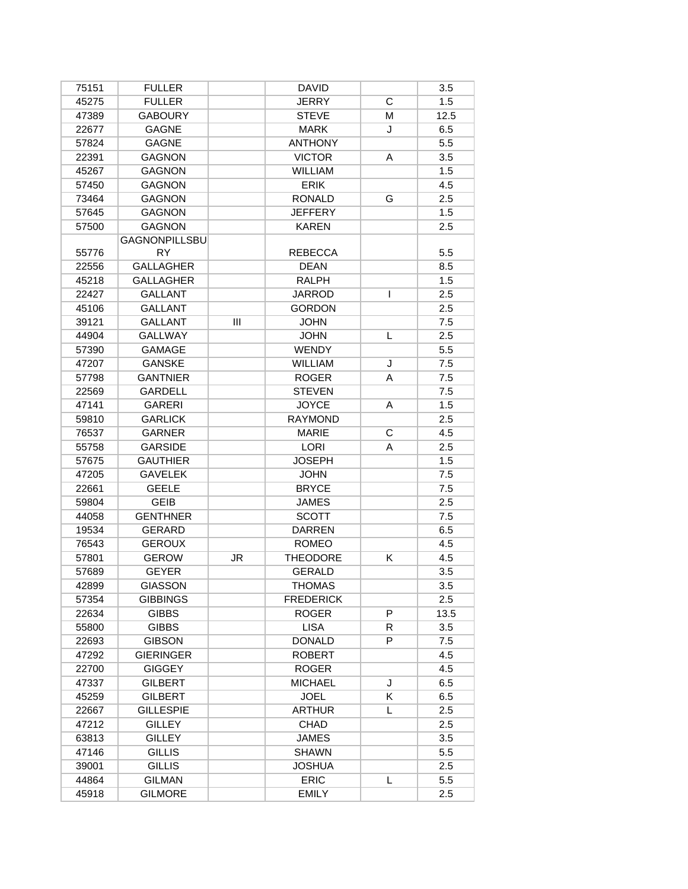| | | | | | |
|---|---|---|---|---|---|
| 75151 | FULLER | | DAVID | | 3.5 |
| 45275 | FULLER | | JERRY | C | 1.5 |
| 47389 | GABOURY | | STEVE | M | 12.5 |
| 22677 | GAGNE | | MARK | J | 6.5 |
| 57824 | GAGNE | | ANTHONY | | 5.5 |
| 22391 | GAGNON | | VICTOR | A | 3.5 |
| 45267 | GAGNON | | WILLIAM | | 1.5 |
| 57450 | GAGNON | | ERIK | | 4.5 |
| 73464 | GAGNON | | RONALD | G | 2.5 |
| 57645 | GAGNON | | JEFFERY | | 1.5 |
| 57500 | GAGNON | | KAREN | | 2.5 |
| 55776 | GAGNONPILLSBURY | | REBECCA | | 5.5 |
| 22556 | GALLAGHER | | DEAN | | 8.5 |
| 45218 | GALLAGHER | | RALPH | | 1.5 |
| 22427 | GALLANT | | JARROD | I | 2.5 |
| 45106 | GALLANT | | GORDON | | 2.5 |
| 39121 | GALLANT | III | JOHN | | 7.5 |
| 44904 | GALLWAY | | JOHN | L | 2.5 |
| 57390 | GAMAGE | | WENDY | | 5.5 |
| 47207 | GANSKE | | WILLIAM | J | 7.5 |
| 57798 | GANTNIER | | ROGER | A | 7.5 |
| 22569 | GARDELL | | STEVEN | | 7.5 |
| 47141 | GARERI | | JOYCE | A | 1.5 |
| 59810 | GARLICK | | RAYMOND | | 2.5 |
| 76537 | GARNER | | MARIE | C | 4.5 |
| 55758 | GARSIDE | | LORI | A | 2.5 |
| 57675 | GAUTHIER | | JOSEPH | | 1.5 |
| 47205 | GAVELEK | | JOHN | | 7.5 |
| 22661 | GEELE | | BRYCE | | 7.5 |
| 59804 | GEIB | | JAMES | | 2.5 |
| 44058 | GENTHNER | | SCOTT | | 7.5 |
| 19534 | GERARD | | DARREN | | 6.5 |
| 76543 | GEROUX | | ROMEO | | 4.5 |
| 57801 | GEROW | JR | THEODORE | K | 4.5 |
| 57689 | GEYER | | GERALD | | 3.5 |
| 42899 | GIASSON | | THOMAS | | 3.5 |
| 57354 | GIBBINGS | | FREDERICK | | 2.5 |
| 22634 | GIBBS | | ROGER | P | 13.5 |
| 55800 | GIBBS | | LISA | R | 3.5 |
| 22693 | GIBSON | | DONALD | P | 7.5 |
| 47292 | GIERINGER | | ROBERT | | 4.5 |
| 22700 | GIGGEY | | ROGER | | 4.5 |
| 47337 | GILBERT | | MICHAEL | J | 6.5 |
| 45259 | GILBERT | | JOEL | K | 6.5 |
| 22667 | GILLESPIE | | ARTHUR | L | 2.5 |
| 47212 | GILLEY | | CHAD | | 2.5 |
| 63813 | GILLEY | | JAMES | | 3.5 |
| 47146 | GILLIS | | SHAWN | | 5.5 |
| 39001 | GILLIS | | JOSHUA | | 2.5 |
| 44864 | GILMAN | | ERIC | L | 5.5 |
| 45918 | GILMORE | | EMILY | | 2.5 |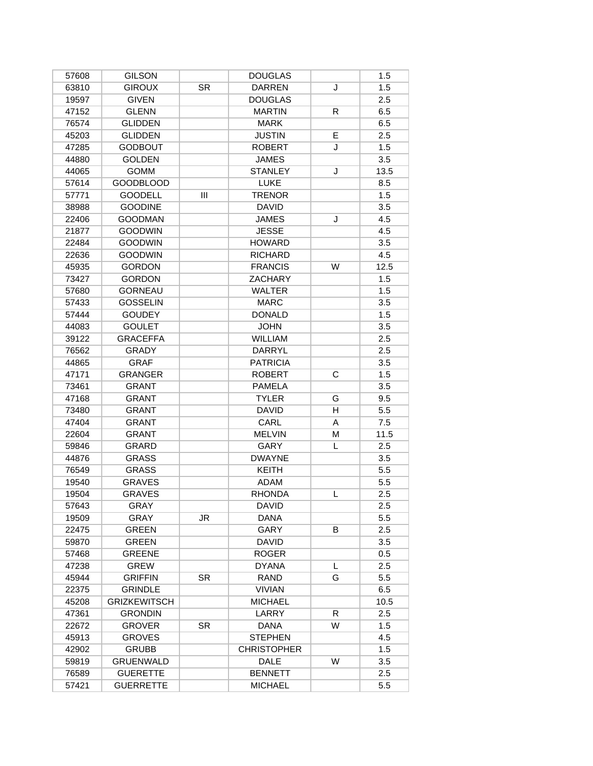| | | | | | |
|---|---|---|---|---|---|
| 57608 | GILSON | | DOUGLAS | | 1.5 |
| 63810 | GIROUX | SR | DARREN | J | 1.5 |
| 19597 | GIVEN | | DOUGLAS | | 2.5 |
| 47152 | GLENN | | MARTIN | R | 6.5 |
| 76574 | GLIDDEN | | MARK | | 6.5 |
| 45203 | GLIDDEN | | JUSTIN | E | 2.5 |
| 47285 | GODBOUT | | ROBERT | J | 1.5 |
| 44880 | GOLDEN | | JAMES | | 3.5 |
| 44065 | GOMM | | STANLEY | J | 13.5 |
| 57614 | GOODBLOOD | | LUKE | | 8.5 |
| 57771 | GOODELL | III | TRENOR | | 1.5 |
| 38988 | GOODINE | | DAVID | | 3.5 |
| 22406 | GOODMAN | | JAMES | J | 4.5 |
| 21877 | GOODWIN | | JESSE | | 4.5 |
| 22484 | GOODWIN | | HOWARD | | 3.5 |
| 22636 | GOODWIN | | RICHARD | | 4.5 |
| 45935 | GORDON | | FRANCIS | W | 12.5 |
| 73427 | GORDON | | ZACHARY | | 1.5 |
| 57680 | GORNEAU | | WALTER | | 1.5 |
| 57433 | GOSSELIN | | MARC | | 3.5 |
| 57444 | GOUDEY | | DONALD | | 1.5 |
| 44083 | GOULET | | JOHN | | 3.5 |
| 39122 | GRACEFFA | | WILLIAM | | 2.5 |
| 76562 | GRADY | | DARRYL | | 2.5 |
| 44865 | GRAF | | PATRICIA | | 3.5 |
| 47171 | GRANGER | | ROBERT | C | 1.5 |
| 73461 | GRANT | | PAMELA | | 3.5 |
| 47168 | GRANT | | TYLER | G | 9.5 |
| 73480 | GRANT | | DAVID | H | 5.5 |
| 47404 | GRANT | | CARL | A | 7.5 |
| 22604 | GRANT | | MELVIN | M | 11.5 |
| 59846 | GRARD | | GARY | L | 2.5 |
| 44876 | GRASS | | DWAYNE | | 3.5 |
| 76549 | GRASS | | KEITH | | 5.5 |
| 19540 | GRAVES | | ADAM | | 5.5 |
| 19504 | GRAVES | | RHONDA | L | 2.5 |
| 57643 | GRAY | | DAVID | | 2.5 |
| 19509 | GRAY | JR | DANA | | 5.5 |
| 22475 | GREEN | | GARY | B | 2.5 |
| 59870 | GREEN | | DAVID | | 3.5 |
| 57468 | GREENE | | ROGER | | 0.5 |
| 47238 | GREW | | DYANA | L | 2.5 |
| 45944 | GRIFFIN | SR | RAND | G | 5.5 |
| 22375 | GRINDLE | | VIVIAN | | 6.5 |
| 45208 | GRIZKEWITSCH | | MICHAEL | | 10.5 |
| 47361 | GRONDIN | | LARRY | R | 2.5 |
| 22672 | GROVER | SR | DANA | W | 1.5 |
| 45913 | GROVES | | STEPHEN | | 4.5 |
| 42902 | GRUBB | | CHRISTOPHER | | 1.5 |
| 59819 | GRUENWALD | | DALE | W | 3.5 |
| 76589 | GUERETTE | | BENNETT | | 2.5 |
| 57421 | GUERRETTE | | MICHAEL | | 5.5 |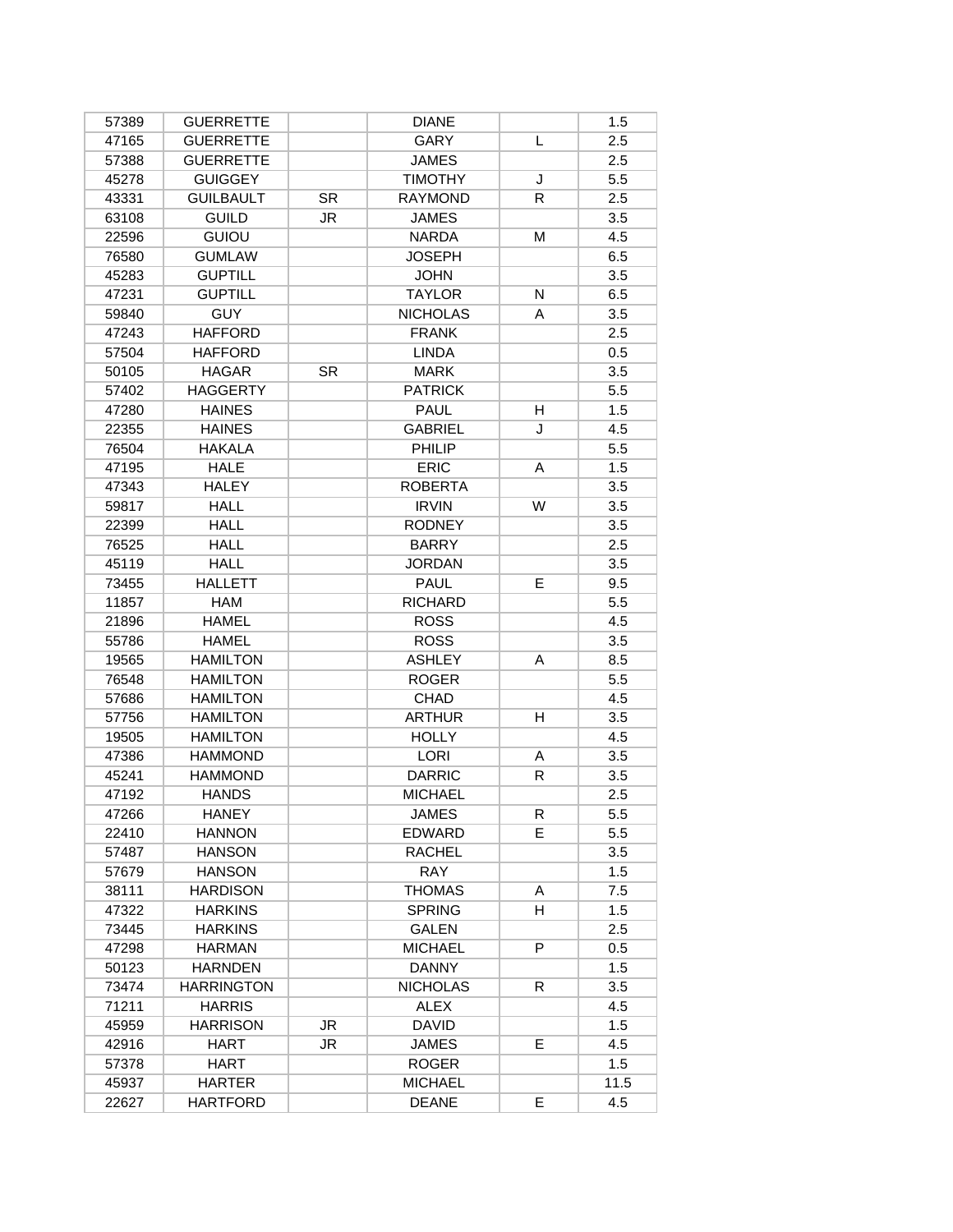| | | | | | |
|---|---|---|---|---|---|
| 57389 | GUERRETTE | | DIANE | | 1.5 |
| 47165 | GUERRETTE | | GARY | L | 2.5 |
| 57388 | GUERRETTE | | JAMES | | 2.5 |
| 45278 | GUIGGEY | | TIMOTHY | J | 5.5 |
| 43331 | GUILBAULT | SR | RAYMOND | R | 2.5 |
| 63108 | GUILD | JR | JAMES | | 3.5 |
| 22596 | GUIOU | | NARDA | M | 4.5 |
| 76580 | GUMLAW | | JOSEPH | | 6.5 |
| 45283 | GUPTILL | | JOHN | | 3.5 |
| 47231 | GUPTILL | | TAYLOR | N | 6.5 |
| 59840 | GUY | | NICHOLAS | A | 3.5 |
| 47243 | HAFFORD | | FRANK | | 2.5 |
| 57504 | HAFFORD | | LINDA | | 0.5 |
| 50105 | HAGAR | SR | MARK | | 3.5 |
| 57402 | HAGGERTY | | PATRICK | | 5.5 |
| 47280 | HAINES | | PAUL | H | 1.5 |
| 22355 | HAINES | | GABRIEL | J | 4.5 |
| 76504 | HAKALA | | PHILIP | | 5.5 |
| 47195 | HALE | | ERIC | A | 1.5 |
| 47343 | HALEY | | ROBERTA | | 3.5 |
| 59817 | HALL | | IRVIN | W | 3.5 |
| 22399 | HALL | | RODNEY | | 3.5 |
| 76525 | HALL | | BARRY | | 2.5 |
| 45119 | HALL | | JORDAN | | 3.5 |
| 73455 | HALLETT | | PAUL | E | 9.5 |
| 11857 | HAM | | RICHARD | | 5.5 |
| 21896 | HAMEL | | ROSS | | 4.5 |
| 55786 | HAMEL | | ROSS | | 3.5 |
| 19565 | HAMILTON | | ASHLEY | A | 8.5 |
| 76548 | HAMILTON | | ROGER | | 5.5 |
| 57686 | HAMILTON | | CHAD | | 4.5 |
| 57756 | HAMILTON | | ARTHUR | H | 3.5 |
| 19505 | HAMILTON | | HOLLY | | 4.5 |
| 47386 | HAMMOND | | LORI | A | 3.5 |
| 45241 | HAMMOND | | DARRIC | R | 3.5 |
| 47192 | HANDS | | MICHAEL | | 2.5 |
| 47266 | HANEY | | JAMES | R | 5.5 |
| 22410 | HANNON | | EDWARD | E | 5.5 |
| 57487 | HANSON | | RACHEL | | 3.5 |
| 57679 | HANSON | | RAY | | 1.5 |
| 38111 | HARDISON | | THOMAS | A | 7.5 |
| 47322 | HARKINS | | SPRING | H | 1.5 |
| 73445 | HARKINS | | GALEN | | 2.5 |
| 47298 | HARMAN | | MICHAEL | P | 0.5 |
| 50123 | HARNDEN | | DANNY | | 1.5 |
| 73474 | HARRINGTON | | NICHOLAS | R | 3.5 |
| 71211 | HARRIS | | ALEX | | 4.5 |
| 45959 | HARRISON | JR | DAVID | | 1.5 |
| 42916 | HART | JR | JAMES | E | 4.5 |
| 57378 | HART | | ROGER | | 1.5 |
| 45937 | HARTER | | MICHAEL | | 11.5 |
| 22627 | HARTFORD | | DEANE | E | 4.5 |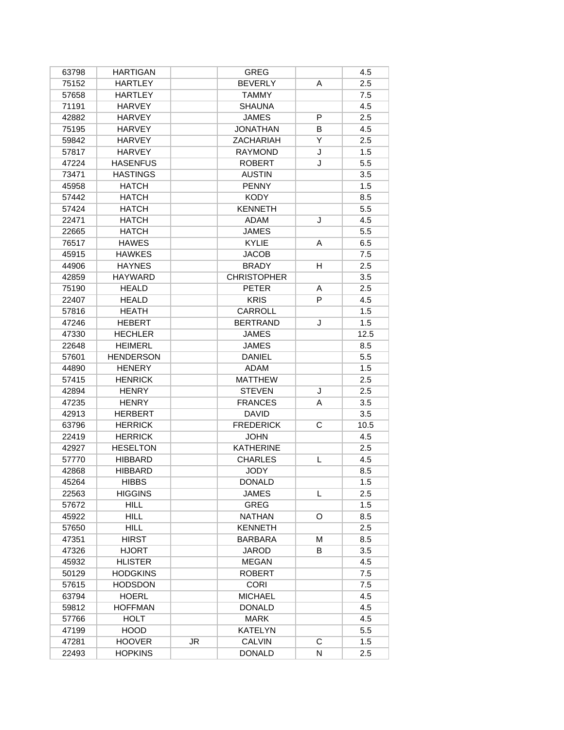| | | | | | |
|---|---|---|---|---|---|
| 63798 | HARTIGAN | | GREG | | 4.5 |
| 75152 | HARTLEY | | BEVERLY | A | 2.5 |
| 57658 | HARTLEY | | TAMMY | | 7.5 |
| 71191 | HARVEY | | SHAUNA | | 4.5 |
| 42882 | HARVEY | | JAMES | P | 2.5 |
| 75195 | HARVEY | | JONATHAN | B | 4.5 |
| 59842 | HARVEY | | ZACHARIAH | Y | 2.5 |
| 57817 | HARVEY | | RAYMOND | J | 1.5 |
| 47224 | HASENFUS | | ROBERT | J | 5.5 |
| 73471 | HASTINGS | | AUSTIN | | 3.5 |
| 45958 | HATCH | | PENNY | | 1.5 |
| 57442 | HATCH | | KODY | | 8.5 |
| 57424 | HATCH | | KENNETH | | 5.5 |
| 22471 | HATCH | | ADAM | J | 4.5 |
| 22665 | HATCH | | JAMES | | 5.5 |
| 76517 | HAWES | | KYLIE | A | 6.5 |
| 45915 | HAWKES | | JACOB | | 7.5 |
| 44906 | HAYNES | | BRADY | H | 2.5 |
| 42859 | HAYWARD | | CHRISTOPHER | | 3.5 |
| 75190 | HEALD | | PETER | A | 2.5 |
| 22407 | HEALD | | KRIS | P | 4.5 |
| 57816 | HEATH | | CARROLL | | 1.5 |
| 47246 | HEBERT | | BERTRAND | J | 1.5 |
| 47330 | HECHLER | | JAMES | | 12.5 |
| 22648 | HEIMERL | | JAMES | | 8.5 |
| 57601 | HENDERSON | | DANIEL | | 5.5 |
| 44890 | HENERY | | ADAM | | 1.5 |
| 57415 | HENRICK | | MATTHEW | | 2.5 |
| 42894 | HENRY | | STEVEN | J | 2.5 |
| 47235 | HENRY | | FRANCES | A | 3.5 |
| 42913 | HERBERT | | DAVID | | 3.5 |
| 63796 | HERRICK | | FREDERICK | C | 10.5 |
| 22419 | HERRICK | | JOHN | | 4.5 |
| 42927 | HESELTON | | KATHERINE | | 2.5 |
| 57770 | HIBBARD | | CHARLES | L | 4.5 |
| 42868 | HIBBARD | | JODY | | 8.5 |
| 45264 | HIBBS | | DONALD | | 1.5 |
| 22563 | HIGGINS | | JAMES | L | 2.5 |
| 57672 | HILL | | GREG | | 1.5 |
| 45922 | HILL | | NATHAN | O | 8.5 |
| 57650 | HILL | | KENNETH | | 2.5 |
| 47351 | HIRST | | BARBARA | M | 8.5 |
| 47326 | HJORT | | JAROD | B | 3.5 |
| 45932 | HLISTER | | MEGAN | | 4.5 |
| 50129 | HODGKINS | | ROBERT | | 7.5 |
| 57615 | HODSDON | | CORI | | 7.5 |
| 63794 | HOERL | | MICHAEL | | 4.5 |
| 59812 | HOFFMAN | | DONALD | | 4.5 |
| 57766 | HOLT | | MARK | | 4.5 |
| 47199 | HOOD | | KATELYN | | 5.5 |
| 47281 | HOOVER | JR | CALVIN | C | 1.5 |
| 22493 | HOPKINS | | DONALD | N | 2.5 |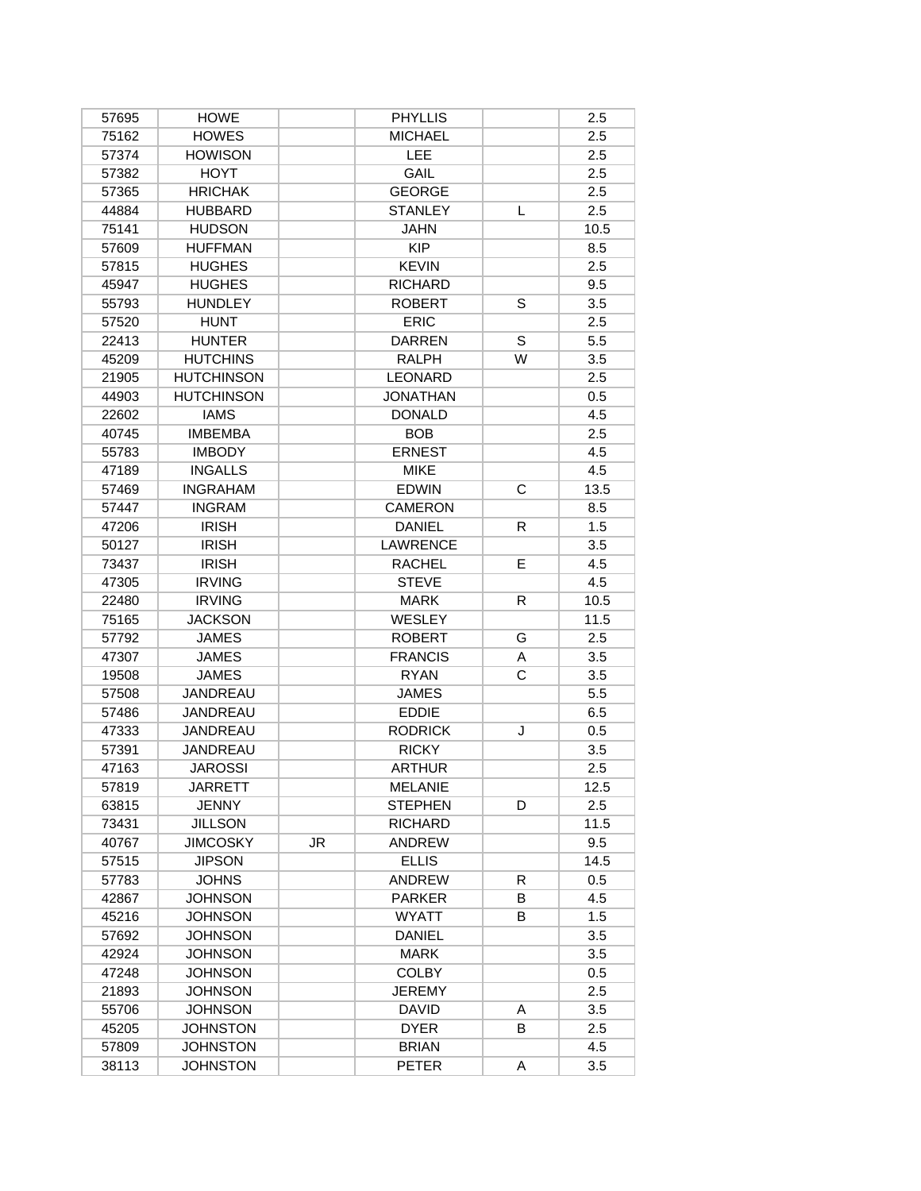| | | | | | |
|---|---|---|---|---|---|
| 57695 | HOWE | | PHYLLIS | | 2.5 |
| 75162 | HOWES | | MICHAEL | | 2.5 |
| 57374 | HOWISON | | LEE | | 2.5 |
| 57382 | HOYT | | GAIL | | 2.5 |
| 57365 | HRICHAK | | GEORGE | | 2.5 |
| 44884 | HUBBARD | | STANLEY | L | 2.5 |
| 75141 | HUDSON | | JAHN | | 10.5 |
| 57609 | HUFFMAN | | KIP | | 8.5 |
| 57815 | HUGHES | | KEVIN | | 2.5 |
| 45947 | HUGHES | | RICHARD | | 9.5 |
| 55793 | HUNDLEY | | ROBERT | S | 3.5 |
| 57520 | HUNT | | ERIC | | 2.5 |
| 22413 | HUNTER | | DARREN | S | 5.5 |
| 45209 | HUTCHINS | | RALPH | W | 3.5 |
| 21905 | HUTCHINSON | | LEONARD | | 2.5 |
| 44903 | HUTCHINSON | | JONATHAN | | 0.5 |
| 22602 | IAMS | | DONALD | | 4.5 |
| 40745 | IMBEMBA | | BOB | | 2.5 |
| 55783 | IMBODY | | ERNEST | | 4.5 |
| 47189 | INGALLS | | MIKE | | 4.5 |
| 57469 | INGRAHAM | | EDWIN | C | 13.5 |
| 57447 | INGRAM | | CAMERON | | 8.5 |
| 47206 | IRISH | | DANIEL | R | 1.5 |
| 50127 | IRISH | | LAWRENCE | | 3.5 |
| 73437 | IRISH | | RACHEL | E | 4.5 |
| 47305 | IRVING | | STEVE | | 4.5 |
| 22480 | IRVING | | MARK | R | 10.5 |
| 75165 | JACKSON | | WESLEY | | 11.5 |
| 57792 | JAMES | | ROBERT | G | 2.5 |
| 47307 | JAMES | | FRANCIS | A | 3.5 |
| 19508 | JAMES | | RYAN | C | 3.5 |
| 57508 | JANDREAU | | JAMES | | 5.5 |
| 57486 | JANDREAU | | EDDIE | | 6.5 |
| 47333 | JANDREAU | | RODRICK | J | 0.5 |
| 57391 | JANDREAU | | RICKY | | 3.5 |
| 47163 | JAROSSI | | ARTHUR | | 2.5 |
| 57819 | JARRETT | | MELANIE | | 12.5 |
| 63815 | JENNY | | STEPHEN | D | 2.5 |
| 73431 | JILLSON | | RICHARD | | 11.5 |
| 40767 | JIMCOSKY | JR | ANDREW | | 9.5 |
| 57515 | JIPSON | | ELLIS | | 14.5 |
| 57783 | JOHNS | | ANDREW | R | 0.5 |
| 42867 | JOHNSON | | PARKER | B | 4.5 |
| 45216 | JOHNSON | | WYATT | B | 1.5 |
| 57692 | JOHNSON | | DANIEL | | 3.5 |
| 42924 | JOHNSON | | MARK | | 3.5 |
| 47248 | JOHNSON | | COLBY | | 0.5 |
| 21893 | JOHNSON | | JEREMY | | 2.5 |
| 55706 | JOHNSON | | DAVID | A | 3.5 |
| 45205 | JOHNSTON | | DYER | B | 2.5 |
| 57809 | JOHNSTON | | BRIAN | | 4.5 |
| 38113 | JOHNSTON | | PETER | A | 3.5 |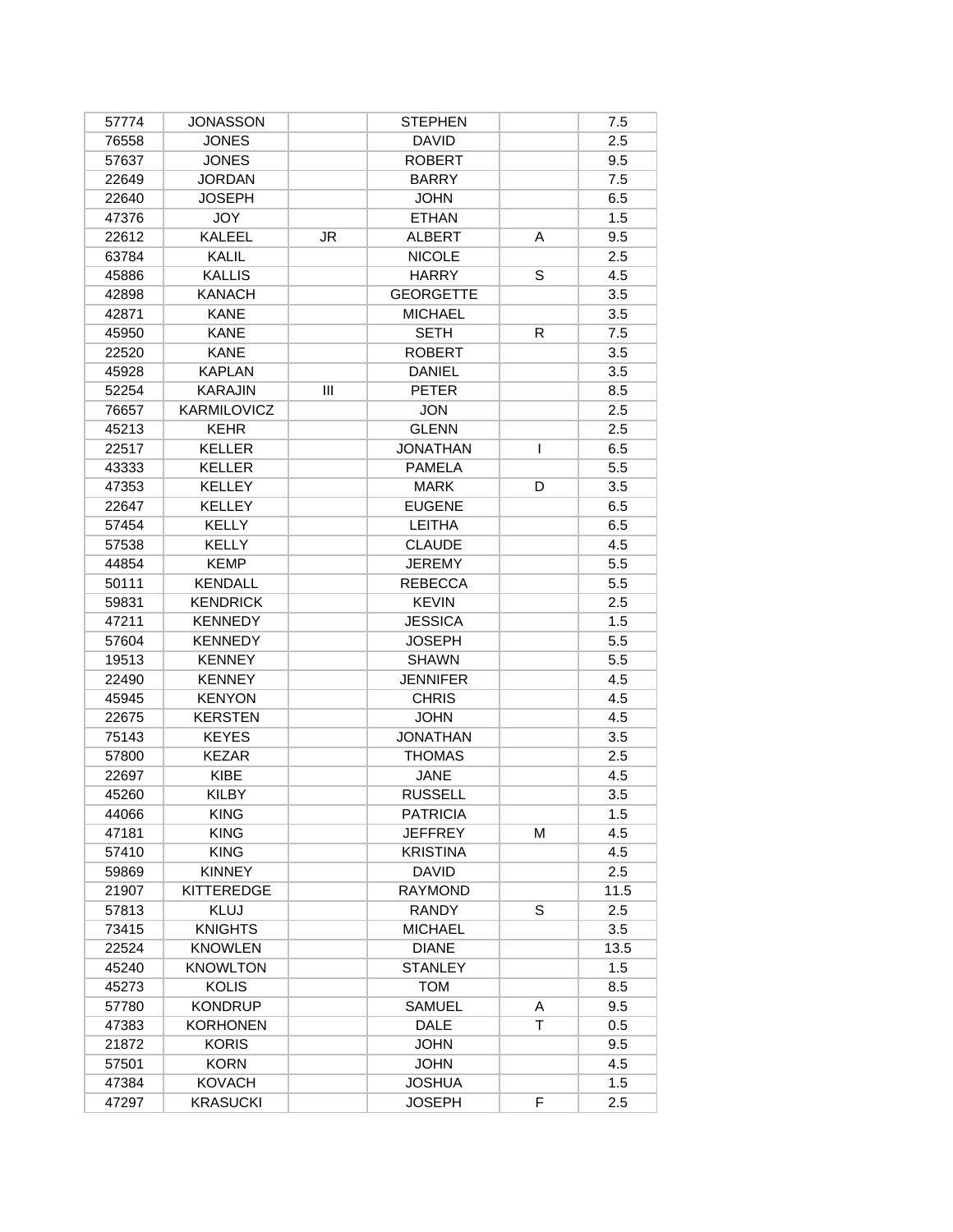| | | | | | |
|---|---|---|---|---|---|
| 57774 | JONASSON | | STEPHEN | | 7.5 |
| 76558 | JONES | | DAVID | | 2.5 |
| 57637 | JONES | | ROBERT | | 9.5 |
| 22649 | JORDAN | | BARRY | | 7.5 |
| 22640 | JOSEPH | | JOHN | | 6.5 |
| 47376 | JOY | | ETHAN | | 1.5 |
| 22612 | KALEEL | JR | ALBERT | A | 9.5 |
| 63784 | KALIL | | NICOLE | | 2.5 |
| 45886 | KALLIS | | HARRY | S | 4.5 |
| 42898 | KANACH | | GEORGETTE | | 3.5 |
| 42871 | KANE | | MICHAEL | | 3.5 |
| 45950 | KANE | | SETH | R | 7.5 |
| 22520 | KANE | | ROBERT | | 3.5 |
| 45928 | KAPLAN | | DANIEL | | 3.5 |
| 52254 | KARAJIN | III | PETER | | 8.5 |
| 76657 | KARMILOVICZ | | JON | | 2.5 |
| 45213 | KEHR | | GLENN | | 2.5 |
| 22517 | KELLER | | JONATHAN | I | 6.5 |
| 43333 | KELLER | | PAMELA | | 5.5 |
| 47353 | KELLEY | | MARK | D | 3.5 |
| 22647 | KELLEY | | EUGENE | | 6.5 |
| 57454 | KELLY | | LEITHA | | 6.5 |
| 57538 | KELLY | | CLAUDE | | 4.5 |
| 44854 | KEMP | | JEREMY | | 5.5 |
| 50111 | KENDALL | | REBECCA | | 5.5 |
| 59831 | KENDRICK | | KEVIN | | 2.5 |
| 47211 | KENNEDY | | JESSICA | | 1.5 |
| 57604 | KENNEDY | | JOSEPH | | 5.5 |
| 19513 | KENNEY | | SHAWN | | 5.5 |
| 22490 | KENNEY | | JENNIFER | | 4.5 |
| 45945 | KENYON | | CHRIS | | 4.5 |
| 22675 | KERSTEN | | JOHN | | 4.5 |
| 75143 | KEYES | | JONATHAN | | 3.5 |
| 57800 | KEZAR | | THOMAS | | 2.5 |
| 22697 | KIBE | | JANE | | 4.5 |
| 45260 | KILBY | | RUSSELL | | 3.5 |
| 44066 | KING | | PATRICIA | | 1.5 |
| 47181 | KING | | JEFFREY | M | 4.5 |
| 57410 | KING | | KRISTINA | | 4.5 |
| 59869 | KINNEY | | DAVID | | 2.5 |
| 21907 | KITTEREDGE | | RAYMOND | | 11.5 |
| 57813 | KLUJ | | RANDY | S | 2.5 |
| 73415 | KNIGHTS | | MICHAEL | | 3.5 |
| 22524 | KNOWLEN | | DIANE | | 13.5 |
| 45240 | KNOWLTON | | STANLEY | | 1.5 |
| 45273 | KOLIS | | TOM | | 8.5 |
| 57780 | KONDRUP | | SAMUEL | A | 9.5 |
| 47383 | KORHONEN | | DALE | T | 0.5 |
| 21872 | KORIS | | JOHN | | 9.5 |
| 57501 | KORN | | JOHN | | 4.5 |
| 47384 | KOVACH | | JOSHUA | | 1.5 |
| 47297 | KRASUCKI | | JOSEPH | F | 2.5 |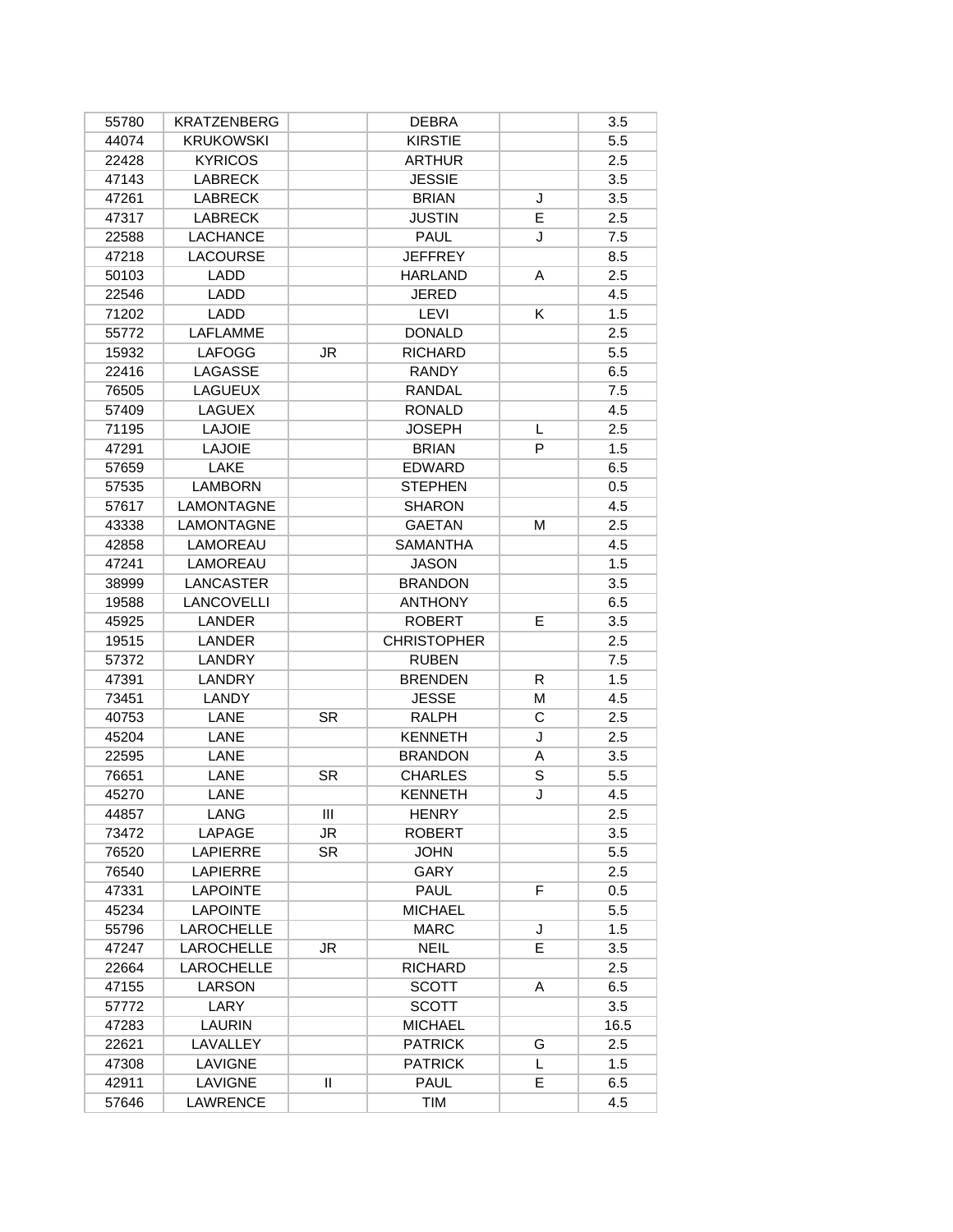| | | | | | |
|---|---|---|---|---|---|
| 55780 | KRATZENBERG | | DEBRA | | 3.5 |
| 44074 | KRUKOWSKI | | KIRSTIE | | 5.5 |
| 22428 | KYRICOS | | ARTHUR | | 2.5 |
| 47143 | LABRECK | | JESSIE | | 3.5 |
| 47261 | LABRECK | | BRIAN | J | 3.5 |
| 47317 | LABRECK | | JUSTIN | E | 2.5 |
| 22588 | LACHANCE | | PAUL | J | 7.5 |
| 47218 | LACOURSE | | JEFFREY | | 8.5 |
| 50103 | LADD | | HARLAND | A | 2.5 |
| 22546 | LADD | | JERED | | 4.5 |
| 71202 | LADD | | LEVI | K | 1.5 |
| 55772 | LAFLAMME | | DONALD | | 2.5 |
| 15932 | LAFOGG | JR | RICHARD | | 5.5 |
| 22416 | LAGASSE | | RANDY | | 6.5 |
| 76505 | LAGUEUX | | RANDAL | | 7.5 |
| 57409 | LAGUEX | | RONALD | | 4.5 |
| 71195 | LAJOIE | | JOSEPH | L | 2.5 |
| 47291 | LAJOIE | | BRIAN | P | 1.5 |
| 57659 | LAKE | | EDWARD | | 6.5 |
| 57535 | LAMBORN | | STEPHEN | | 0.5 |
| 57617 | LAMONTAGNE | | SHARON | | 4.5 |
| 43338 | LAMONTAGNE | | GAETAN | M | 2.5 |
| 42858 | LAMOREAU | | SAMANTHA | | 4.5 |
| 47241 | LAMOREAU | | JASON | | 1.5 |
| 38999 | LANCASTER | | BRANDON | | 3.5 |
| 19588 | LANCOVELLI | | ANTHONY | | 6.5 |
| 45925 | LANDER | | ROBERT | E | 3.5 |
| 19515 | LANDER | | CHRISTOPHER | | 2.5 |
| 57372 | LANDRY | | RUBEN | | 7.5 |
| 47391 | LANDRY | | BRENDEN | R | 1.5 |
| 73451 | LANDY | | JESSE | M | 4.5 |
| 40753 | LANE | SR | RALPH | C | 2.5 |
| 45204 | LANE | | KENNETH | J | 2.5 |
| 22595 | LANE | | BRANDON | A | 3.5 |
| 76651 | LANE | SR | CHARLES | S | 5.5 |
| 45270 | LANE | | KENNETH | J | 4.5 |
| 44857 | LANG | III | HENRY | | 2.5 |
| 73472 | LAPAGE | JR | ROBERT | | 3.5 |
| 76520 | LAPIERRE | SR | JOHN | | 5.5 |
| 76540 | LAPIERRE | | GARY | | 2.5 |
| 47331 | LAPOINTE | | PAUL | F | 0.5 |
| 45234 | LAPOINTE | | MICHAEL | | 5.5 |
| 55796 | LAROCHELLE | | MARC | J | 1.5 |
| 47247 | LAROCHELLE | JR | NEIL | E | 3.5 |
| 22664 | LAROCHELLE | | RICHARD | | 2.5 |
| 47155 | LARSON | | SCOTT | A | 6.5 |
| 57772 | LARY | | SCOTT | | 3.5 |
| 47283 | LAURIN | | MICHAEL | | 16.5 |
| 22621 | LAVALLEY | | PATRICK | G | 2.5 |
| 47308 | LAVIGNE | | PATRICK | L | 1.5 |
| 42911 | LAVIGNE | II | PAUL | E | 6.5 |
| 57646 | LAWRENCE | | TIM | | 4.5 |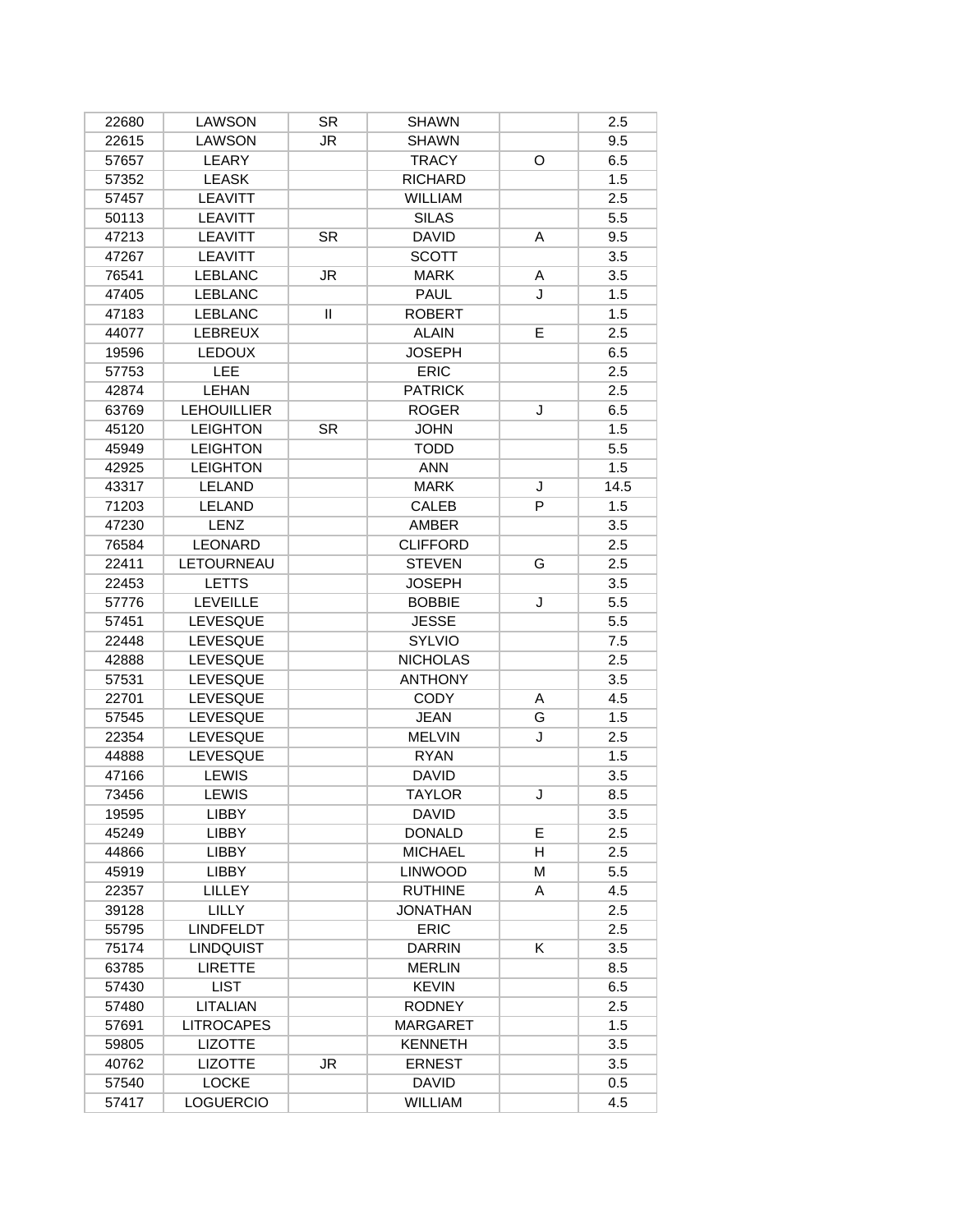| | | | | | |
|---|---|---|---|---|---|
| 22680 | LAWSON | SR | SHAWN | | 2.5 |
| 22615 | LAWSON | JR | SHAWN | | 9.5 |
| 57657 | LEARY | | TRACY | O | 6.5 |
| 57352 | LEASK | | RICHARD | | 1.5 |
| 57457 | LEAVITT | | WILLIAM | | 2.5 |
| 50113 | LEAVITT | | SILAS | | 5.5 |
| 47213 | LEAVITT | SR | DAVID | A | 9.5 |
| 47267 | LEAVITT | | SCOTT | | 3.5 |
| 76541 | LEBLANC | JR | MARK | A | 3.5 |
| 47405 | LEBLANC | | PAUL | J | 1.5 |
| 47183 | LEBLANC | II | ROBERT | | 1.5 |
| 44077 | LEBREUX | | ALAIN | E | 2.5 |
| 19596 | LEDOUX | | JOSEPH | | 6.5 |
| 57753 | LEE | | ERIC | | 2.5 |
| 42874 | LEHAN | | PATRICK | | 2.5 |
| 63769 | LEHOUILLIER | | ROGER | J | 6.5 |
| 45120 | LEIGHTON | SR | JOHN | | 1.5 |
| 45949 | LEIGHTON | | TODD | | 5.5 |
| 42925 | LEIGHTON | | ANN | | 1.5 |
| 43317 | LELAND | | MARK | J | 14.5 |
| 71203 | LELAND | | CALEB | P | 1.5 |
| 47230 | LENZ | | AMBER | | 3.5 |
| 76584 | LEONARD | | CLIFFORD | | 2.5 |
| 22411 | LETOURNEAU | | STEVEN | G | 2.5 |
| 22453 | LETTS | | JOSEPH | | 3.5 |
| 57776 | LEVEILLE | | BOBBIE | J | 5.5 |
| 57451 | LEVESQUE | | JESSE | | 5.5 |
| 22448 | LEVESQUE | | SYLVIO | | 7.5 |
| 42888 | LEVESQUE | | NICHOLAS | | 2.5 |
| 57531 | LEVESQUE | | ANTHONY | | 3.5 |
| 22701 | LEVESQUE | | CODY | A | 4.5 |
| 57545 | LEVESQUE | | JEAN | G | 1.5 |
| 22354 | LEVESQUE | | MELVIN | J | 2.5 |
| 44888 | LEVESQUE | | RYAN | | 1.5 |
| 47166 | LEWIS | | DAVID | | 3.5 |
| 73456 | LEWIS | | TAYLOR | J | 8.5 |
| 19595 | LIBBY | | DAVID | | 3.5 |
| 45249 | LIBBY | | DONALD | E | 2.5 |
| 44866 | LIBBY | | MICHAEL | H | 2.5 |
| 45919 | LIBBY | | LINWOOD | M | 5.5 |
| 22357 | LILLEY | | RUTHINE | A | 4.5 |
| 39128 | LILLY | | JONATHAN | | 2.5 |
| 55795 | LINDFELDT | | ERIC | | 2.5 |
| 75174 | LINDQUIST | | DARRIN | K | 3.5 |
| 63785 | LIRETTE | | MERLIN | | 8.5 |
| 57430 | LIST | | KEVIN | | 6.5 |
| 57480 | LITALIAN | | RODNEY | | 2.5 |
| 57691 | LITROCAPES | | MARGARET | | 1.5 |
| 59805 | LIZOTTE | | KENNETH | | 3.5 |
| 40762 | LIZOTTE | JR | ERNEST | | 3.5 |
| 57540 | LOCKE | | DAVID | | 0.5 |
| 57417 | LOGUERCIO | | WILLIAM | | 4.5 |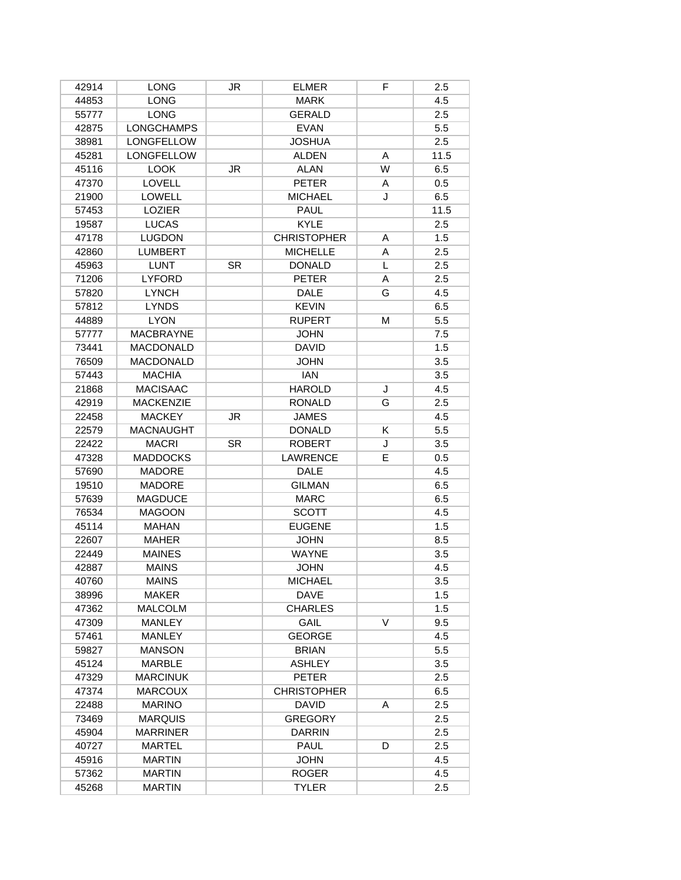| | | | | | |
|---|---|---|---|---|---|
| 42914 | LONG | JR | ELMER | F | 2.5 |
| 44853 | LONG | | MARK | | 4.5 |
| 55777 | LONG | | GERALD | | 2.5 |
| 42875 | LONGCHAMPS | | EVAN | | 5.5 |
| 38981 | LONGFELLOW | | JOSHUA | | 2.5 |
| 45281 | LONGFELLOW | | ALDEN | A | 11.5 |
| 45116 | LOOK | JR | ALAN | W | 6.5 |
| 47370 | LOVELL | | PETER | A | 0.5 |
| 21900 | LOWELL | | MICHAEL | J | 6.5 |
| 57453 | LOZIER | | PAUL | | 11.5 |
| 19587 | LUCAS | | KYLE | | 2.5 |
| 47178 | LUGDON | | CHRISTOPHER | A | 1.5 |
| 42860 | LUMBERT | | MICHELLE | A | 2.5 |
| 45963 | LUNT | SR | DONALD | L | 2.5 |
| 71206 | LYFORD | | PETER | A | 2.5 |
| 57820 | LYNCH | | DALE | G | 4.5 |
| 57812 | LYNDS | | KEVIN | | 6.5 |
| 44889 | LYON | | RUPERT | M | 5.5 |
| 57777 | MACBRAYNE | | JOHN | | 7.5 |
| 73441 | MACDONALD | | DAVID | | 1.5 |
| 76509 | MACDONALD | | JOHN | | 3.5 |
| 57443 | MACHIA | | IAN | | 3.5 |
| 21868 | MACISAAC | | HAROLD | J | 4.5 |
| 42919 | MACKENZIE | | RONALD | G | 2.5 |
| 22458 | MACKEY | JR | JAMES | | 4.5 |
| 22579 | MACNAUGHT | | DONALD | K | 5.5 |
| 22422 | MACRI | SR | ROBERT | J | 3.5 |
| 47328 | MADDOCKS | | LAWRENCE | E | 0.5 |
| 57690 | MADORE | | DALE | | 4.5 |
| 19510 | MADORE | | GILMAN | | 6.5 |
| 57639 | MAGDUCE | | MARC | | 6.5 |
| 76534 | MAGOON | | SCOTT | | 4.5 |
| 45114 | MAHAN | | EUGENE | | 1.5 |
| 22607 | MAHER | | JOHN | | 8.5 |
| 22449 | MAINES | | WAYNE | | 3.5 |
| 42887 | MAINS | | JOHN | | 4.5 |
| 40760 | MAINS | | MICHAEL | | 3.5 |
| 38996 | MAKER | | DAVE | | 1.5 |
| 47362 | MALCOLM | | CHARLES | | 1.5 |
| 47309 | MANLEY | | GAIL | V | 9.5 |
| 57461 | MANLEY | | GEORGE | | 4.5 |
| 59827 | MANSON | | BRIAN | | 5.5 |
| 45124 | MARBLE | | ASHLEY | | 3.5 |
| 47329 | MARCINUK | | PETER | | 2.5 |
| 47374 | MARCOUX | | CHRISTOPHER | | 6.5 |
| 22488 | MARINO | | DAVID | A | 2.5 |
| 73469 | MARQUIS | | GREGORY | | 2.5 |
| 45904 | MARRINER | | DARRIN | | 2.5 |
| 40727 | MARTEL | | PAUL | D | 2.5 |
| 45916 | MARTIN | | JOHN | | 4.5 |
| 57362 | MARTIN | | ROGER | | 4.5 |
| 45268 | MARTIN | | TYLER | | 2.5 |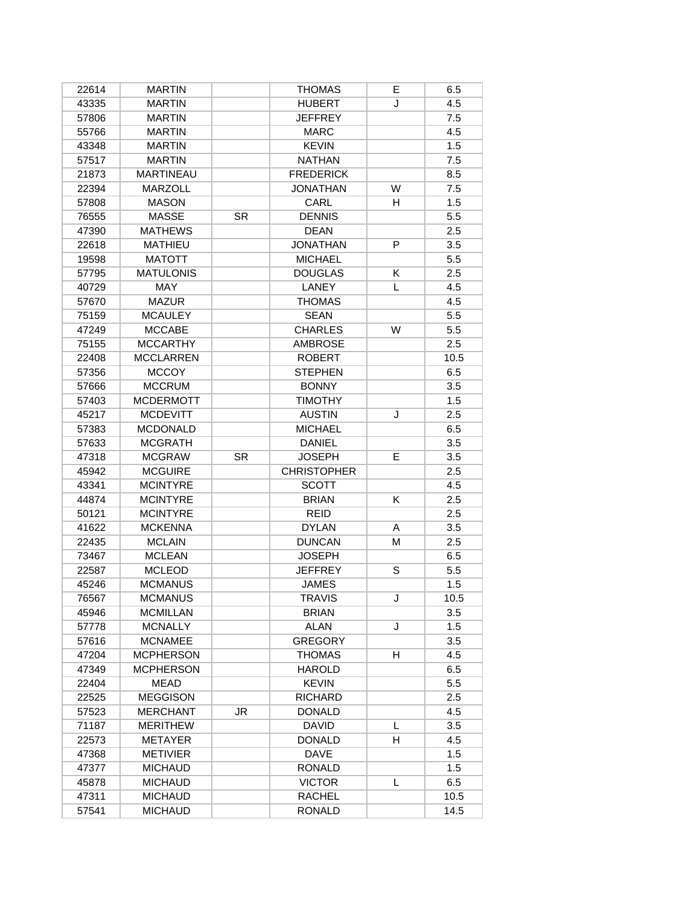| | | | | | |
|---|---|---|---|---|---|
| 22614 | MARTIN | | THOMAS | E | 6.5 |
| 43335 | MARTIN | | HUBERT | J | 4.5 |
| 57806 | MARTIN | | JEFFREY | | 7.5 |
| 55766 | MARTIN | | MARC | | 4.5 |
| 43348 | MARTIN | | KEVIN | | 1.5 |
| 57517 | MARTIN | | NATHAN | | 7.5 |
| 21873 | MARTINEAU | | FREDERICK | | 8.5 |
| 22394 | MARZOLL | | JONATHAN | W | 7.5 |
| 57808 | MASON | | CARL | H | 1.5 |
| 76555 | MASSE | SR | DENNIS | | 5.5 |
| 47390 | MATHEWS | | DEAN | | 2.5 |
| 22618 | MATHIEU | | JONATHAN | P | 3.5 |
| 19598 | MATOTT | | MICHAEL | | 5.5 |
| 57795 | MATULONIS | | DOUGLAS | K | 2.5 |
| 40729 | MAY | | LANEY | L | 4.5 |
| 57670 | MAZUR | | THOMAS | | 4.5 |
| 75159 | MCAULEY | | SEAN | | 5.5 |
| 47249 | MCCABE | | CHARLES | W | 5.5 |
| 75155 | MCCARTHY | | AMBROSE | | 2.5 |
| 22408 | MCCLARREN | | ROBERT | | 10.5 |
| 57356 | MCCOY | | STEPHEN | | 6.5 |
| 57666 | MCCRUM | | BONNY | | 3.5 |
| 57403 | MCDERMOTT | | TIMOTHY | | 1.5 |
| 45217 | MCDEVITT | | AUSTIN | J | 2.5 |
| 57383 | MCDONALD | | MICHAEL | | 6.5 |
| 57633 | MCGRATH | | DANIEL | | 3.5 |
| 47318 | MCGRAW | SR | JOSEPH | E | 3.5 |
| 45942 | MCGUIRE | | CHRISTOPHER | | 2.5 |
| 43341 | MCINTYRE | | SCOTT | | 4.5 |
| 44874 | MCINTYRE | | BRIAN | K | 2.5 |
| 50121 | MCINTYRE | | REID | | 2.5 |
| 41622 | MCKENNA | | DYLAN | A | 3.5 |
| 22435 | MCLAIN | | DUNCAN | M | 2.5 |
| 73467 | MCLEAN | | JOSEPH | | 6.5 |
| 22587 | MCLEOD | | JEFFREY | S | 5.5 |
| 45246 | MCMANUS | | JAMES | | 1.5 |
| 76567 | MCMANUS | | TRAVIS | J | 10.5 |
| 45946 | MCMILLAN | | BRIAN | | 3.5 |
| 57778 | MCNALLY | | ALAN | J | 1.5 |
| 57616 | MCNAMEE | | GREGORY | | 3.5 |
| 47204 | MCPHERSON | | THOMAS | H | 4.5 |
| 47349 | MCPHERSON | | HAROLD | | 6.5 |
| 22404 | MEAD | | KEVIN | | 5.5 |
| 22525 | MEGGISON | | RICHARD | | 2.5 |
| 57523 | MERCHANT | JR | DONALD | | 4.5 |
| 71187 | MERITHEW | | DAVID | L | 3.5 |
| 22573 | METAYER | | DONALD | H | 4.5 |
| 47368 | METIVIER | | DAVE | | 1.5 |
| 47377 | MICHAUD | | RONALD | | 1.5 |
| 45878 | MICHAUD | | VICTOR | L | 6.5 |
| 47311 | MICHAUD | | RACHEL | | 10.5 |
| 57541 | MICHAUD | | RONALD | | 14.5 |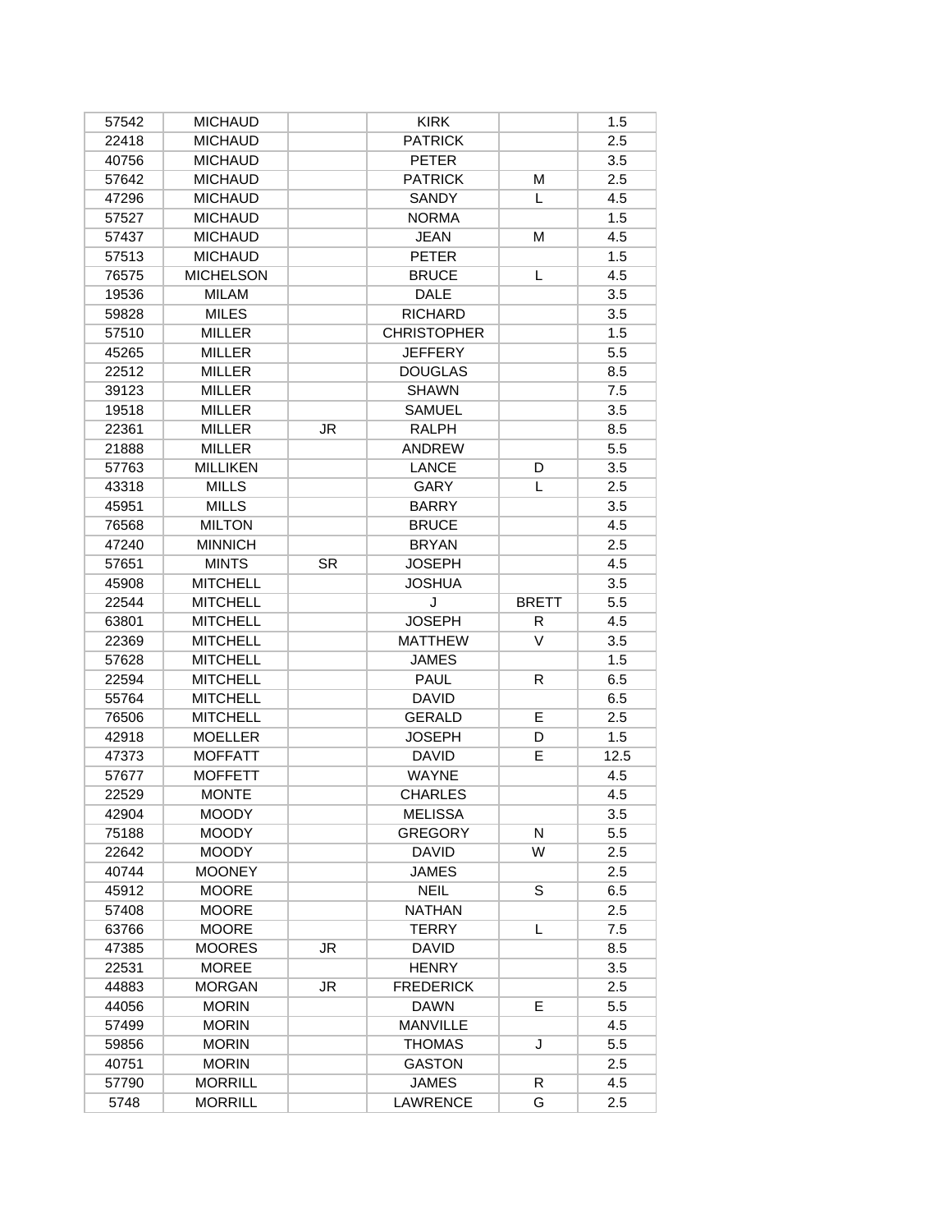| | | | | | |
|---|---|---|---|---|---|
| 57542 | MICHAUD | | KIRK | | 1.5 |
| 22418 | MICHAUD | | PATRICK | | 2.5 |
| 40756 | MICHAUD | | PETER | | 3.5 |
| 57642 | MICHAUD | | PATRICK | M | 2.5 |
| 47296 | MICHAUD | | SANDY | L | 4.5 |
| 57527 | MICHAUD | | NORMA | | 1.5 |
| 57437 | MICHAUD | | JEAN | M | 4.5 |
| 57513 | MICHAUD | | PETER | | 1.5 |
| 76575 | MICHELSON | | BRUCE | L | 4.5 |
| 19536 | MILAM | | DALE | | 3.5 |
| 59828 | MILES | | RICHARD | | 3.5 |
| 57510 | MILLER | | CHRISTOPHER | | 1.5 |
| 45265 | MILLER | | JEFFERY | | 5.5 |
| 22512 | MILLER | | DOUGLAS | | 8.5 |
| 39123 | MILLER | | SHAWN | | 7.5 |
| 19518 | MILLER | | SAMUEL | | 3.5 |
| 22361 | MILLER | JR | RALPH | | 8.5 |
| 21888 | MILLER | | ANDREW | | 5.5 |
| 57763 | MILLIKEN | | LANCE | D | 3.5 |
| 43318 | MILLS | | GARY | L | 2.5 |
| 45951 | MILLS | | BARRY | | 3.5 |
| 76568 | MILTON | | BRUCE | | 4.5 |
| 47240 | MINNICH | | BRYAN | | 2.5 |
| 57651 | MINTS | SR | JOSEPH | | 4.5 |
| 45908 | MITCHELL | | JOSHUA | | 3.5 |
| 22544 | MITCHELL | | J | BRETT | 5.5 |
| 63801 | MITCHELL | | JOSEPH | R | 4.5 |
| 22369 | MITCHELL | | MATTHEW | V | 3.5 |
| 57628 | MITCHELL | | JAMES | | 1.5 |
| 22594 | MITCHELL | | PAUL | R | 6.5 |
| 55764 | MITCHELL | | DAVID | | 6.5 |
| 76506 | MITCHELL | | GERALD | E | 2.5 |
| 42918 | MOELLER | | JOSEPH | D | 1.5 |
| 47373 | MOFFATT | | DAVID | E | 12.5 |
| 57677 | MOFFETT | | WAYNE | | 4.5 |
| 22529 | MONTE | | CHARLES | | 4.5 |
| 42904 | MOODY | | MELISSA | | 3.5 |
| 75188 | MOODY | | GREGORY | N | 5.5 |
| 22642 | MOODY | | DAVID | W | 2.5 |
| 40744 | MOONEY | | JAMES | | 2.5 |
| 45912 | MOORE | | NEIL | S | 6.5 |
| 57408 | MOORE | | NATHAN | | 2.5 |
| 63766 | MOORE | | TERRY | L | 7.5 |
| 47385 | MOORES | JR | DAVID | | 8.5 |
| 22531 | MOREE | | HENRY | | 3.5 |
| 44883 | MORGAN | JR | FREDERICK | | 2.5 |
| 44056 | MORIN | | DAWN | E | 5.5 |
| 57499 | MORIN | | MANVILLE | | 4.5 |
| 59856 | MORIN | | THOMAS | J | 5.5 |
| 40751 | MORIN | | GASTON | | 2.5 |
| 57790 | MORRILL | | JAMES | R | 4.5 |
| 5748 | MORRILL | | LAWRENCE | G | 2.5 |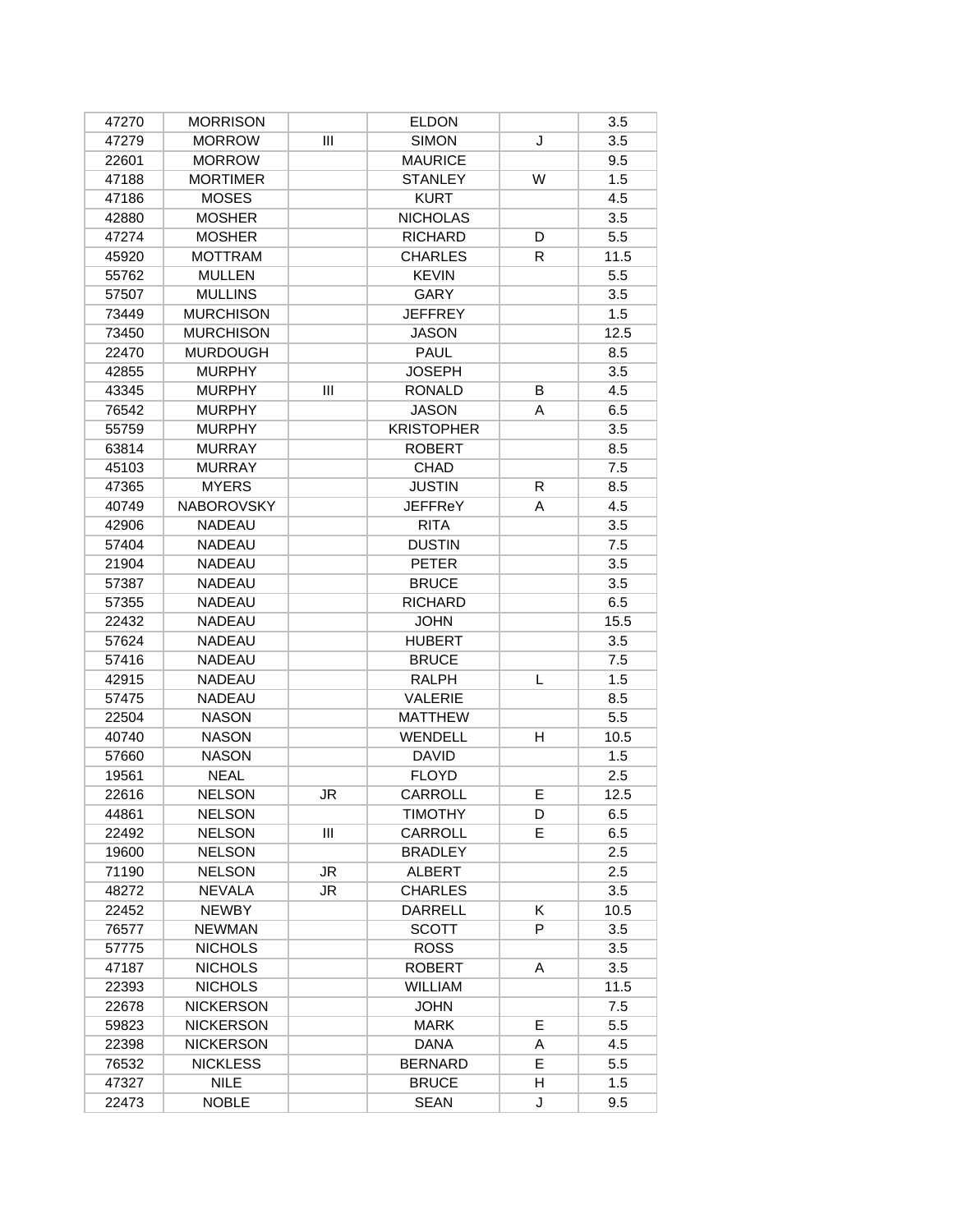| | | | | | |
|---|---|---|---|---|---|
| 47270 | MORRISON | | ELDON | | 3.5 |
| 47279 | MORROW | III | SIMON | J | 3.5 |
| 22601 | MORROW | | MAURICE | | 9.5 |
| 47188 | MORTIMER | | STANLEY | W | 1.5 |
| 47186 | MOSES | | KURT | | 4.5 |
| 42880 | MOSHER | | NICHOLAS | | 3.5 |
| 47274 | MOSHER | | RICHARD | D | 5.5 |
| 45920 | MOTTRAM | | CHARLES | R | 11.5 |
| 55762 | MULLEN | | KEVIN | | 5.5 |
| 57507 | MULLINS | | GARY | | 3.5 |
| 73449 | MURCHISON | | JEFFREY | | 1.5 |
| 73450 | MURCHISON | | JASON | | 12.5 |
| 22470 | MURDOUGH | | PAUL | | 8.5 |
| 42855 | MURPHY | | JOSEPH | | 3.5 |
| 43345 | MURPHY | III | RONALD | B | 4.5 |
| 76542 | MURPHY | | JASON | A | 6.5 |
| 55759 | MURPHY | | KRISTOPHER | | 3.5 |
| 63814 | MURRAY | | ROBERT | | 8.5 |
| 45103 | MURRAY | | CHAD | | 7.5 |
| 47365 | MYERS | | JUSTIN | R | 8.5 |
| 40749 | NABOROVSKY | | JEFFReY | A | 4.5 |
| 42906 | NADEAU | | RITA | | 3.5 |
| 57404 | NADEAU | | DUSTIN | | 7.5 |
| 21904 | NADEAU | | PETER | | 3.5 |
| 57387 | NADEAU | | BRUCE | | 3.5 |
| 57355 | NADEAU | | RICHARD | | 6.5 |
| 22432 | NADEAU | | JOHN | | 15.5 |
| 57624 | NADEAU | | HUBERT | | 3.5 |
| 57416 | NADEAU | | BRUCE | | 7.5 |
| 42915 | NADEAU | | RALPH | L | 1.5 |
| 57475 | NADEAU | | VALERIE | | 8.5 |
| 22504 | NASON | | MATTHEW | | 5.5 |
| 40740 | NASON | | WENDELL | H | 10.5 |
| 57660 | NASON | | DAVID | | 1.5 |
| 19561 | NEAL | | FLOYD | | 2.5 |
| 22616 | NELSON | JR | CARROLL | E | 12.5 |
| 44861 | NELSON | | TIMOTHY | D | 6.5 |
| 22492 | NELSON | III | CARROLL | E | 6.5 |
| 19600 | NELSON | | BRADLEY | | 2.5 |
| 71190 | NELSON | JR | ALBERT | | 2.5 |
| 48272 | NEVALA | JR | CHARLES | | 3.5 |
| 22452 | NEWBY | | DARRELL | K | 10.5 |
| 76577 | NEWMAN | | SCOTT | P | 3.5 |
| 57775 | NICHOLS | | ROSS | | 3.5 |
| 47187 | NICHOLS | | ROBERT | A | 3.5 |
| 22393 | NICHOLS | | WILLIAM | | 11.5 |
| 22678 | NICKERSON | | JOHN | | 7.5 |
| 59823 | NICKERSON | | MARK | E | 5.5 |
| 22398 | NICKERSON | | DANA | A | 4.5 |
| 76532 | NICKLESS | | BERNARD | E | 5.5 |
| 47327 | NILE | | BRUCE | H | 1.5 |
| 22473 | NOBLE | | SEAN | J | 9.5 |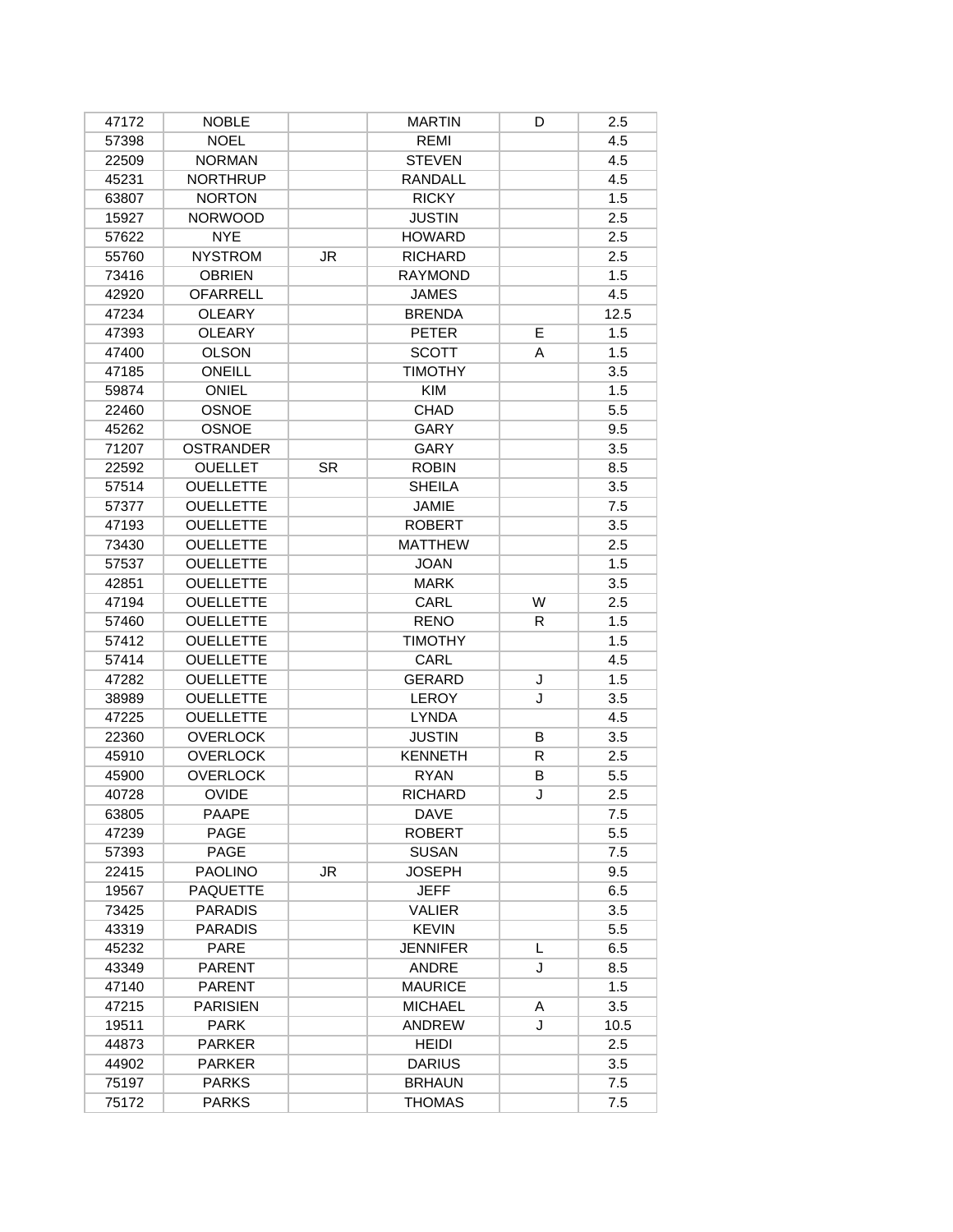| | | | | | |
|---|---|---|---|---|---|
| 47172 | NOBLE | | MARTIN | D | 2.5 |
| 57398 | NOEL | | REMI | | 4.5 |
| 22509 | NORMAN | | STEVEN | | 4.5 |
| 45231 | NORTHRUP | | RANDALL | | 4.5 |
| 63807 | NORTON | | RICKY | | 1.5 |
| 15927 | NORWOOD | | JUSTIN | | 2.5 |
| 57622 | NYE | | HOWARD | | 2.5 |
| 55760 | NYSTROM | JR | RICHARD | | 2.5 |
| 73416 | OBRIEN | | RAYMOND | | 1.5 |
| 42920 | OFARRELL | | JAMES | | 4.5 |
| 47234 | OLEARY | | BRENDA | | 12.5 |
| 47393 | OLEARY | | PETER | E | 1.5 |
| 47400 | OLSON | | SCOTT | A | 1.5 |
| 47185 | ONEILL | | TIMOTHY | | 3.5 |
| 59874 | ONIEL | | KIM | | 1.5 |
| 22460 | OSNOE | | CHAD | | 5.5 |
| 45262 | OSNOE | | GARY | | 9.5 |
| 71207 | OSTRANDER | | GARY | | 3.5 |
| 22592 | OUELLET | SR | ROBIN | | 8.5 |
| 57514 | OUELLETTE | | SHEILA | | 3.5 |
| 57377 | OUELLETTE | | JAMIE | | 7.5 |
| 47193 | OUELLETTE | | ROBERT | | 3.5 |
| 73430 | OUELLETTE | | MATTHEW | | 2.5 |
| 57537 | OUELLETTE | | JOAN | | 1.5 |
| 42851 | OUELLETTE | | MARK | | 3.5 |
| 47194 | OUELLETTE | | CARL | W | 2.5 |
| 57460 | OUELLETTE | | RENO | R | 1.5 |
| 57412 | OUELLETTE | | TIMOTHY | | 1.5 |
| 57414 | OUELLETTE | | CARL | | 4.5 |
| 47282 | OUELLETTE | | GERARD | J | 1.5 |
| 38989 | OUELLETTE | | LEROY | J | 3.5 |
| 47225 | OUELLETTE | | LYNDA | | 4.5 |
| 22360 | OVERLOCK | | JUSTIN | B | 3.5 |
| 45910 | OVERLOCK | | KENNETH | R | 2.5 |
| 45900 | OVERLOCK | | RYAN | B | 5.5 |
| 40728 | OVIDE | | RICHARD | J | 2.5 |
| 63805 | PAAPE | | DAVE | | 7.5 |
| 47239 | PAGE | | ROBERT | | 5.5 |
| 57393 | PAGE | | SUSAN | | 7.5 |
| 22415 | PAOLINO | JR | JOSEPH | | 9.5 |
| 19567 | PAQUETTE | | JEFF | | 6.5 |
| 73425 | PARADIS | | VALIER | | 3.5 |
| 43319 | PARADIS | | KEVIN | | 5.5 |
| 45232 | PARE | | JENNIFER | L | 6.5 |
| 43349 | PARENT | | ANDRE | J | 8.5 |
| 47140 | PARENT | | MAURICE | | 1.5 |
| 47215 | PARISIEN | | MICHAEL | A | 3.5 |
| 19511 | PARK | | ANDREW | J | 10.5 |
| 44873 | PARKER | | HEIDI | | 2.5 |
| 44902 | PARKER | | DARIUS | | 3.5 |
| 75197 | PARKS | | BRHAUN | | 7.5 |
| 75172 | PARKS | | THOMAS | | 7.5 |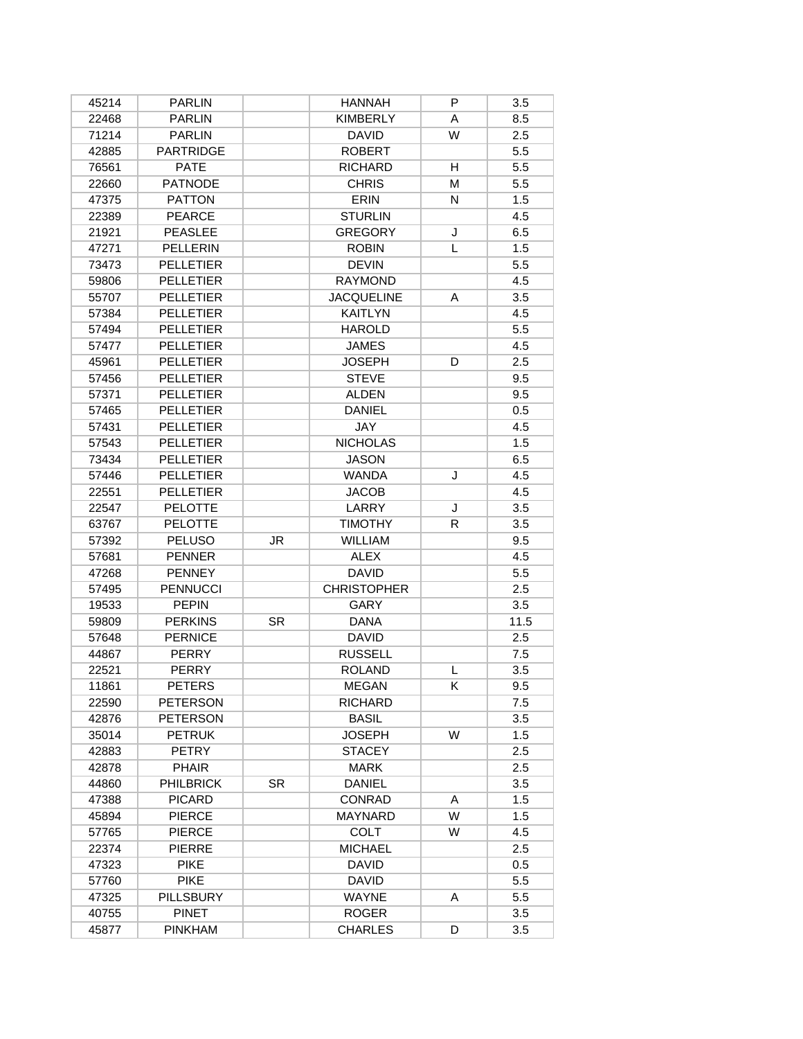| | | | | | |
|---|---|---|---|---|---|
| 45214 | PARLIN | | HANNAH | P | 3.5 |
| 22468 | PARLIN | | KIMBERLY | A | 8.5 |
| 71214 | PARLIN | | DAVID | W | 2.5 |
| 42885 | PARTRIDGE | | ROBERT | | 5.5 |
| 76561 | PATE | | RICHARD | H | 5.5 |
| 22660 | PATNODE | | CHRIS | M | 5.5 |
| 47375 | PATTON | | ERIN | N | 1.5 |
| 22389 | PEARCE | | STURLIN | | 4.5 |
| 21921 | PEASLEE | | GREGORY | J | 6.5 |
| 47271 | PELLERIN | | ROBIN | L | 1.5 |
| 73473 | PELLETIER | | DEVIN | | 5.5 |
| 59806 | PELLETIER | | RAYMOND | | 4.5 |
| 55707 | PELLETIER | | JACQUELINE | A | 3.5 |
| 57384 | PELLETIER | | KAITLYN | | 4.5 |
| 57494 | PELLETIER | | HAROLD | | 5.5 |
| 57477 | PELLETIER | | JAMES | | 4.5 |
| 45961 | PELLETIER | | JOSEPH | D | 2.5 |
| 57456 | PELLETIER | | STEVE | | 9.5 |
| 57371 | PELLETIER | | ALDEN | | 9.5 |
| 57465 | PELLETIER | | DANIEL | | 0.5 |
| 57431 | PELLETIER | | JAY | | 4.5 |
| 57543 | PELLETIER | | NICHOLAS | | 1.5 |
| 73434 | PELLETIER | | JASON | | 6.5 |
| 57446 | PELLETIER | | WANDA | J | 4.5 |
| 22551 | PELLETIER | | JACOB | | 4.5 |
| 22547 | PELOTTE | | LARRY | J | 3.5 |
| 63767 | PELOTTE | | TIMOTHY | R | 3.5 |
| 57392 | PELUSO | JR | WILLIAM | | 9.5 |
| 57681 | PENNER | | ALEX | | 4.5 |
| 47268 | PENNEY | | DAVID | | 5.5 |
| 57495 | PENNUCCI | | CHRISTOPHER | | 2.5 |
| 19533 | PEPIN | | GARY | | 3.5 |
| 59809 | PERKINS | SR | DANA | | 11.5 |
| 57648 | PERNICE | | DAVID | | 2.5 |
| 44867 | PERRY | | RUSSELL | | 7.5 |
| 22521 | PERRY | | ROLAND | L | 3.5 |
| 11861 | PETERS | | MEGAN | K | 9.5 |
| 22590 | PETERSON | | RICHARD | | 7.5 |
| 42876 | PETERSON | | BASIL | | 3.5 |
| 35014 | PETRUK | | JOSEPH | W | 1.5 |
| 42883 | PETRY | | STACEY | | 2.5 |
| 42878 | PHAIR | | MARK | | 2.5 |
| 44860 | PHILBRICK | SR | DANIEL | | 3.5 |
| 47388 | PICARD | | CONRAD | A | 1.5 |
| 45894 | PIERCE | | MAYNARD | W | 1.5 |
| 57765 | PIERCE | | COLT | W | 4.5 |
| 22374 | PIERRE | | MICHAEL | | 2.5 |
| 47323 | PIKE | | DAVID | | 0.5 |
| 57760 | PIKE | | DAVID | | 5.5 |
| 47325 | PILLSBURY | | WAYNE | A | 5.5 |
| 40755 | PINET | | ROGER | | 3.5 |
| 45877 | PINKHAM | | CHARLES | D | 3.5 |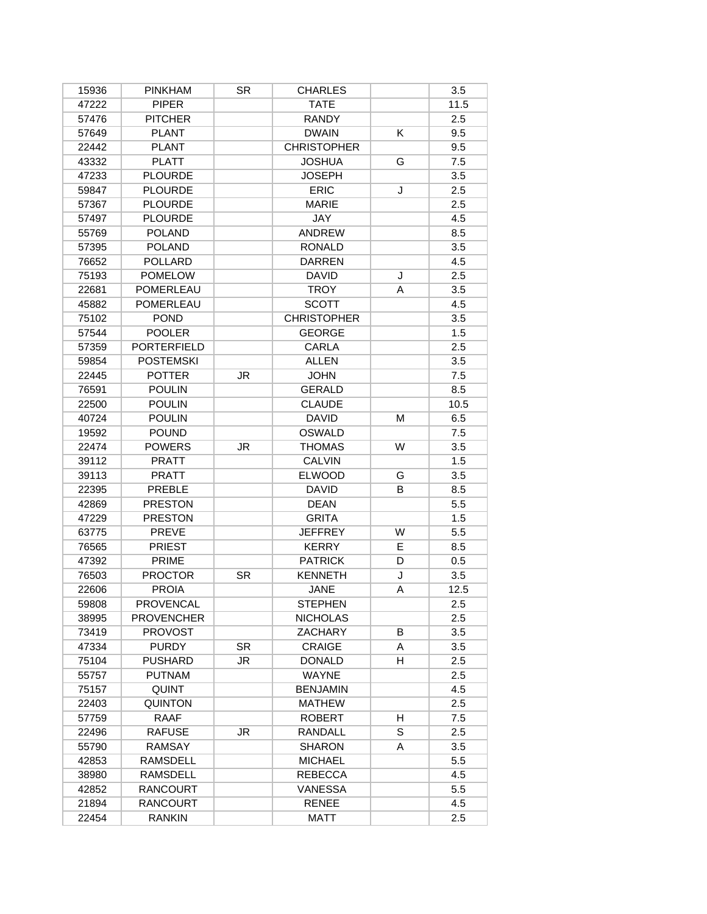| | | | | | |
|---|---|---|---|---|---|
| 15936 | PINKHAM | SR | CHARLES | | 3.5 |
| 47222 | PIPER | | TATE | | 11.5 |
| 57476 | PITCHER | | RANDY | | 2.5 |
| 57649 | PLANT | | DWAIN | K | 9.5 |
| 22442 | PLANT | | CHRISTOPHER | | 9.5 |
| 43332 | PLATT | | JOSHUA | G | 7.5 |
| 47233 | PLOURDE | | JOSEPH | | 3.5 |
| 59847 | PLOURDE | | ERIC | J | 2.5 |
| 57367 | PLOURDE | | MARIE | | 2.5 |
| 57497 | PLOURDE | | JAY | | 4.5 |
| 55769 | POLAND | | ANDREW | | 8.5 |
| 57395 | POLAND | | RONALD | | 3.5 |
| 76652 | POLLARD | | DARREN | | 4.5 |
| 75193 | POMELOW | | DAVID | J | 2.5 |
| 22681 | POMERLEAU | | TROY | A | 3.5 |
| 45882 | POMERLEAU | | SCOTT | | 4.5 |
| 75102 | POND | | CHRISTOPHER | | 3.5 |
| 57544 | POOLER | | GEORGE | | 1.5 |
| 57359 | PORTERFIELD | | CARLA | | 2.5 |
| 59854 | POSTEMSKI | | ALLEN | | 3.5 |
| 22445 | POTTER | JR | JOHN | | 7.5 |
| 76591 | POULIN | | GERALD | | 8.5 |
| 22500 | POULIN | | CLAUDE | | 10.5 |
| 40724 | POULIN | | DAVID | M | 6.5 |
| 19592 | POUND | | OSWALD | | 7.5 |
| 22474 | POWERS | JR | THOMAS | W | 3.5 |
| 39112 | PRATT | | CALVIN | | 1.5 |
| 39113 | PRATT | | ELWOOD | G | 3.5 |
| 22395 | PREBLE | | DAVID | B | 8.5 |
| 42869 | PRESTON | | DEAN | | 5.5 |
| 47229 | PRESTON | | GRITA | | 1.5 |
| 63775 | PREVE | | JEFFREY | W | 5.5 |
| 76565 | PRIEST | | KERRY | E | 8.5 |
| 47392 | PRIME | | PATRICK | D | 0.5 |
| 76503 | PROCTOR | SR | KENNETH | J | 3.5 |
| 22606 | PROIA | | JANE | A | 12.5 |
| 59808 | PROVENCAL | | STEPHEN | | 2.5 |
| 38995 | PROVENCHER | | NICHOLAS | | 2.5 |
| 73419 | PROVOST | | ZACHARY | B | 3.5 |
| 47334 | PURDY | SR | CRAIGE | A | 3.5 |
| 75104 | PUSHARD | JR | DONALD | H | 2.5 |
| 55757 | PUTNAM | | WAYNE | | 2.5 |
| 75157 | QUINT | | BENJAMIN | | 4.5 |
| 22403 | QUINTON | | MATHEW | | 2.5 |
| 57759 | RAAF | | ROBERT | H | 7.5 |
| 22496 | RAFUSE | JR | RANDALL | S | 2.5 |
| 55790 | RAMSAY | | SHARON | A | 3.5 |
| 42853 | RAMSDELL | | MICHAEL | | 5.5 |
| 38980 | RAMSDELL | | REBECCA | | 4.5 |
| 42852 | RANCOURT | | VANESSA | | 5.5 |
| 21894 | RANCOURT | | RENEE | | 4.5 |
| 22454 | RANKIN | | MATT | | 2.5 |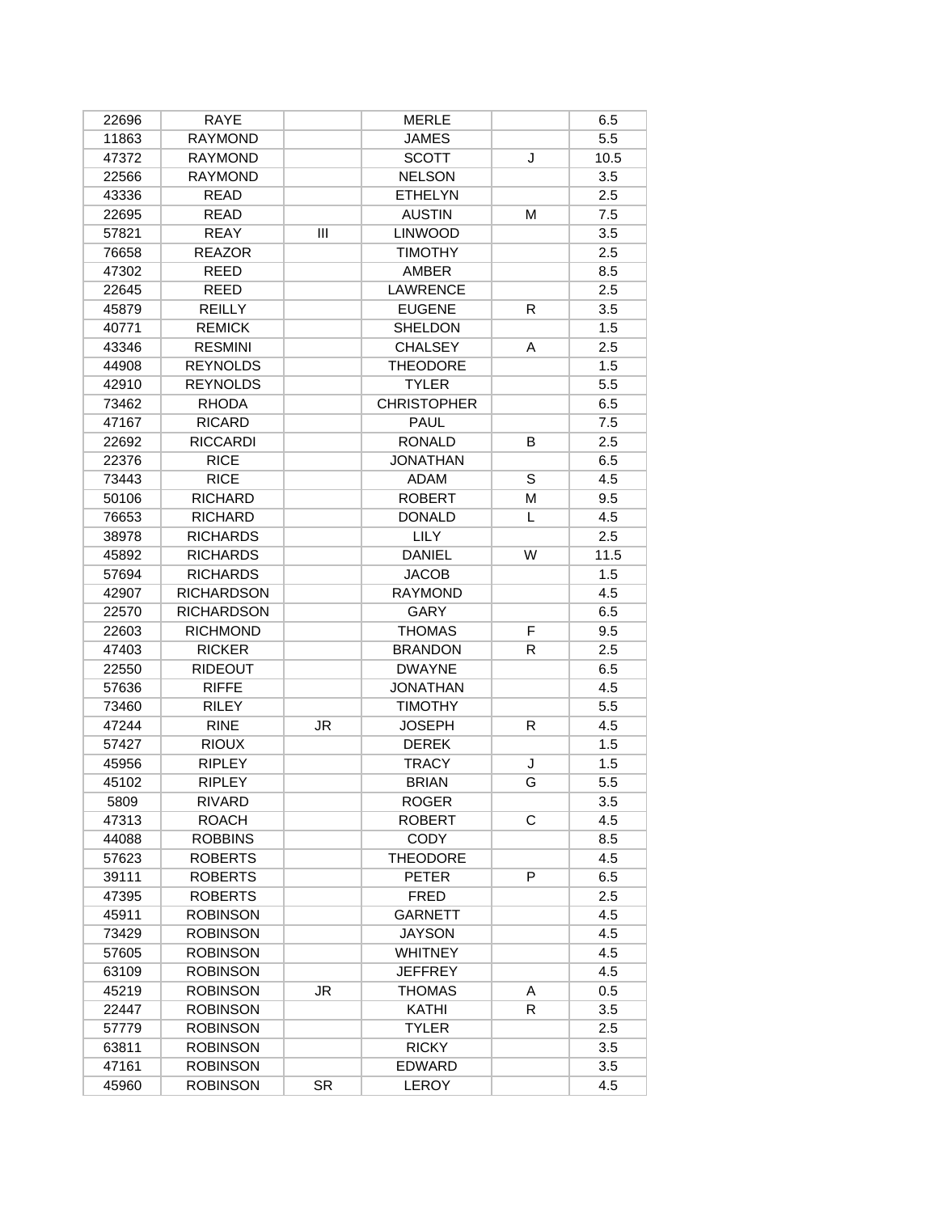| | | | | | |
|---|---|---|---|---|---|
| 22696 | RAYE | | MERLE | | 6.5 |
| 11863 | RAYMOND | | JAMES | | 5.5 |
| 47372 | RAYMOND | | SCOTT | J | 10.5 |
| 22566 | RAYMOND | | NELSON | | 3.5 |
| 43336 | READ | | ETHELYN | | 2.5 |
| 22695 | READ | | AUSTIN | M | 7.5 |
| 57821 | REAY | III | LINWOOD | | 3.5 |
| 76658 | REAZOR | | TIMOTHY | | 2.5 |
| 47302 | REED | | AMBER | | 8.5 |
| 22645 | REED | | LAWRENCE | | 2.5 |
| 45879 | REILLY | | EUGENE | R | 3.5 |
| 40771 | REMICK | | SHELDON | | 1.5 |
| 43346 | RESMINI | | CHALSEY | A | 2.5 |
| 44908 | REYNOLDS | | THEODORE | | 1.5 |
| 42910 | REYNOLDS | | TYLER | | 5.5 |
| 73462 | RHODA | | CHRISTOPHER | | 6.5 |
| 47167 | RICARD | | PAUL | | 7.5 |
| 22692 | RICCARDI | | RONALD | B | 2.5 |
| 22376 | RICE | | JONATHAN | | 6.5 |
| 73443 | RICE | | ADAM | S | 4.5 |
| 50106 | RICHARD | | ROBERT | M | 9.5 |
| 76653 | RICHARD | | DONALD | L | 4.5 |
| 38978 | RICHARDS | | LILY | | 2.5 |
| 45892 | RICHARDS | | DANIEL | W | 11.5 |
| 57694 | RICHARDS | | JACOB | | 1.5 |
| 42907 | RICHARDSON | | RAYMOND | | 4.5 |
| 22570 | RICHARDSON | | GARY | | 6.5 |
| 22603 | RICHMOND | | THOMAS | F | 9.5 |
| 47403 | RICKER | | BRANDON | R | 2.5 |
| 22550 | RIDEOUT | | DWAYNE | | 6.5 |
| 57636 | RIFFE | | JONATHAN | | 4.5 |
| 73460 | RILEY | | TIMOTHY | | 5.5 |
| 47244 | RINE | JR | JOSEPH | R | 4.5 |
| 57427 | RIOUX | | DEREK | | 1.5 |
| 45956 | RIPLEY | | TRACY | J | 1.5 |
| 45102 | RIPLEY | | BRIAN | G | 5.5 |
| 5809 | RIVARD | | ROGER | | 3.5 |
| 47313 | ROACH | | ROBERT | C | 4.5 |
| 44088 | ROBBINS | | CODY | | 8.5 |
| 57623 | ROBERTS | | THEODORE | | 4.5 |
| 39111 | ROBERTS | | PETER | P | 6.5 |
| 47395 | ROBERTS | | FRED | | 2.5 |
| 45911 | ROBINSON | | GARNETT | | 4.5 |
| 73429 | ROBINSON | | JAYSON | | 4.5 |
| 57605 | ROBINSON | | WHITNEY | | 4.5 |
| 63109 | ROBINSON | | JEFFREY | | 4.5 |
| 45219 | ROBINSON | JR | THOMAS | A | 0.5 |
| 22447 | ROBINSON | | KATHI | R | 3.5 |
| 57779 | ROBINSON | | TYLER | | 2.5 |
| 63811 | ROBINSON | | RICKY | | 3.5 |
| 47161 | ROBINSON | | EDWARD | | 3.5 |
| 45960 | ROBINSON | SR | LEROY | | 4.5 |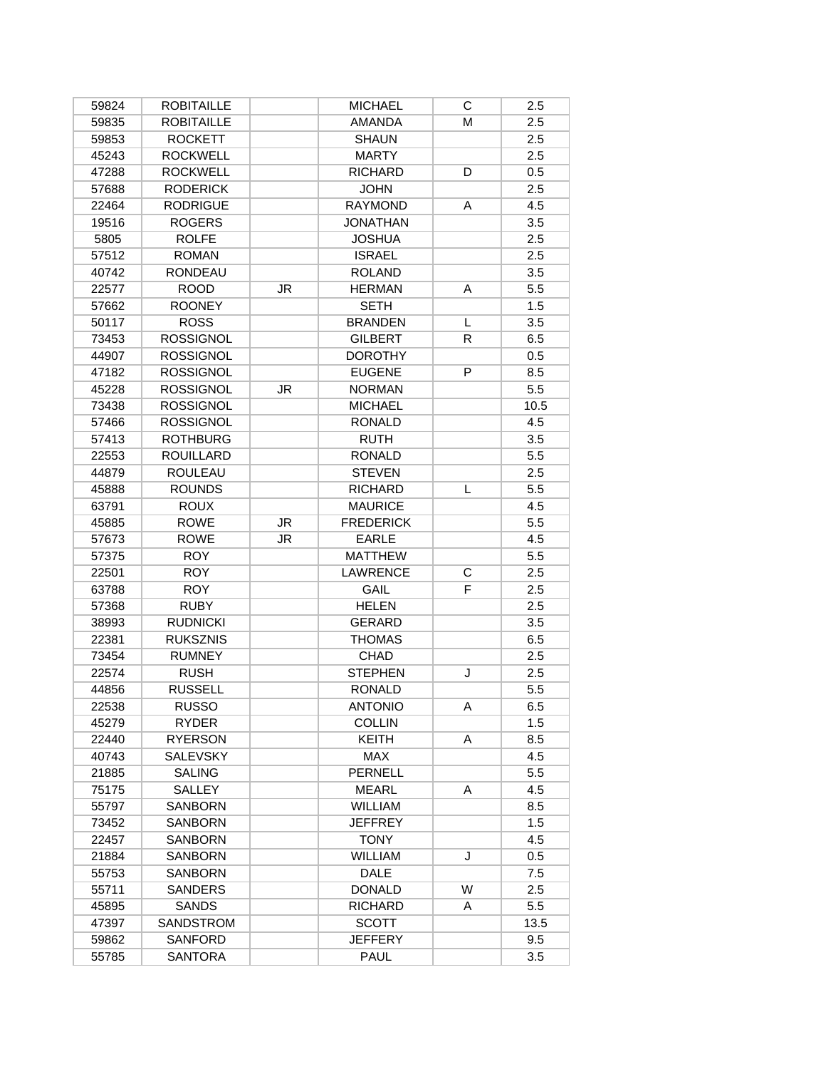| | | | | | |
|---|---|---|---|---|---|
| 59824 | ROBITAILLE | | MICHAEL | C | 2.5 |
| 59835 | ROBITAILLE | | AMANDA | M | 2.5 |
| 59853 | ROCKETT | | SHAUN | | 2.5 |
| 45243 | ROCKWELL | | MARTY | | 2.5 |
| 47288 | ROCKWELL | | RICHARD | D | 0.5 |
| 57688 | RODERICK | | JOHN | | 2.5 |
| 22464 | RODRIGUE | | RAYMOND | A | 4.5 |
| 19516 | ROGERS | | JONATHAN | | 3.5 |
| 5805 | ROLFE | | JOSHUA | | 2.5 |
| 57512 | ROMAN | | ISRAEL | | 2.5 |
| 40742 | RONDEAU | | ROLAND | | 3.5 |
| 22577 | ROOD | JR | HERMAN | A | 5.5 |
| 57662 | ROONEY | | SETH | | 1.5 |
| 50117 | ROSS | | BRANDEN | L | 3.5 |
| 73453 | ROSSIGNOL | | GILBERT | R | 6.5 |
| 44907 | ROSSIGNOL | | DOROTHY | | 0.5 |
| 47182 | ROSSIGNOL | | EUGENE | P | 8.5 |
| 45228 | ROSSIGNOL | JR | NORMAN | | 5.5 |
| 73438 | ROSSIGNOL | | MICHAEL | | 10.5 |
| 57466 | ROSSIGNOL | | RONALD | | 4.5 |
| 57413 | ROTHBURG | | RUTH | | 3.5 |
| 22553 | ROUILLARD | | RONALD | | 5.5 |
| 44879 | ROULEAU | | STEVEN | | 2.5 |
| 45888 | ROUNDS | | RICHARD | L | 5.5 |
| 63791 | ROUX | | MAURICE | | 4.5 |
| 45885 | ROWE | JR | FREDERICK | | 5.5 |
| 57673 | ROWE | JR | EARLE | | 4.5 |
| 57375 | ROY | | MATTHEW | | 5.5 |
| 22501 | ROY | | LAWRENCE | C | 2.5 |
| 63788 | ROY | | GAIL | F | 2.5 |
| 57368 | RUBY | | HELEN | | 2.5 |
| 38993 | RUDNICKI | | GERARD | | 3.5 |
| 22381 | RUKSZNIS | | THOMAS | | 6.5 |
| 73454 | RUMNEY | | CHAD | | 2.5 |
| 22574 | RUSH | | STEPHEN | J | 2.5 |
| 44856 | RUSSELL | | RONALD | | 5.5 |
| 22538 | RUSSO | | ANTONIO | A | 6.5 |
| 45279 | RYDER | | COLLIN | | 1.5 |
| 22440 | RYERSON | | KEITH | A | 8.5 |
| 40743 | SALEVSKY | | MAX | | 4.5 |
| 21885 | SALING | | PERNELL | | 5.5 |
| 75175 | SALLEY | | MEARL | A | 4.5 |
| 55797 | SANBORN | | WILLIAM | | 8.5 |
| 73452 | SANBORN | | JEFFREY | | 1.5 |
| 22457 | SANBORN | | TONY | | 4.5 |
| 21884 | SANBORN | | WILLIAM | J | 0.5 |
| 55753 | SANBORN | | DALE | | 7.5 |
| 55711 | SANDERS | | DONALD | W | 2.5 |
| 45895 | SANDS | | RICHARD | A | 5.5 |
| 47397 | SANDSTROM | | SCOTT | | 13.5 |
| 59862 | SANFORD | | JEFFERY | | 9.5 |
| 55785 | SANTORA | | PAUL | | 3.5 |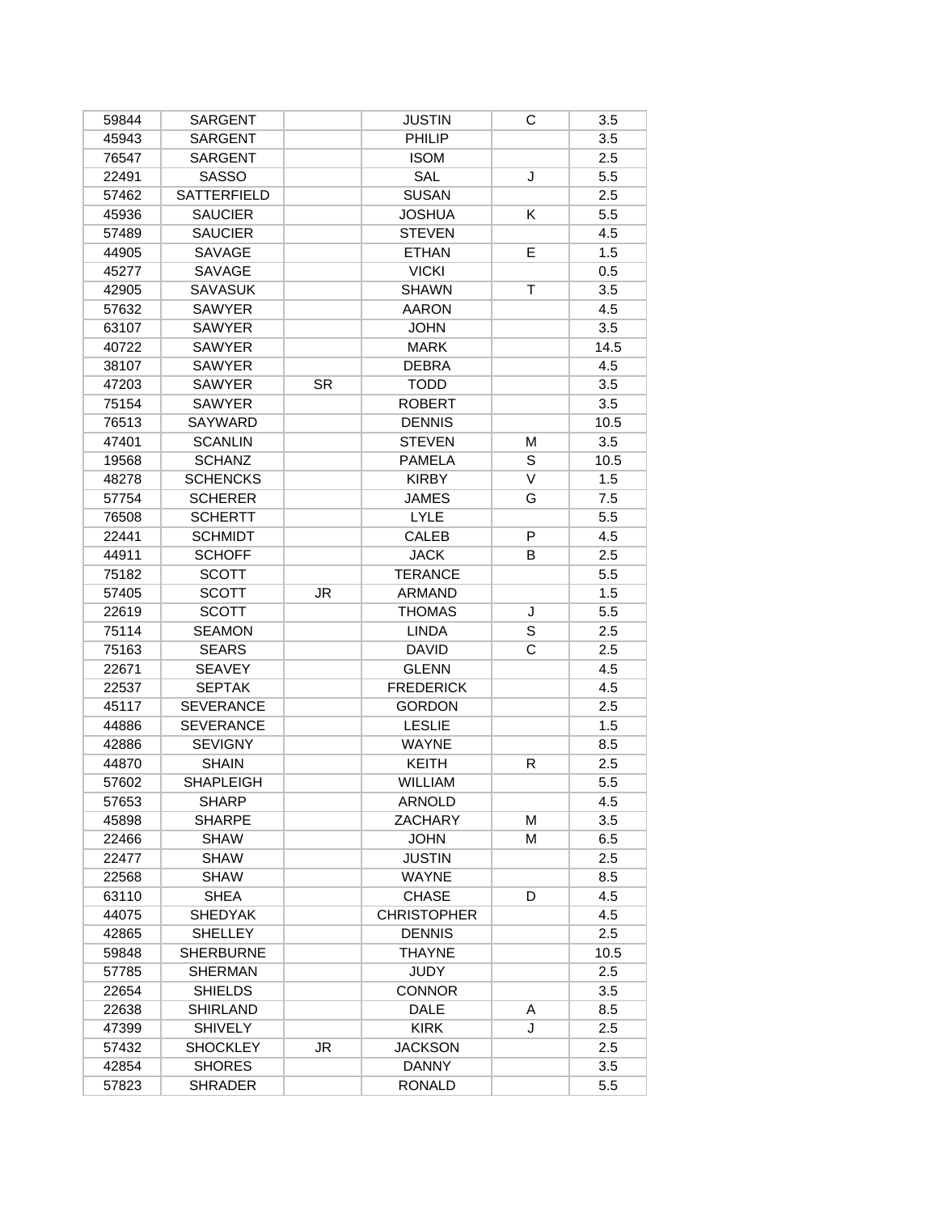| | | | | | |
|---|---|---|---|---|---|
| 59844 | SARGENT | | JUSTIN | C | 3.5 |
| 45943 | SARGENT | | PHILIP | | 3.5 |
| 76547 | SARGENT | | ISOM | | 2.5 |
| 22491 | SASSO | | SAL | J | 5.5 |
| 57462 | SATTERFIELD | | SUSAN | | 2.5 |
| 45936 | SAUCIER | | JOSHUA | K | 5.5 |
| 57489 | SAUCIER | | STEVEN | | 4.5 |
| 44905 | SAVAGE | | ETHAN | E | 1.5 |
| 45277 | SAVAGE | | VICKI | | 0.5 |
| 42905 | SAVASUK | | SHAWN | T | 3.5 |
| 57632 | SAWYER | | AARON | | 4.5 |
| 63107 | SAWYER | | JOHN | | 3.5 |
| 40722 | SAWYER | | MARK | | 14.5 |
| 38107 | SAWYER | | DEBRA | | 4.5 |
| 47203 | SAWYER | SR | TODD | | 3.5 |
| 75154 | SAWYER | | ROBERT | | 3.5 |
| 76513 | SAYWARD | | DENNIS | | 10.5 |
| 47401 | SCANLIN | | STEVEN | M | 3.5 |
| 19568 | SCHANZ | | PAMELA | S | 10.5 |
| 48278 | SCHENCKS | | KIRBY | V | 1.5 |
| 57754 | SCHERER | | JAMES | G | 7.5 |
| 76508 | SCHERTT | | LYLE | | 5.5 |
| 22441 | SCHMIDT | | CALEB | P | 4.5 |
| 44911 | SCHOFF | | JACK | B | 2.5 |
| 75182 | SCOTT | | TERANCE | | 5.5 |
| 57405 | SCOTT | JR | ARMAND | | 1.5 |
| 22619 | SCOTT | | THOMAS | J | 5.5 |
| 75114 | SEAMON | | LINDA | S | 2.5 |
| 75163 | SEARS | | DAVID | C | 2.5 |
| 22671 | SEAVEY | | GLENN | | 4.5 |
| 22537 | SEPTAK | | FREDERICK | | 4.5 |
| 45117 | SEVERANCE | | GORDON | | 2.5 |
| 44886 | SEVERANCE | | LESLIE | | 1.5 |
| 42886 | SEVIGNY | | WAYNE | | 8.5 |
| 44870 | SHAIN | | KEITH | R | 2.5 |
| 57602 | SHAPLEIGH | | WILLIAM | | 5.5 |
| 57653 | SHARP | | ARNOLD | | 4.5 |
| 45898 | SHARPE | | ZACHARY | M | 3.5 |
| 22466 | SHAW | | JOHN | M | 6.5 |
| 22477 | SHAW | | JUSTIN | | 2.5 |
| 22568 | SHAW | | WAYNE | | 8.5 |
| 63110 | SHEA | | CHASE | D | 4.5 |
| 44075 | SHEDYAK | | CHRISTOPHER | | 4.5 |
| 42865 | SHELLEY | | DENNIS | | 2.5 |
| 59848 | SHERBURNE | | THAYNE | | 10.5 |
| 57785 | SHERMAN | | JUDY | | 2.5 |
| 22654 | SHIELDS | | CONNOR | | 3.5 |
| 22638 | SHIRLAND | | DALE | A | 8.5 |
| 47399 | SHIVELY | | KIRK | J | 2.5 |
| 57432 | SHOCKLEY | JR | JACKSON | | 2.5 |
| 42854 | SHORES | | DANNY | | 3.5 |
| 57823 | SHRADER | | RONALD | | 5.5 |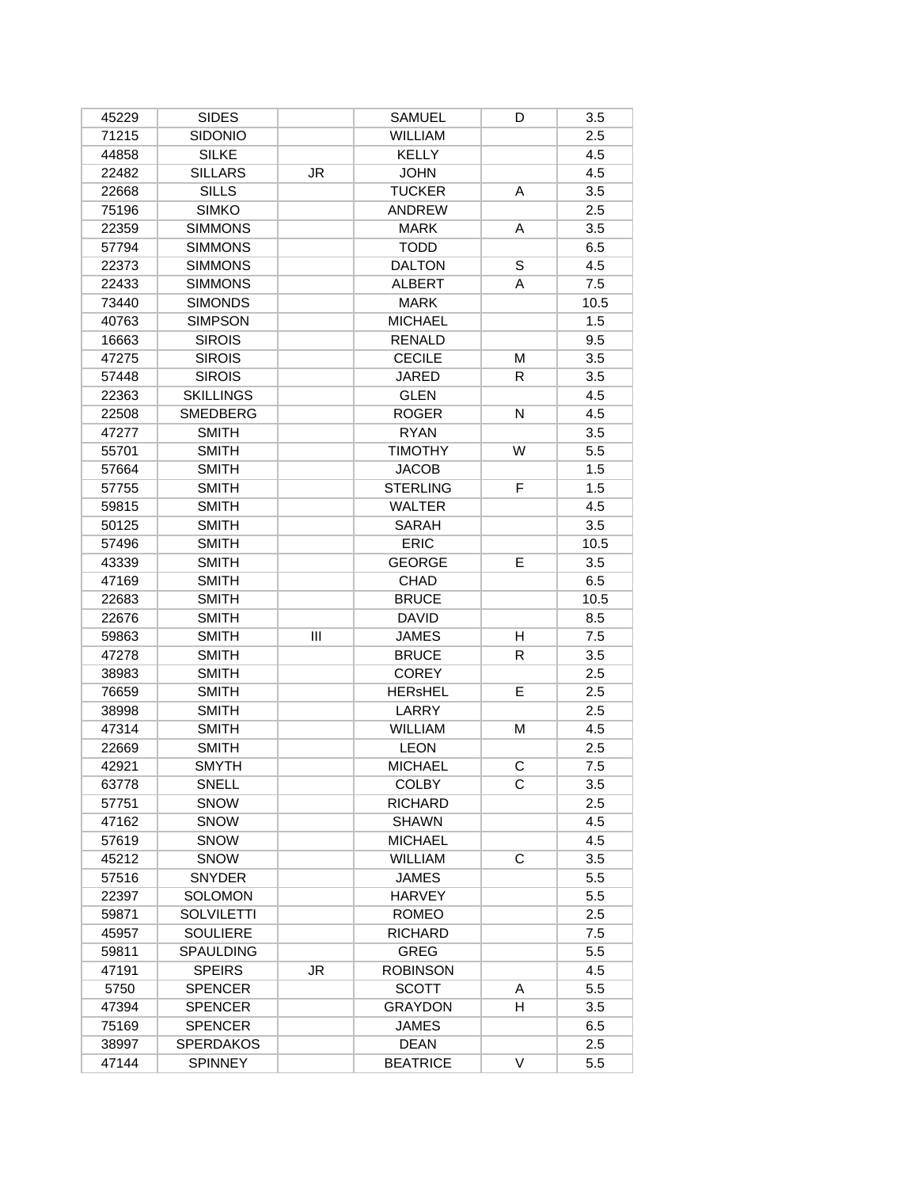| 45229 | SIDES | | SAMUEL | D | 3.5 |
|---|---|---|---|---|---|
| 71215 | SIDONIO | | WILLIAM | | 2.5 |
| 44858 | SILKE | | KELLY | | 4.5 |
| 22482 | SILLARS | JR | JOHN | | 4.5 |
| 22668 | SILLS | | TUCKER | A | 3.5 |
| 75196 | SIMKO | | ANDREW | | 2.5 |
| 22359 | SIMMONS | | MARK | A | 3.5 |
| 57794 | SIMMONS | | TODD | | 6.5 |
| 22373 | SIMMONS | | DALTON | S | 4.5 |
| 22433 | SIMMONS | | ALBERT | A | 7.5 |
| 73440 | SIMONDS | | MARK | | 10.5 |
| 40763 | SIMPSON | | MICHAEL | | 1.5 |
| 16663 | SIROIS | | RENALD | | 9.5 |
| 47275 | SIROIS | | CECILE | M | 3.5 |
| 57448 | SIROIS | | JARED | R | 3.5 |
| 22363 | SKILLINGS | | GLEN | | 4.5 |
| 22508 | SMEDBERG | | ROGER | N | 4.5 |
| 47277 | SMITH | | RYAN | | 3.5 |
| 55701 | SMITH | | TIMOTHY | W | 5.5 |
| 57664 | SMITH | | JACOB | | 1.5 |
| 57755 | SMITH | | STERLING | F | 1.5 |
| 59815 | SMITH | | WALTER | | 4.5 |
| 50125 | SMITH | | SARAH | | 3.5 |
| 57496 | SMITH | | ERIC | | 10.5 |
| 43339 | SMITH | | GEORGE | E | 3.5 |
| 47169 | SMITH | | CHAD | | 6.5 |
| 22683 | SMITH | | BRUCE | | 10.5 |
| 22676 | SMITH | | DAVID | | 8.5 |
| 59863 | SMITH | III | JAMES | H | 7.5 |
| 47278 | SMITH | | BRUCE | R | 3.5 |
| 38983 | SMITH | | COREY | | 2.5 |
| 76659 | SMITH | | HERsHEL | E | 2.5 |
| 38998 | SMITH | | LARRY | | 2.5 |
| 47314 | SMITH | | WILLIAM | M | 4.5 |
| 22669 | SMITH | | LEON | | 2.5 |
| 42921 | SMYTH | | MICHAEL | C | 7.5 |
| 63778 | SNELL | | COLBY | C | 3.5 |
| 57751 | SNOW | | RICHARD | | 2.5 |
| 47162 | SNOW | | SHAWN | | 4.5 |
| 57619 | SNOW | | MICHAEL | | 4.5 |
| 45212 | SNOW | | WILLIAM | C | 3.5 |
| 57516 | SNYDER | | JAMES | | 5.5 |
| 22397 | SOLOMON | | HARVEY | | 5.5 |
| 59871 | SOLVILETTI | | ROMEO | | 2.5 |
| 45957 | SOULIERE | | RICHARD | | 7.5 |
| 59811 | SPAULDING | | GREG | | 5.5 |
| 47191 | SPEIRS | JR | ROBINSON | | 4.5 |
| 5750 | SPENCER | | SCOTT | A | 5.5 |
| 47394 | SPENCER | | GRAYDON | H | 3.5 |
| 75169 | SPENCER | | JAMES | | 6.5 |
| 38997 | SPERDAKOS | | DEAN | | 2.5 |
| 47144 | SPINNEY | | BEATRICE | V | 5.5 |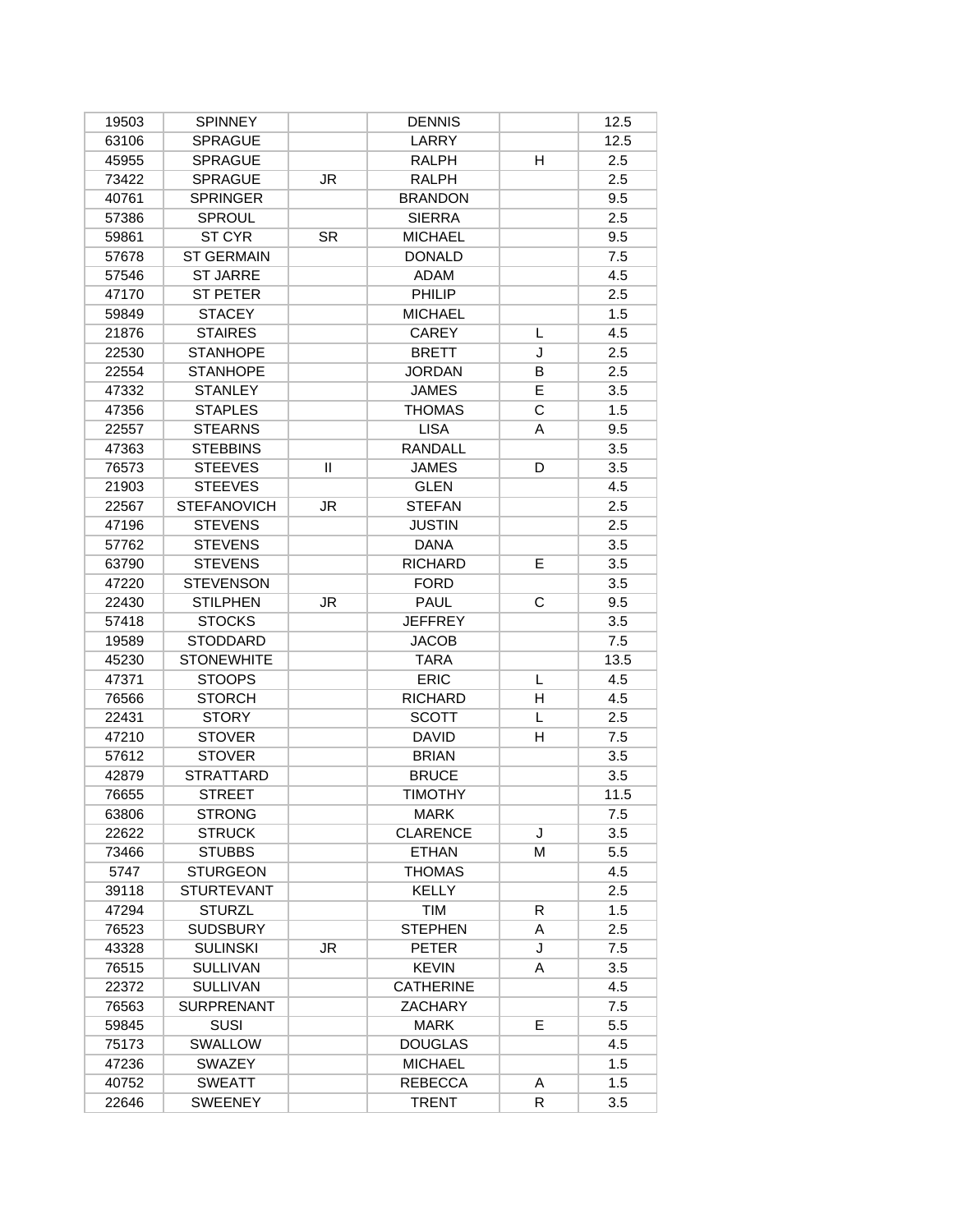|  |  |  |  |  |  |
|---|---|---|---|---|---|
| 19503 | SPINNEY |  | DENNIS |  | 12.5 |
| 63106 | SPRAGUE |  | LARRY |  | 12.5 |
| 45955 | SPRAGUE |  | RALPH | H | 2.5 |
| 73422 | SPRAGUE | JR | RALPH |  | 2.5 |
| 40761 | SPRINGER |  | BRANDON |  | 9.5 |
| 57386 | SPROUL |  | SIERRA |  | 2.5 |
| 59861 | ST CYR | SR | MICHAEL |  | 9.5 |
| 57678 | ST GERMAIN |  | DONALD |  | 7.5 |
| 57546 | ST JARRE |  | ADAM |  | 4.5 |
| 47170 | ST PETER |  | PHILIP |  | 2.5 |
| 59849 | STACEY |  | MICHAEL |  | 1.5 |
| 21876 | STAIRES |  | CAREY | L | 4.5 |
| 22530 | STANHOPE |  | BRETT | J | 2.5 |
| 22554 | STANHOPE |  | JORDAN | B | 2.5 |
| 47332 | STANLEY |  | JAMES | E | 3.5 |
| 47356 | STAPLES |  | THOMAS | C | 1.5 |
| 22557 | STEARNS |  | LISA | A | 9.5 |
| 47363 | STEBBINS |  | RANDALL |  | 3.5 |
| 76573 | STEEVES | II | JAMES | D | 3.5 |
| 21903 | STEEVES |  | GLEN |  | 4.5 |
| 22567 | STEFANOVICH | JR | STEFAN |  | 2.5 |
| 47196 | STEVENS |  | JUSTIN |  | 2.5 |
| 57762 | STEVENS |  | DANA |  | 3.5 |
| 63790 | STEVENS |  | RICHARD | E | 3.5 |
| 47220 | STEVENSON |  | FORD |  | 3.5 |
| 22430 | STILPHEN | JR | PAUL | C | 9.5 |
| 57418 | STOCKS |  | JEFFREY |  | 3.5 |
| 19589 | STODDARD |  | JACOB |  | 7.5 |
| 45230 | STONEWHITE |  | TARA |  | 13.5 |
| 47371 | STOOPS |  | ERIC | L | 4.5 |
| 76566 | STORCH |  | RICHARD | H | 4.5 |
| 22431 | STORY |  | SCOTT | L | 2.5 |
| 47210 | STOVER |  | DAVID | H | 7.5 |
| 57612 | STOVER |  | BRIAN |  | 3.5 |
| 42879 | STRATTARD |  | BRUCE |  | 3.5 |
| 76655 | STREET |  | TIMOTHY |  | 11.5 |
| 63806 | STRONG |  | MARK |  | 7.5 |
| 22622 | STRUCK |  | CLARENCE | J | 3.5 |
| 73466 | STUBBS |  | ETHAN | M | 5.5 |
| 5747 | STURGEON |  | THOMAS |  | 4.5 |
| 39118 | STURTEVANT |  | KELLY |  | 2.5 |
| 47294 | STURZL |  | TIM | R | 1.5 |
| 76523 | SUDSBURY |  | STEPHEN | A | 2.5 |
| 43328 | SULINSKI | JR | PETER | J | 7.5 |
| 76515 | SULLIVAN |  | KEVIN | A | 3.5 |
| 22372 | SULLIVAN |  | CATHERINE |  | 4.5 |
| 76563 | SURPRENANT |  | ZACHARY |  | 7.5 |
| 59845 | SUSI |  | MARK | E | 5.5 |
| 75173 | SWALLOW |  | DOUGLAS |  | 4.5 |
| 47236 | SWAZEY |  | MICHAEL |  | 1.5 |
| 40752 | SWEATT |  | REBECCA | A | 1.5 |
| 22646 | SWEENEY |  | TRENT | R | 3.5 |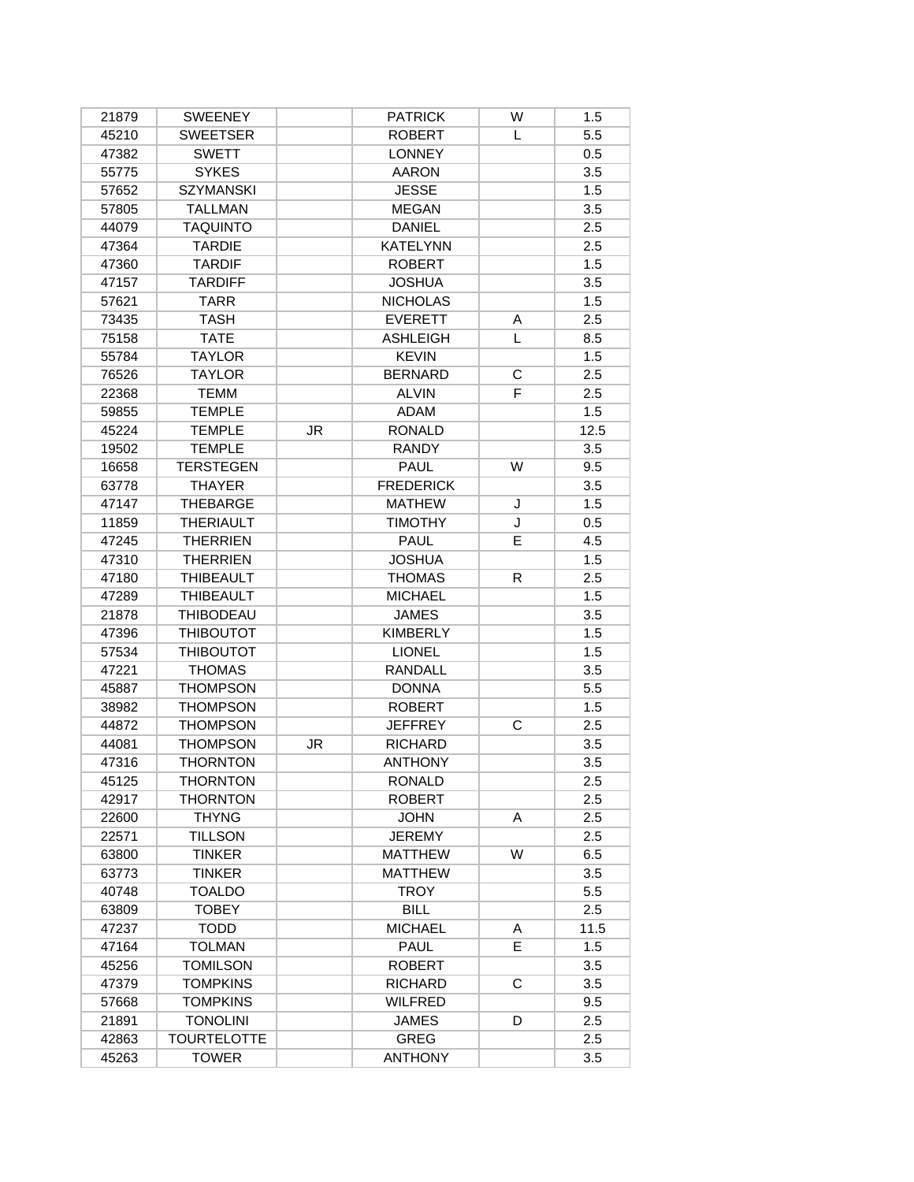| | | | | | |
|---|---|---|---|---|---|
| 21879 | SWEENEY | | PATRICK | W | 1.5 |
| 45210 | SWEETSER | | ROBERT | L | 5.5 |
| 47382 | SWETT | | LONNEY | | 0.5 |
| 55775 | SYKES | | AARON | | 3.5 |
| 57652 | SZYMANSKI | | JESSE | | 1.5 |
| 57805 | TALLMAN | | MEGAN | | 3.5 |
| 44079 | TAQUINTO | | DANIEL | | 2.5 |
| 47364 | TARDIE | | KATELYNN | | 2.5 |
| 47360 | TARDIF | | ROBERT | | 1.5 |
| 47157 | TARDIFF | | JOSHUA | | 3.5 |
| 57621 | TARR | | NICHOLAS | | 1.5 |
| 73435 | TASH | | EVERETT | A | 2.5 |
| 75158 | TATE | | ASHLEIGH | L | 8.5 |
| 55784 | TAYLOR | | KEVIN | | 1.5 |
| 76526 | TAYLOR | | BERNARD | C | 2.5 |
| 22368 | TEMM | | ALVIN | F | 2.5 |
| 59855 | TEMPLE | | ADAM | | 1.5 |
| 45224 | TEMPLE | JR | RONALD | | 12.5 |
| 19502 | TEMPLE | | RANDY | | 3.5 |
| 16658 | TERSTEGEN | | PAUL | W | 9.5 |
| 63778 | THAYER | | FREDERICK | | 3.5 |
| 47147 | THEBARGE | | MATHEW | J | 1.5 |
| 11859 | THERIAULT | | TIMOTHY | J | 0.5 |
| 47245 | THERRIEN | | PAUL | E | 4.5 |
| 47310 | THERRIEN | | JOSHUA | | 1.5 |
| 47180 | THIBEAULT | | THOMAS | R | 2.5 |
| 47289 | THIBEAULT | | MICHAEL | | 1.5 |
| 21878 | THIBODEAU | | JAMES | | 3.5 |
| 47396 | THIBOUTOT | | KIMBERLY | | 1.5 |
| 57534 | THIBOUTOT | | LIONEL | | 1.5 |
| 47221 | THOMAS | | RANDALL | | 3.5 |
| 45887 | THOMPSON | | DONNA | | 5.5 |
| 38982 | THOMPSON | | ROBERT | | 1.5 |
| 44872 | THOMPSON | | JEFFREY | C | 2.5 |
| 44081 | THOMPSON | JR | RICHARD | | 3.5 |
| 47316 | THORNTON | | ANTHONY | | 3.5 |
| 45125 | THORNTON | | RONALD | | 2.5 |
| 42917 | THORNTON | | ROBERT | | 2.5 |
| 22600 | THYNG | | JOHN | A | 2.5 |
| 22571 | TILLSON | | JEREMY | | 2.5 |
| 63800 | TINKER | | MATTHEW | W | 6.5 |
| 63773 | TINKER | | MATTHEW | | 3.5 |
| 40748 | TOALDO | | TROY | | 5.5 |
| 63809 | TOBEY | | BILL | | 2.5 |
| 47237 | TODD | | MICHAEL | A | 11.5 |
| 47164 | TOLMAN | | PAUL | E | 1.5 |
| 45256 | TOMILSON | | ROBERT | | 3.5 |
| 47379 | TOMPKINS | | RICHARD | C | 3.5 |
| 57668 | TOMPKINS | | WILFRED | | 9.5 |
| 21891 | TONOLINI | | JAMES | D | 2.5 |
| 42863 | TOURTELOTTE | | GREG | | 2.5 |
| 45263 | TOWER | | ANTHONY | | 3.5 |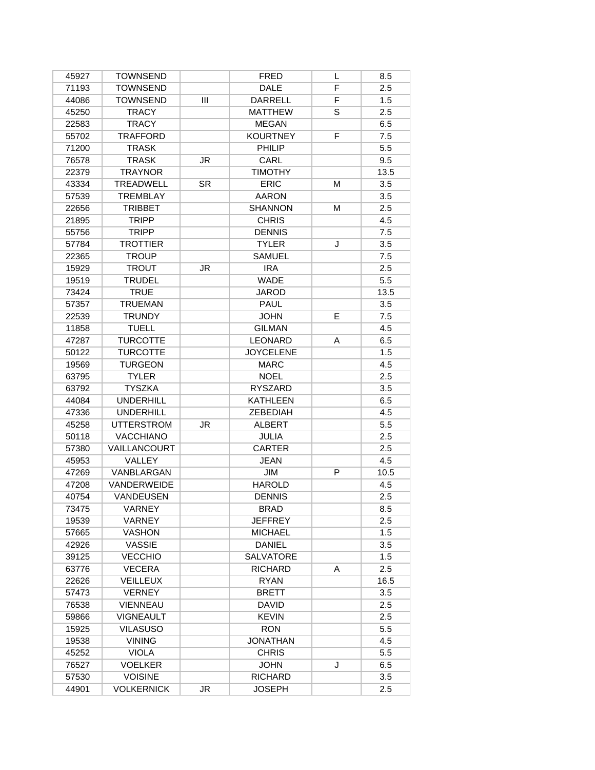| | | | | | |
|---|---|---|---|---|---|
| 45927 | TOWNSEND | | FRED | L | 8.5 |
| 71193 | TOWNSEND | | DALE | F | 2.5 |
| 44086 | TOWNSEND | III | DARRELL | F | 1.5 |
| 45250 | TRACY | | MATTHEW | S | 2.5 |
| 22583 | TRACY | | MEGAN | | 6.5 |
| 55702 | TRAFFORD | | KOURTNEY | F | 7.5 |
| 71200 | TRASK | | PHILIP | | 5.5 |
| 76578 | TRASK | JR | CARL | | 9.5 |
| 22379 | TRAYNOR | | TIMOTHY | | 13.5 |
| 43334 | TREADWELL | SR | ERIC | M | 3.5 |
| 57539 | TREMBLAY | | AARON | | 3.5 |
| 22656 | TRIBBET | | SHANNON | M | 2.5 |
| 21895 | TRIPP | | CHRIS | | 4.5 |
| 55756 | TRIPP | | DENNIS | | 7.5 |
| 57784 | TROTTIER | | TYLER | J | 3.5 |
| 22365 | TROUP | | SAMUEL | | 7.5 |
| 15929 | TROUT | JR | IRA | | 2.5 |
| 19519 | TRUDEL | | WADE | | 5.5 |
| 73424 | TRUE | | JAROD | | 13.5 |
| 57357 | TRUEMAN | | PAUL | | 3.5 |
| 22539 | TRUNDY | | JOHN | E | 7.5 |
| 11858 | TUELL | | GILMAN | | 4.5 |
| 47287 | TURCOTTE | | LEONARD | A | 6.5 |
| 50122 | TURCOTTE | | JOYCELENE | | 1.5 |
| 19569 | TURGEON | | MARC | | 4.5 |
| 63795 | TYLER | | NOEL | | 2.5 |
| 63792 | TYSZKA | | RYSZARD | | 3.5 |
| 44084 | UNDERHILL | | KATHLEEN | | 6.5 |
| 47336 | UNDERHILL | | ZEBEDIAH | | 4.5 |
| 45258 | UTTERSTROM | JR | ALBERT | | 5.5 |
| 50118 | VACCHIANO | | JULIA | | 2.5 |
| 57380 | VAILLANCOURT | | CARTER | | 2.5 |
| 45953 | VALLEY | | JEAN | | 4.5 |
| 47269 | VANBLARGAN | | JIM | P | 10.5 |
| 47208 | VANDERWEIDE | | HAROLD | | 4.5 |
| 40754 | VANDEUSEN | | DENNIS | | 2.5 |
| 73475 | VARNEY | | BRAD | | 8.5 |
| 19539 | VARNEY | | JEFFREY | | 2.5 |
| 57665 | VASHON | | MICHAEL | | 1.5 |
| 42926 | VASSIE | | DANIEL | | 3.5 |
| 39125 | VECCHIO | | SALVATORE | | 1.5 |
| 63776 | VECERA | | RICHARD | A | 2.5 |
| 22626 | VEILLEUX | | RYAN | | 16.5 |
| 57473 | VERNEY | | BRETT | | 3.5 |
| 76538 | VIENNEAU | | DAVID | | 2.5 |
| 59866 | VIGNEAULT | | KEVIN | | 2.5 |
| 15925 | VILASUSO | | RON | | 5.5 |
| 19538 | VINING | | JONATHAN | | 4.5 |
| 45252 | VIOLA | | CHRIS | | 5.5 |
| 76527 | VOELKER | | JOHN | J | 6.5 |
| 57530 | VOISINE | | RICHARD | | 3.5 |
| 44901 | VOLKERNICK | JR | JOSEPH | | 2.5 |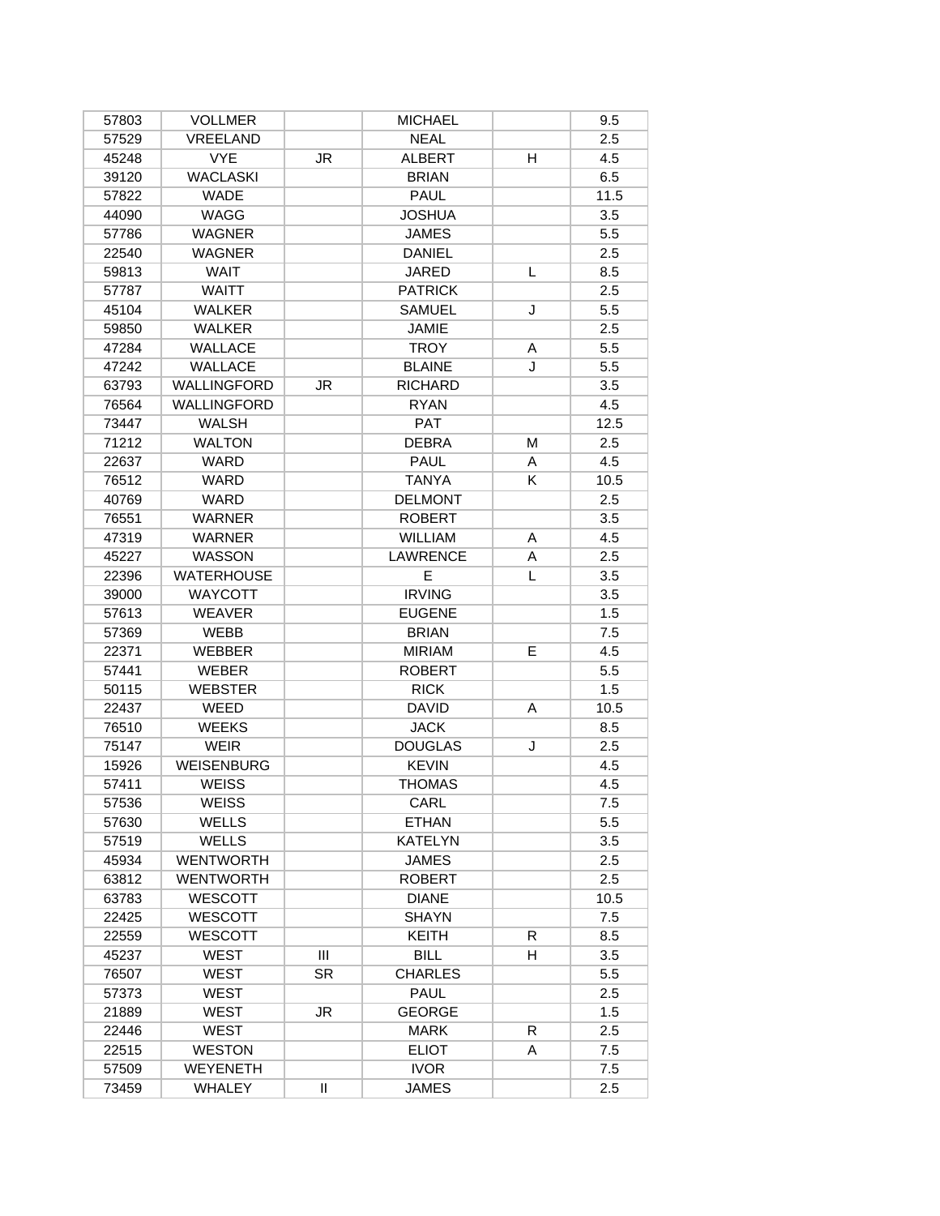| | | | | | |
|---|---|---|---|---|---|
| 57803 | VOLLMER | | MICHAEL | | 9.5 |
| 57529 | VREELAND | | NEAL | | 2.5 |
| 45248 | VYE | JR | ALBERT | H | 4.5 |
| 39120 | WACLASKI | | BRIAN | | 6.5 |
| 57822 | WADE | | PAUL | | 11.5 |
| 44090 | WAGG | | JOSHUA | | 3.5 |
| 57786 | WAGNER | | JAMES | | 5.5 |
| 22540 | WAGNER | | DANIEL | | 2.5 |
| 59813 | WAIT | | JARED | L | 8.5 |
| 57787 | WAITT | | PATRICK | | 2.5 |
| 45104 | WALKER | | SAMUEL | J | 5.5 |
| 59850 | WALKER | | JAMIE | | 2.5 |
| 47284 | WALLACE | | TROY | A | 5.5 |
| 47242 | WALLACE | | BLAINE | J | 5.5 |
| 63793 | WALLINGFORD | JR | RICHARD | | 3.5 |
| 76564 | WALLINGFORD | | RYAN | | 4.5 |
| 73447 | WALSH | | PAT | | 12.5 |
| 71212 | WALTON | | DEBRA | M | 2.5 |
| 22637 | WARD | | PAUL | A | 4.5 |
| 76512 | WARD | | TANYA | K | 10.5 |
| 40769 | WARD | | DELMONT | | 2.5 |
| 76551 | WARNER | | ROBERT | | 3.5 |
| 47319 | WARNER | | WILLIAM | A | 4.5 |
| 45227 | WASSON | | LAWRENCE | A | 2.5 |
| 22396 | WATERHOUSE | | E | L | 3.5 |
| 39000 | WAYCOTT | | IRVING | | 3.5 |
| 57613 | WEAVER | | EUGENE | | 1.5 |
| 57369 | WEBB | | BRIAN | | 7.5 |
| 22371 | WEBBER | | MIRIAM | E | 4.5 |
| 57441 | WEBER | | ROBERT | | 5.5 |
| 50115 | WEBSTER | | RICK | | 1.5 |
| 22437 | WEED | | DAVID | A | 10.5 |
| 76510 | WEEKS | | JACK | | 8.5 |
| 75147 | WEIR | | DOUGLAS | J | 2.5 |
| 15926 | WEISENBURG | | KEVIN | | 4.5 |
| 57411 | WEISS | | THOMAS | | 4.5 |
| 57536 | WEISS | | CARL | | 7.5 |
| 57630 | WELLS | | ETHAN | | 5.5 |
| 57519 | WELLS | | KATELYN | | 3.5 |
| 45934 | WENTWORTH | | JAMES | | 2.5 |
| 63812 | WENTWORTH | | ROBERT | | 2.5 |
| 63783 | WESCOTT | | DIANE | | 10.5 |
| 22425 | WESCOTT | | SHAYN | | 7.5 |
| 22559 | WESCOTT | | KEITH | R | 8.5 |
| 45237 | WEST | III | BILL | H | 3.5 |
| 76507 | WEST | SR | CHARLES | | 5.5 |
| 57373 | WEST | | PAUL | | 2.5 |
| 21889 | WEST | JR | GEORGE | | 1.5 |
| 22446 | WEST | | MARK | R | 2.5 |
| 22515 | WESTON | | ELIOT | A | 7.5 |
| 57509 | WEYENETH | | IVOR | | 7.5 |
| 73459 | WHALEY | II | JAMES | | 2.5 |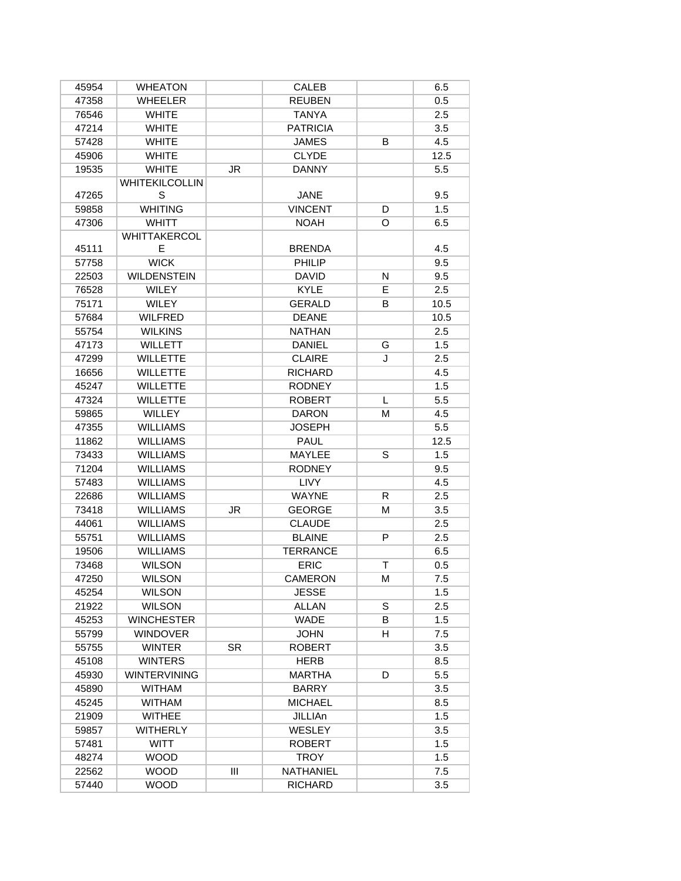| | | | | | |
|---|---|---|---|---|---|
| 45954 | WHEATON | | CALEB | | 6.5 |
| 47358 | WHEELER | | REUBEN | | 0.5 |
| 76546 | WHITE | | TANYA | | 2.5 |
| 47214 | WHITE | | PATRICIA | | 3.5 |
| 57428 | WHITE | | JAMES | B | 4.5 |
| 45906 | WHITE | | CLYDE | | 12.5 |
| 19535 | WHITE | JR | DANNY | | 5.5 |
| 47265 | WHITEKILCOLLINS | | JANE | | 9.5 |
| 59858 | WHITING | | VINCENT | D | 1.5 |
| 47306 | WHITT | | NOAH | O | 6.5 |
| 45111 | WHITTAKERCOLE | | BRENDA | | 4.5 |
| 57758 | WICK | | PHILIP | | 9.5 |
| 22503 | WILDENSTEIN | | DAVID | N | 9.5 |
| 76528 | WILEY | | KYLE | E | 2.5 |
| 75171 | WILEY | | GERALD | B | 10.5 |
| 57684 | WILFRED | | DEANE | | 10.5 |
| 55754 | WILKINS | | NATHAN | | 2.5 |
| 47173 | WILLETT | | DANIEL | G | 1.5 |
| 47299 | WILLETTE | | CLAIRE | J | 2.5 |
| 16656 | WILLETTE | | RICHARD | | 4.5 |
| 45247 | WILLETTE | | RODNEY | | 1.5 |
| 47324 | WILLETTE | | ROBERT | L | 5.5 |
| 59865 | WILLEY | | DARON | M | 4.5 |
| 47355 | WILLIAMS | | JOSEPH | | 5.5 |
| 11862 | WILLIAMS | | PAUL | | 12.5 |
| 73433 | WILLIAMS | | MAYLEE | S | 1.5 |
| 71204 | WILLIAMS | | RODNEY | | 9.5 |
| 57483 | WILLIAMS | | LIVY | | 4.5 |
| 22686 | WILLIAMS | | WAYNE | R | 2.5 |
| 73418 | WILLIAMS | JR | GEORGE | M | 3.5 |
| 44061 | WILLIAMS | | CLAUDE | | 2.5 |
| 55751 | WILLIAMS | | BLAINE | P | 2.5 |
| 19506 | WILLIAMS | | TERRANCE | | 6.5 |
| 73468 | WILSON | | ERIC | T | 0.5 |
| 47250 | WILSON | | CAMERON | M | 7.5 |
| 45254 | WILSON | | JESSE | | 1.5 |
| 21922 | WILSON | | ALLAN | S | 2.5 |
| 45253 | WINCHESTER | | WADE | B | 1.5 |
| 55799 | WINDOVER | | JOHN | H | 7.5 |
| 55755 | WINTER | SR | ROBERT | | 3.5 |
| 45108 | WINTERS | | HERB | | 8.5 |
| 45930 | WINTERVINING | | MARTHA | D | 5.5 |
| 45890 | WITHAM | | BARRY | | 3.5 |
| 45245 | WITHAM | | MICHAEL | | 8.5 |
| 21909 | WITHEE | | JILLIAn | | 1.5 |
| 59857 | WITHERLY | | WESLEY | | 3.5 |
| 57481 | WITT | | ROBERT | | 1.5 |
| 48274 | WOOD | | TROY | | 1.5 |
| 22562 | WOOD | III | NATHANIEL | | 7.5 |
| 57440 | WOOD | | RICHARD | | 3.5 |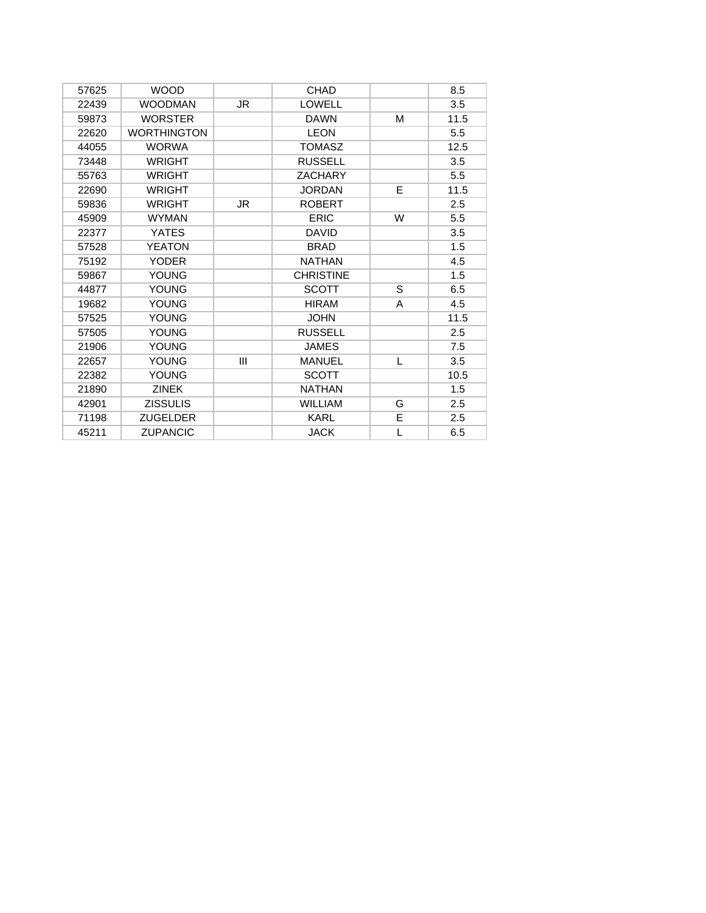| | | | | | |
|---|---|---|---|---|---|
| 57625 | WOOD | | CHAD | | 8.5 |
| 22439 | WOODMAN | JR | LOWELL | | 3.5 |
| 59873 | WORSTER | | DAWN | M | 11.5 |
| 22620 | WORTHINGTON | | LEON | | 5.5 |
| 44055 | WORWA | | TOMASZ | | 12.5 |
| 73448 | WRIGHT | | RUSSELL | | 3.5 |
| 55763 | WRIGHT | | ZACHARY | | 5.5 |
| 22690 | WRIGHT | | JORDAN | E | 11.5 |
| 59836 | WRIGHT | JR | ROBERT | | 2.5 |
| 45909 | WYMAN | | ERIC | W | 5.5 |
| 22377 | YATES | | DAVID | | 3.5 |
| 57528 | YEATON | | BRAD | | 1.5 |
| 75192 | YODER | | NATHAN | | 4.5 |
| 59867 | YOUNG | | CHRISTINE | | 1.5 |
| 44877 | YOUNG | | SCOTT | S | 6.5 |
| 19682 | YOUNG | | HIRAM | A | 4.5 |
| 57525 | YOUNG | | JOHN | | 11.5 |
| 57505 | YOUNG | | RUSSELL | | 2.5 |
| 21906 | YOUNG | | JAMES | | 7.5 |
| 22657 | YOUNG | III | MANUEL | L | 3.5 |
| 22382 | YOUNG | | SCOTT | | 10.5 |
| 21890 | ZINEK | | NATHAN | | 1.5 |
| 42901 | ZISSULIS | | WILLIAM | G | 2.5 |
| 71198 | ZUGELDER | | KARL | E | 2.5 |
| 45211 | ZUPANCIC | | JACK | L | 6.5 |